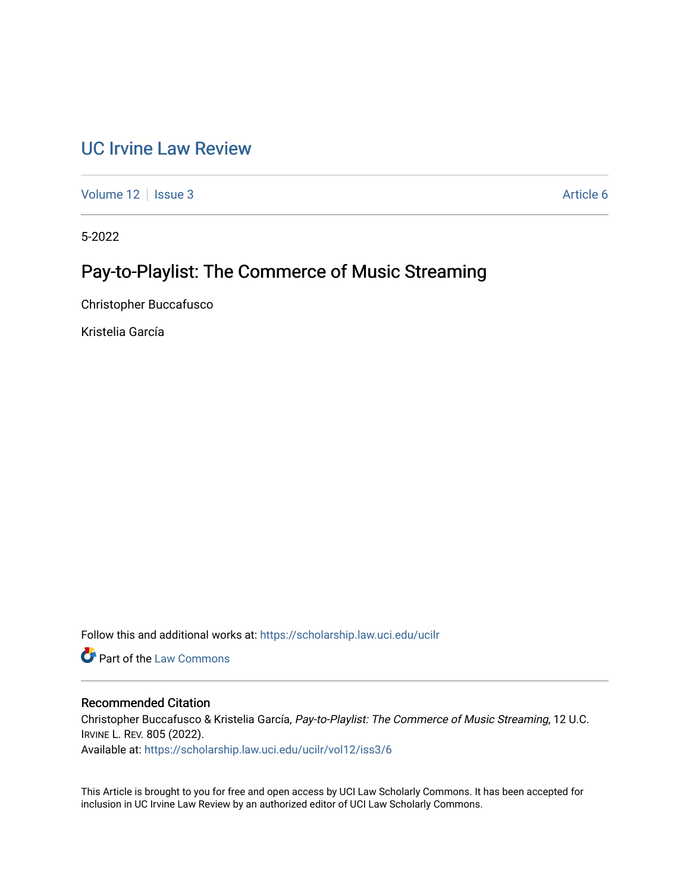# UC Irvine Law Review

Volume 12 | Issue 3 | Article 6

5-2022

## Pay-to-Playlist: The Commerce of Music Streaming

Christopher Buccafusco

Kristelia García

Follow this and additional works at: https://scholarship.law.uci.edu/ucilr

Part of the Law Commons

### Recommended Citation

Christopher Buccafusco & Kristelia García, *Pay-to-Playlist: The Commerce of Music Streaming*, 12 U.C. IRVINE L. REV. 805 (2022).
Available at: https://scholarship.law.uci.edu/ucilr/vol12/iss3/6

This Article is brought to you for free and open access by UCI Law Scholarly Commons. It has been accepted for inclusion in UC Irvine Law Review by an authorized editor of UCI Law Scholarly Commons.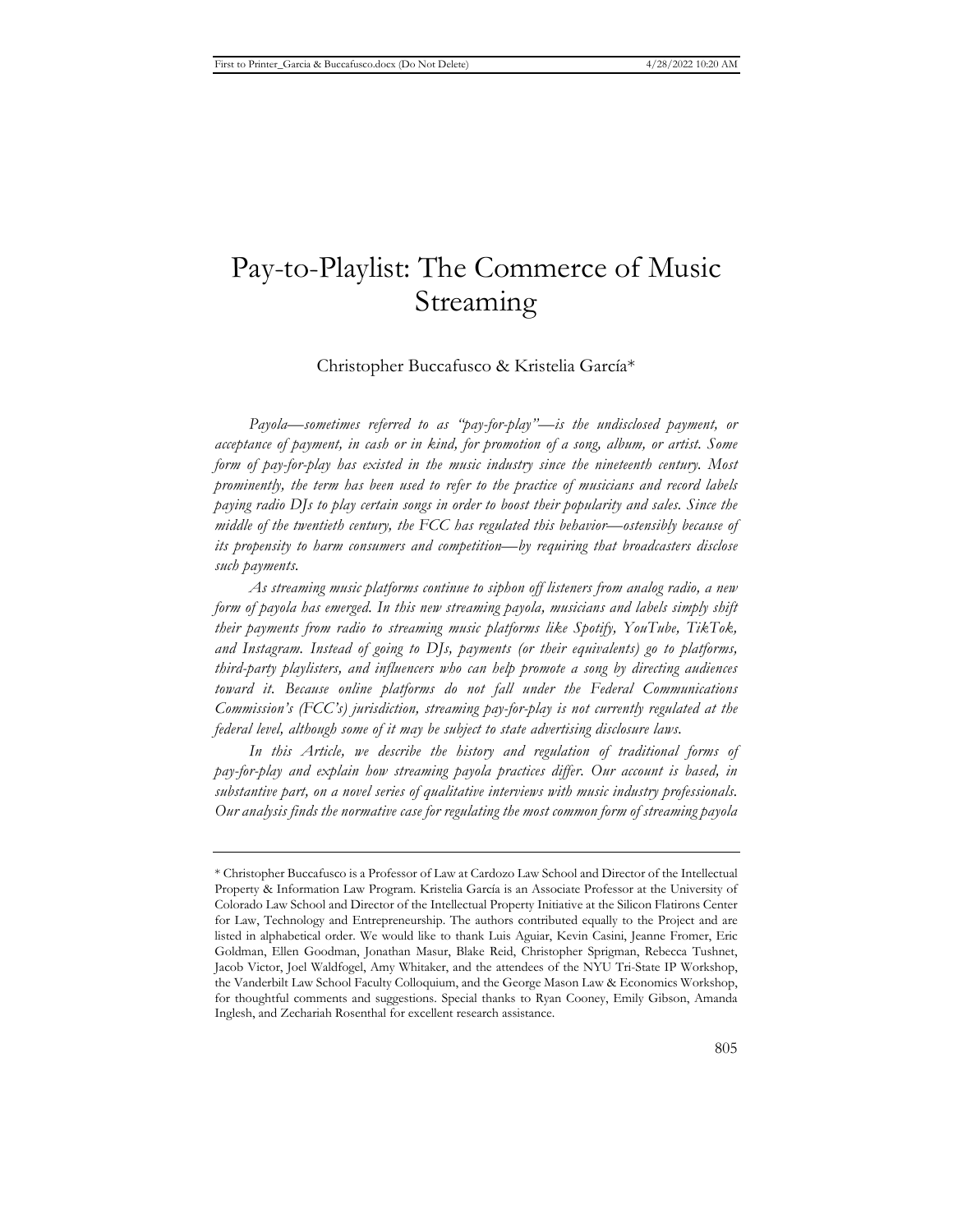# Pay-to-Playlist: The Commerce of Music Streaming

Christopher Buccafusco & Kristelia García*

*Payola—sometimes referred to as "pay-for-play"—is the undisclosed payment, or acceptance of payment, in cash or in kind, for promotion of a song, album, or artist. Some form of pay-for-play has existed in the music industry since the nineteenth century. Most prominently, the term has been used to refer to the practice of musicians and record labels paying radio DJs to play certain songs in order to boost their popularity and sales. Since the middle of the twentieth century, the FCC has regulated this behavior—ostensibly because of its propensity to harm consumers and competition—by requiring that broadcasters disclose such payments.*

*As streaming music platforms continue to siphon off listeners from analog radio, a new form of payola has emerged. In this new streaming payola, musicians and labels simply shift their payments from radio to streaming music platforms like Spotify, YouTube, TikTok, and Instagram. Instead of going to DJs, payments (or their equivalents) go to platforms, third-party playlisters, and influencers who can help promote a song by directing audiences toward it. Because online platforms do not fall under the Federal Communications Commission's (FCC's) jurisdiction, streaming pay-for-play is not currently regulated at the federal level, although some of it may be subject to state advertising disclosure laws.*

*In this Article, we describe the history and regulation of traditional forms of pay-for-play and explain how streaming payola practices differ. Our account is based, in substantive part, on a novel series of qualitative interviews with music industry professionals. Our analysis finds the normative case for regulating the most common form of streaming payola*

---

\* Christopher Buccafusco is a Professor of Law at Cardozo Law School and Director of the Intellectual Property & Information Law Program. Kristelia García is an Associate Professor at the University of Colorado Law School and Director of the Intellectual Property Initiative at the Silicon Flatirons Center for Law, Technology and Entrepreneurship. The authors contributed equally to the Project and are listed in alphabetical order. We would like to thank Luis Aguiar, Kevin Casini, Jeanne Fromer, Eric Goldman, Ellen Goodman, Jonathan Masur, Blake Reid, Christopher Sprigman, Rebecca Tushnet, Jacob Victor, Joel Waldfogel, Amy Whitaker, and the attendees of the NYU Tri-State IP Workshop, the Vanderbilt Law School Faculty Colloquium, and the George Mason Law & Economics Workshop, for thoughtful comments and suggestions. Special thanks to Ryan Cooney, Emily Gibson, Amanda Inglesh, and Zechariah Rosenthal for excellent research assistance.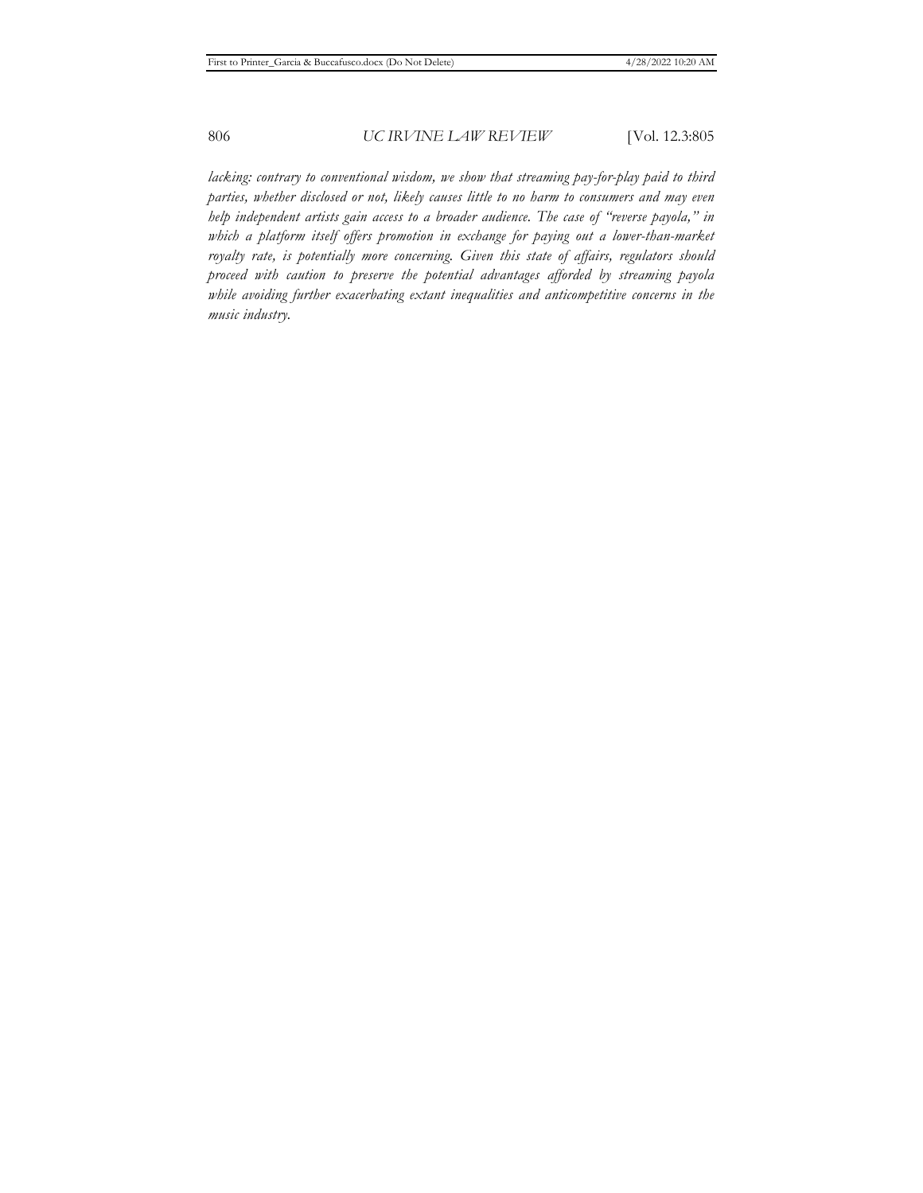*lacking: contrary to conventional wisdom, we show that streaming pay-for-play paid to third parties, whether disclosed or not, likely causes little to no harm to consumers and may even help independent artists gain access to a broader audience. The case of "reverse payola," in which a platform itself offers promotion in exchange for paying out a lower-than-market royalty rate, is potentially more concerning. Given this state of affairs, regulators should proceed with caution to preserve the potential advantages afforded by streaming payola while avoiding further exacerbating extant inequalities and anticompetitive concerns in the music industry.*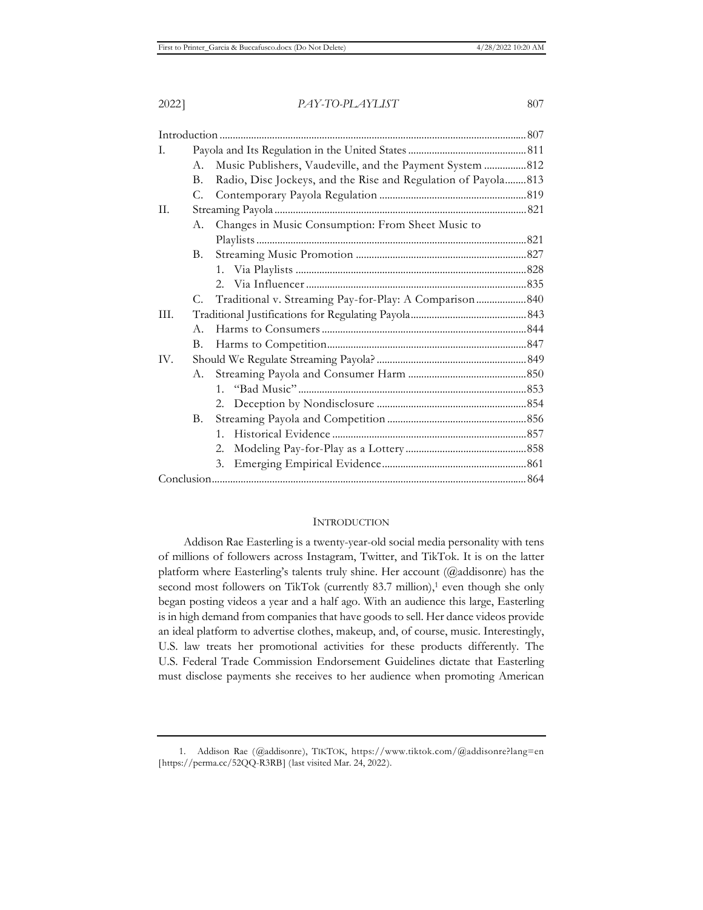| | | |
|---|---|---|
| Introduction | | 807 |
| I. | Payola and Its Regulation in the United States | 811 |
| | A. Music Publishers, Vaudeville, and the Payment System | 812 |
| | B. Radio, Disc Jockeys, and the Rise and Regulation of Payola | 813 |
| | C. Contemporary Payola Regulation | 819 |
| II. | Streaming Payola | 821 |
| | A. Changes in Music Consumption: From Sheet Music to Playlists | 821 |
| | B. Streaming Music Promotion | 827 |
| | 1. Via Playlists | 828 |
| | 2. Via Influencer | 835 |
| | C. Traditional v. Streaming Pay-for-Play: A Comparison | 840 |
| III. | Traditional Justifications for Regulating Payola | 843 |
| | A. Harms to Consumers | 844 |
| | B. Harms to Competition | 847 |
| IV. | Should We Regulate Streaming Payola? | 849 |
| | A. Streaming Payola and Consumer Harm | 850 |
| | 1. "Bad Music" | 853 |
| | 2. Deception by Nondisclosure | 854 |
| | B. Streaming Payola and Competition | 856 |
| | 1. Historical Evidence | 857 |
| | 2. Modeling Pay-for-Play as a Lottery | 858 |
| | 3. Emerging Empirical Evidence | 861 |
| Conclusion | | 864 |

## INTRODUCTION

Addison Rae Easterling is a twenty-year-old social media personality with tens of millions of followers across Instagram, Twitter, and TikTok. It is on the latter platform where Easterling's talents truly shine. Her account (@addisonre) has the second most followers on TikTok (currently 83.7 million),[1] even though she only began posting videos a year and a half ago. With an audience this large, Easterling is in high demand from companies that have goods to sell. Her dance videos provide an ideal platform to advertise clothes, makeup, and, of course, music. Interestingly, U.S. law treats her promotional activities for these products differently. The U.S. Federal Trade Commission Endorsement Guidelines dictate that Easterling must disclose payments she receives to her audience when promoting American

1. Addison Rae (@addisonre), TIKTOK, https://www.tiktok.com/@addisonre?lang=en [https://perma.cc/52QQ-R3RB] (last visited Mar. 24, 2022).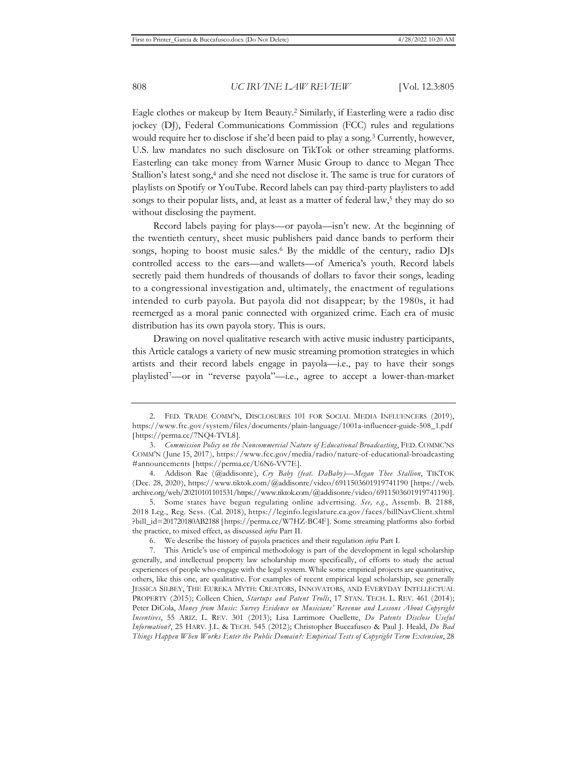Eagle clothes or makeup by Item Beauty.[2] Similarly, if Easterling were a radio disc jockey (DJ), Federal Communications Commission (FCC) rules and regulations would require her to disclose if she'd been paid to play a song.[3] Currently, however, U.S. law mandates no such disclosure on TikTok or other streaming platforms. Easterling can take money from Warner Music Group to dance to Megan Thee Stallion's latest song,[4] and she need not disclose it. The same is true for curators of playlists on Spotify or YouTube. Record labels can pay third-party playlisters to add songs to their popular lists, and, at least as a matter of federal law,[5] they may do so without disclosing the payment.

Record labels paying for plays—or payola—isn't new. At the beginning of the twentieth century, sheet music publishers paid dance bands to perform their songs, hoping to boost music sales.[6] By the middle of the century, radio DJs controlled access to the ears—and wallets—of America's youth. Record labels secretly paid them hundreds of thousands of dollars to favor their songs, leading to a congressional investigation and, ultimately, the enactment of regulations intended to curb payola. But payola did not disappear; by the 1980s, it had reemerged as a moral panic connected with organized crime. Each era of music distribution has its own payola story. This is ours.

Drawing on novel qualitative research with active music industry participants, this Article catalogs a variety of new music streaming promotion strategies in which artists and their record labels engage in payola—i.e., pay to have their songs playlisted[7]—or in "reverse payola"—i.e., agree to accept a lower-than-market

---

2. FED. TRADE COMM'N, DISCLOSURES 101 FOR SOCIAL MEDIA INFLUENCERS (2019), https://www.ftc.gov/system/files/documents/plain-language/1001a-influencer-guide-508_1.pdf [https://perma.cc/7NQ4-TVL8].

3. *Commission Policy on the Noncommercial Nature of Educational Broadcasting*, FED. COMMC'NS COMM'N (June 15, 2017), https://www.fcc.gov/media/radio/nature-of-educational-broadcasting #announcements [https://perma.cc/U6N6-VV7E].

4. Addison Rae (@addisonre), *Cry Baby (feat. DaBaby)—Megan Thee Stallion*, TIKTOK (Dec. 28, 2020), https://www.tiktok.com/@addisonre/video/6911503601919741190 [https://web.archive.org/web/20210101101531/https://www.tiktok.com/@addisonre/video/6911503601919741190].

5. Some states have begun regulating online advertising. *See, e.g.*, Assemb. B. 2188, 2018 Leg., Reg. Sess. (Cal. 2018), https://leginfo.legislature.ca.gov/faces/billNavClient.xhtml ?bill_id=201720180AB2188 [https://perma.cc/W7HZ-BC4F]. Some streaming platforms also forbid the practice, to mixed effect, as discussed *infra* Part II.

6. We describe the history of payola practices and their regulation *infra* Part I.

7. This Article's use of empirical methodology is part of the development in legal scholarship generally, and intellectual property law scholarship more specifically, of efforts to study the actual experiences of people who engage with the legal system. While some empirical projects are quantitative, others, like this one, are qualitative. For examples of recent empirical legal scholarship, see generally JESSICA SILBEY, THE EUREKA MYTH: CREATORS, INNOVATORS, AND EVERYDAY INTELLECTUAL PROPERTY (2015); Colleen Chien, *Startups and Patent Trolls*, 17 STAN. TECH. L. REV. 461 (2014); Peter DiCola, *Money from Music: Survey Evidence on Musicians' Revenue and Lessons About Copyright Incentives*, 55 ARIZ. L. REV. 301 (2013); Lisa Larrimore Ouellette, *Do Patents Disclose Useful Information?*, 25 HARV. J.L. & TECH. 545 (2012); Christopher Buccafusco & Paul J. Heald, *Do Bad Things Happen When Works Enter the Public Domain?: Empirical Tests of Copyright Term Extension*, 28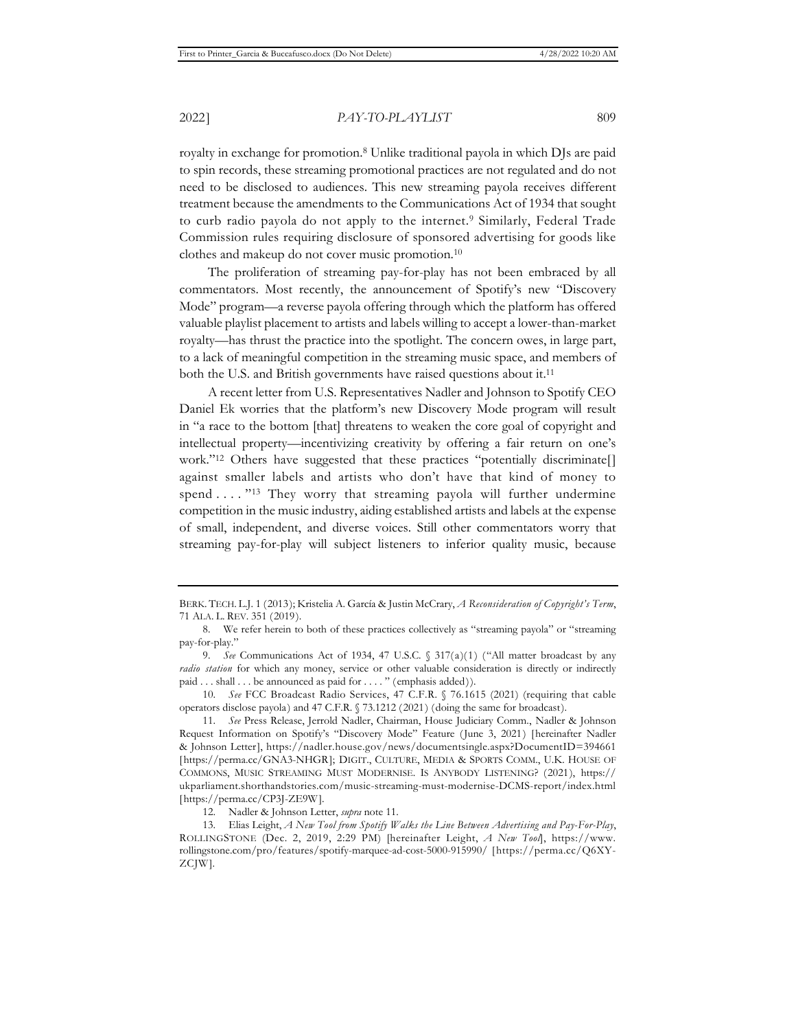royalty in exchange for promotion.[8] Unlike traditional payola in which DJs are paid to spin records, these streaming promotional practices are not regulated and do not need to be disclosed to audiences. This new streaming payola receives different treatment because the amendments to the Communications Act of 1934 that sought to curb radio payola do not apply to the internet.[9] Similarly, Federal Trade Commission rules requiring disclosure of sponsored advertising for goods like clothes and makeup do not cover music promotion.[10]

The proliferation of streaming pay-for-play has not been embraced by all commentators. Most recently, the announcement of Spotify's new "Discovery Mode" program—a reverse payola offering through which the platform has offered valuable playlist placement to artists and labels willing to accept a lower-than-market royalty—has thrust the practice into the spotlight. The concern owes, in large part, to a lack of meaningful competition in the streaming music space, and members of both the U.S. and British governments have raised questions about it.[11]

A recent letter from U.S. Representatives Nadler and Johnson to Spotify CEO Daniel Ek worries that the platform's new Discovery Mode program will result in "a race to the bottom [that] threatens to weaken the core goal of copyright and intellectual property—incentivizing creativity by offering a fair return on one's work."[12] Others have suggested that these practices "potentially discriminate[] against smaller labels and artists who don't have that kind of money to spend . . . . "[13] They worry that streaming payola will further undermine competition in the music industry, aiding established artists and labels at the expense of small, independent, and diverse voices. Still other commentators worry that streaming pay-for-play will subject listeners to inferior quality music, because

---

BERK. TECH. L.J. 1 (2013); Kristelia A. García & Justin McCrary, *A Reconsideration of Copyright's Term*, 71 ALA. L. REV. 351 (2019).

8. We refer herein to both of these practices collectively as "streaming payola" or "streaming pay-for-play."

9. *See* Communications Act of 1934, 47 U.S.C. § 317(a)(1) ("All matter broadcast by any *radio station* for which any money, service or other valuable consideration is directly or indirectly paid . . . shall . . . be announced as paid for . . . . " (emphasis added)).

10. *See* FCC Broadcast Radio Services, 47 C.F.R. § 76.1615 (2021) (requiring that cable operators disclose payola) and 47 C.F.R. § 73.1212 (2021) (doing the same for broadcast).

11. *See* Press Release, Jerrold Nadler, Chairman, House Judiciary Comm., Nadler & Johnson Request Information on Spotify's "Discovery Mode" Feature (June 3, 2021) [hereinafter Nadler & Johnson Letter], https://nadler.house.gov/news/documentsingle.aspx?DocumentID=394661 [https://perma.cc/GNA3-NHGR]; DIGIT., CULTURE, MEDIA & SPORTS COMM., U.K. HOUSE OF COMMONS, MUSIC STREAMING MUST MODERNISE. IS ANYBODY LISTENING? (2021), https://ukparliament.shorthandstories.com/music-streaming-must-modernise-DCMS-report/index.html [https://perma.cc/CP3J-ZE9W].

12. Nadler & Johnson Letter, *supra* note 11.

13. Elias Leight, *A New Tool from Spotify Walks the Line Between Advertising and Pay-For-Play*, ROLLINGSTONE (Dec. 2, 2019, 2:29 PM) [hereinafter Leight, *A New Tool*], https://www.rollingstone.com/pro/features/spotify-marquee-ad-cost-5000-915990/ [https://perma.cc/Q6XY-ZCJW].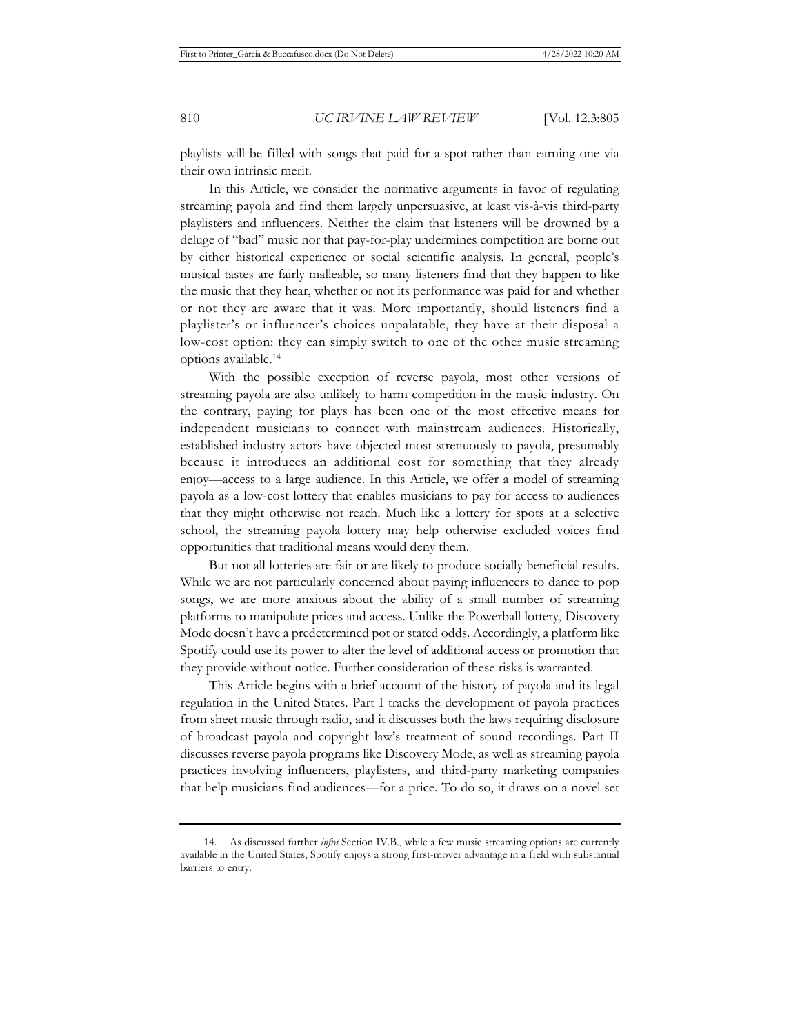playlists will be filled with songs that paid for a spot rather than earning one via their own intrinsic merit.

In this Article, we consider the normative arguments in favor of regulating streaming payola and find them largely unpersuasive, at least vis-à-vis third-party playlisters and influencers. Neither the claim that listeners will be drowned by a deluge of "bad" music nor that pay-for-play undermines competition are borne out by either historical experience or social scientific analysis. In general, people's musical tastes are fairly malleable, so many listeners find that they happen to like the music that they hear, whether or not its performance was paid for and whether or not they are aware that it was. More importantly, should listeners find a playlister's or influencer's choices unpalatable, they have at their disposal a low-cost option: they can simply switch to one of the other music streaming options available.[14]

With the possible exception of reverse payola, most other versions of streaming payola are also unlikely to harm competition in the music industry. On the contrary, paying for plays has been one of the most effective means for independent musicians to connect with mainstream audiences. Historically, established industry actors have objected most strenuously to payola, presumably because it introduces an additional cost for something that they already enjoy—access to a large audience. In this Article, we offer a model of streaming payola as a low-cost lottery that enables musicians to pay for access to audiences that they might otherwise not reach. Much like a lottery for spots at a selective school, the streaming payola lottery may help otherwise excluded voices find opportunities that traditional means would deny them.

But not all lotteries are fair or are likely to produce socially beneficial results. While we are not particularly concerned about paying influencers to dance to pop songs, we are more anxious about the ability of a small number of streaming platforms to manipulate prices and access. Unlike the Powerball lottery, Discovery Mode doesn't have a predetermined pot or stated odds. Accordingly, a platform like Spotify could use its power to alter the level of additional access or promotion that they provide without notice. Further consideration of these risks is warranted.

This Article begins with a brief account of the history of payola and its legal regulation in the United States. Part I tracks the development of payola practices from sheet music through radio, and it discusses both the laws requiring disclosure of broadcast payola and copyright law's treatment of sound recordings. Part II discusses reverse payola programs like Discovery Mode, as well as streaming payola practices involving influencers, playlisters, and third-party marketing companies that help musicians find audiences—for a price. To do so, it draws on a novel set

---

14. As discussed further *infra* Section IV.B., while a few music streaming options are currently available in the United States, Spotify enjoys a strong first-mover advantage in a field with substantial barriers to entry.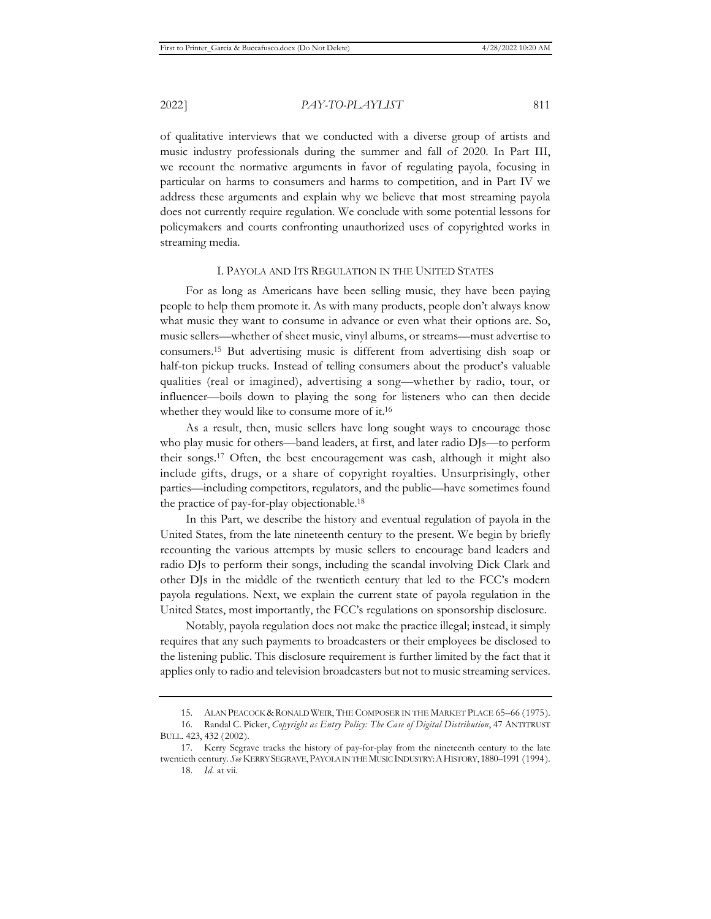of qualitative interviews that we conducted with a diverse group of artists and music industry professionals during the summer and fall of 2020. In Part III, we recount the normative arguments in favor of regulating payola, focusing in particular on harms to consumers and harms to competition, and in Part IV we address these arguments and explain why we believe that most streaming payola does not currently require regulation. We conclude with some potential lessons for policymakers and courts confronting unauthorized uses of copyrighted works in streaming media.

## I. PAYOLA AND ITS REGULATION IN THE UNITED STATES

For as long as Americans have been selling music, they have been paying people to help them promote it. As with many products, people don't always know what music they want to consume in advance or even what their options are. So, music sellers—whether of sheet music, vinyl albums, or streams—must advertise to consumers.[15] But advertising music is different from advertising dish soap or half-ton pickup trucks. Instead of telling consumers about the product's valuable qualities (real or imagined), advertising a song—whether by radio, tour, or influencer—boils down to playing the song for listeners who can then decide whether they would like to consume more of it.[16]

As a result, then, music sellers have long sought ways to encourage those who play music for others—band leaders, at first, and later radio DJs—to perform their songs.[17] Often, the best encouragement was cash, although it might also include gifts, drugs, or a share of copyright royalties. Unsurprisingly, other parties—including competitors, regulators, and the public—have sometimes found the practice of pay-for-play objectionable.[18]

In this Part, we describe the history and eventual regulation of payola in the United States, from the late nineteenth century to the present. We begin by briefly recounting the various attempts by music sellers to encourage band leaders and radio DJs to perform their songs, including the scandal involving Dick Clark and other DJs in the middle of the twentieth century that led to the FCC's modern payola regulations. Next, we explain the current state of payola regulation in the United States, most importantly, the FCC's regulations on sponsorship disclosure.

Notably, payola regulation does not make the practice illegal; instead, it simply requires that any such payments to broadcasters or their employees be disclosed to the listening public. This disclosure requirement is further limited by the fact that it applies only to radio and television broadcasters but not to music streaming services.

---

15. ALAN PEACOCK & RONALD WEIR, THE COMPOSER IN THE MARKET PLACE 65–66 (1975).

16. Randal C. Picker, *Copyright as Entry Policy: The Case of Digital Distribution*, 47 ANTITRUST BULL. 423, 432 (2002).

17. Kerry Segrave tracks the history of pay-for-play from the nineteenth century to the late twentieth century. *See* KERRY SEGRAVE, PAYOLA IN THE MUSIC INDUSTRY: A HISTORY, 1880–1991 (1994).

18. *Id.* at vii.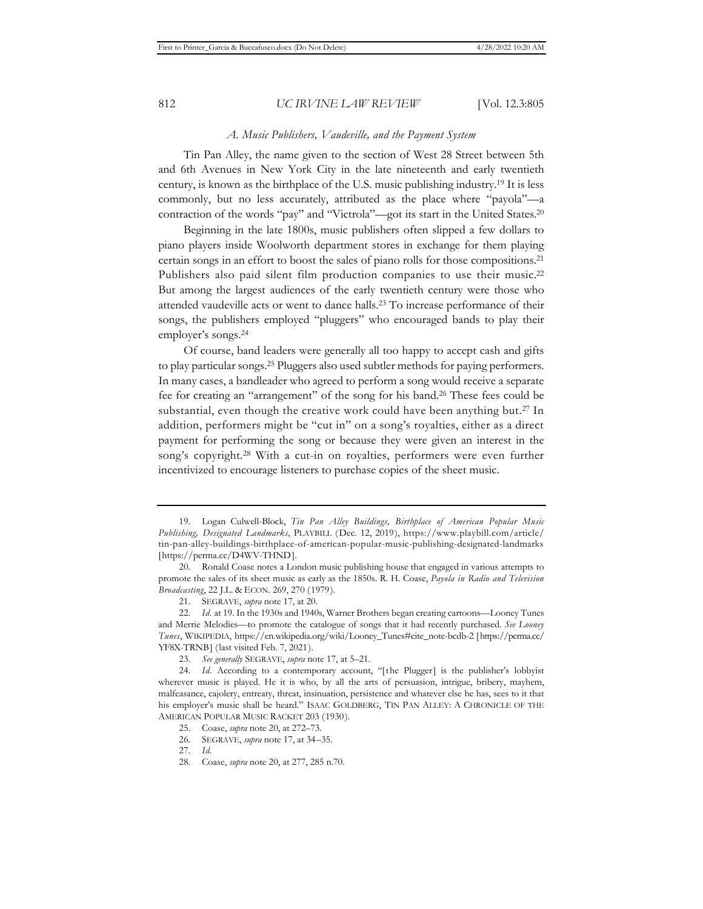### *A. Music Publishers, Vaudeville, and the Payment System*

Tin Pan Alley, the name given to the section of West 28 Street between 5th and 6th Avenues in New York City in the late nineteenth and early twentieth century, is known as the birthplace of the U.S. music publishing industry.[19] It is less commonly, but no less accurately, attributed as the place where "payola"—a contraction of the words "pay" and "Victrola"—got its start in the United States.[20]

Beginning in the late 1800s, music publishers often slipped a few dollars to piano players inside Woolworth department stores in exchange for them playing certain songs in an effort to boost the sales of piano rolls for those compositions.[21] Publishers also paid silent film production companies to use their music.[22] But among the largest audiences of the early twentieth century were those who attended vaudeville acts or went to dance halls.[23] To increase performance of their songs, the publishers employed "pluggers" who encouraged bands to play their employer's songs.[24]

Of course, band leaders were generally all too happy to accept cash and gifts to play particular songs.[25] Pluggers also used subtler methods for paying performers. In many cases, a bandleader who agreed to perform a song would receive a separate fee for creating an "arrangement" of the song for his band.[26] These fees could be substantial, even though the creative work could have been anything but.[27] In addition, performers might be "cut in" on a song's royalties, either as a direct payment for performing the song or because they were given an interest in the song's copyright.[28] With a cut-in on royalties, performers were even further incentivized to encourage listeners to purchase copies of the sheet music.

---

19. Logan Culwell-Block, *Tin Pan Alley Buildings, Birthplace of American Popular Music Publishing, Designated Landmarks*, PLAYBILL (Dec. 12, 2019), https://www.playbill.com/article/tin-pan-alley-buildings-birthplace-of-american-popular-music-publishing-designated-landmarks [https://perma.cc/D4WV-THND].

20. Ronald Coase notes a London music publishing house that engaged in various attempts to promote the sales of its sheet music as early as the 1850s. R. H. Coase, *Payola in Radio and Television Broadcasting*, 22 J.L. & ECON. 269, 270 (1979).

21. SEGRAVE, *supra* note 17, at 20.

22. *Id.* at 19. In the 1930s and 1940s, Warner Brothers began creating cartoons—Looney Tunes and Merrie Melodies—to promote the catalogue of songs that it had recently purchased. *See Looney Tunes*, WIKIPEDIA, https://en.wikipedia.org/wiki/Looney_Tunes#cite_note-bcdb-2 [https://perma.cc/YF8X-TRNB] (last visited Feb. 7, 2021).

23. *See generally* SEGRAVE, *supra* note 17, at 5–21.

24. *Id.* According to a contemporary account, "[the Plugger] is the publisher's lobbyist wherever music is played. He it is who, by all the arts of persuasion, intrigue, bribery, mayhem, malfeasance, cajolery, entreaty, threat, insinuation, persistence and whatever else he has, sees to it that his employer's music shall be heard." ISAAC GOLDBERG, TIN PAN ALLEY: A CHRONICLE OF THE AMERICAN POPULAR MUSIC RACKET 203 (1930).

25. Coase, *supra* note 20, at 272–73.

26. SEGRAVE, *supra* note 17, at 34–35.

27. *Id.*

28. Coase, *supra* note 20, at 277, 285 n.70.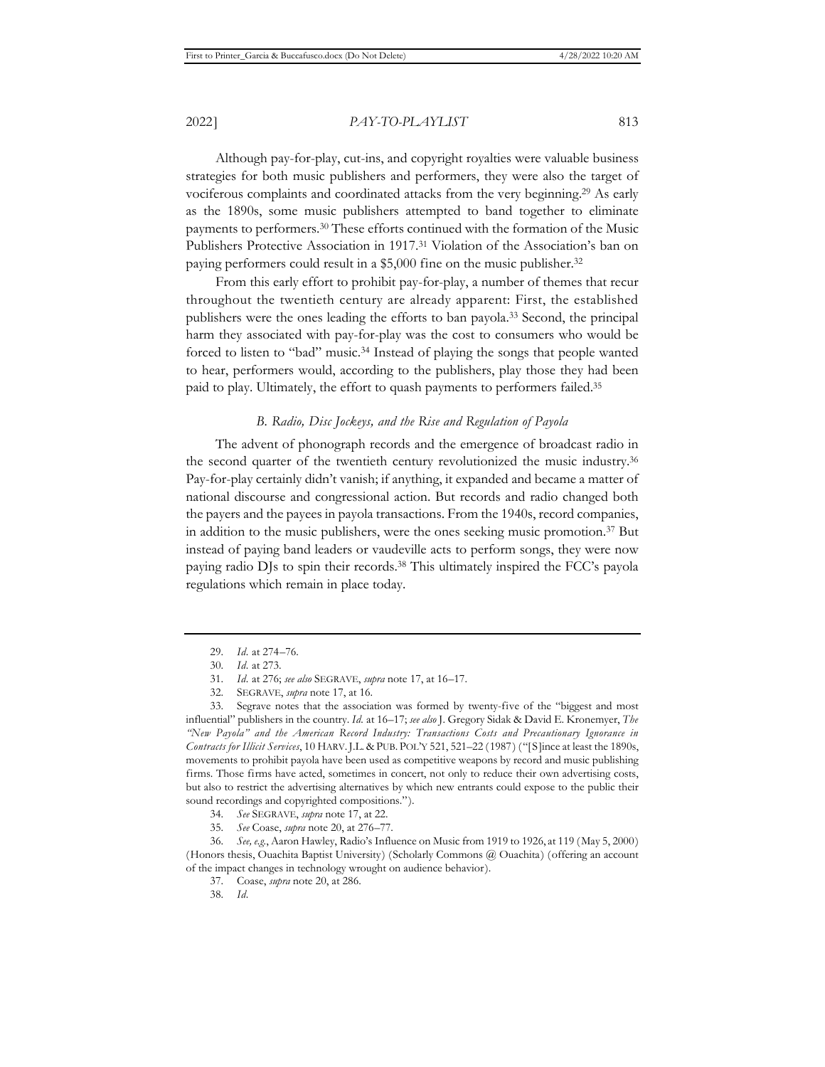Although pay-for-play, cut-ins, and copyright royalties were valuable business strategies for both music publishers and performers, they were also the target of vociferous complaints and coordinated attacks from the very beginning.[29] As early as the 1890s, some music publishers attempted to band together to eliminate payments to performers.[30] These efforts continued with the formation of the Music Publishers Protective Association in 1917.[31] Violation of the Association's ban on paying performers could result in a $5,000 fine on the music publisher.[32]

From this early effort to prohibit pay-for-play, a number of themes that recur throughout the twentieth century are already apparent: First, the established publishers were the ones leading the efforts to ban payola.[33] Second, the principal harm they associated with pay-for-play was the cost to consumers who would be forced to listen to "bad" music.[34] Instead of playing the songs that people wanted to hear, performers would, according to the publishers, play those they had been paid to play. Ultimately, the effort to quash payments to performers failed.[35]

### *B. Radio, Disc Jockeys, and the Rise and Regulation of Payola*

The advent of phonograph records and the emergence of broadcast radio in the second quarter of the twentieth century revolutionized the music industry.[36] Pay-for-play certainly didn't vanish; if anything, it expanded and became a matter of national discourse and congressional action. But records and radio changed both the payers and the payees in payola transactions. From the 1940s, record companies, in addition to the music publishers, were the ones seeking music promotion.[37] But instead of paying band leaders or vaudeville acts to perform songs, they were now paying radio DJs to spin their records.[38] This ultimately inspired the FCC's payola regulations which remain in place today.

---

29. *Id.* at 274–76.

30. *Id.* at 273.

31. *Id.* at 276; *see also* SEGRAVE, *supra* note 17, at 16–17.

32. SEGRAVE, *supra* note 17, at 16.

33. Segrave notes that the association was formed by twenty-five of the "biggest and most influential" publishers in the country. *Id.* at 16–17; *see also* J. Gregory Sidak & David E. Kronemyer, *The "New Payola" and the American Record Industry: Transactions Costs and Precautionary Ignorance in Contracts for Illicit Services*, 10 HARV. J.L. & PUB. POL'Y 521, 521–22 (1987) ("[S]ince at least the 1890s, movements to prohibit payola have been used as competitive weapons by record and music publishing firms. Those firms have acted, sometimes in concert, not only to reduce their own advertising costs, but also to restrict the advertising alternatives by which new entrants could expose to the public their sound recordings and copyrighted compositions.").

34. *See* SEGRAVE, *supra* note 17, at 22.

35. *See* Coase, *supra* note 20, at 276–77.

36. *See, e.g.*, Aaron Hawley, Radio's Influence on Music from 1919 to 1926, at 119 (May 5, 2000) (Honors thesis, Ouachita Baptist University) (Scholarly Commons @ Ouachita) (offering an account of the impact changes in technology wrought on audience behavior).

37. Coase, *supra* note 20, at 286.

38. *Id.*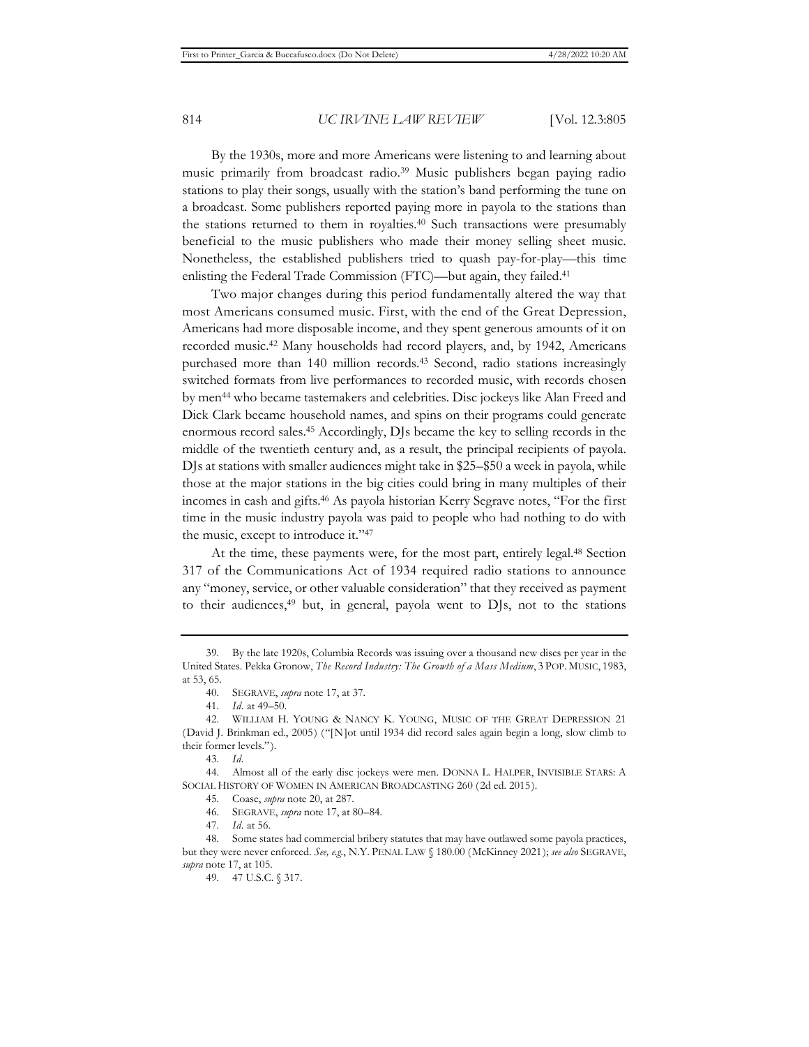By the 1930s, more and more Americans were listening to and learning about music primarily from broadcast radio.[39] Music publishers began paying radio stations to play their songs, usually with the station's band performing the tune on a broadcast. Some publishers reported paying more in payola to the stations than the stations returned to them in royalties.[40] Such transactions were presumably beneficial to the music publishers who made their money selling sheet music. Nonetheless, the established publishers tried to quash pay-for-play—this time enlisting the Federal Trade Commission (FTC)—but again, they failed.[41]

Two major changes during this period fundamentally altered the way that most Americans consumed music. First, with the end of the Great Depression, Americans had more disposable income, and they spent generous amounts of it on recorded music.[42] Many households had record players, and, by 1942, Americans purchased more than 140 million records.[43] Second, radio stations increasingly switched formats from live performances to recorded music, with records chosen by men[44] who became tastemakers and celebrities. Disc jockeys like Alan Freed and Dick Clark became household names, and spins on their programs could generate enormous record sales.[45] Accordingly, DJs became the key to selling records in the middle of the twentieth century and, as a result, the principal recipients of payola. DJs at stations with smaller audiences might take in $25–$50 a week in payola, while those at the major stations in the big cities could bring in many multiples of their incomes in cash and gifts.[46] As payola historian Kerry Segrave notes, "For the first time in the music industry payola was paid to people who had nothing to do with the music, except to introduce it."[47]

At the time, these payments were, for the most part, entirely legal.[48] Section 317 of the Communications Act of 1934 required radio stations to announce any "money, service, or other valuable consideration" that they received as payment to their audiences,[49] but, in general, payola went to DJs, not to the stations

---

39. By the late 1920s, Columbia Records was issuing over a thousand new discs per year in the United States. Pekka Gronow, *The Record Industry: The Growth of a Mass Medium*, 3 POP. MUSIC, 1983, at 53, 65.

40. SEGRAVE, *supra* note 17, at 37.

41. *Id.* at 49–50.

42. WILLIAM H. YOUNG & NANCY K. YOUNG, MUSIC OF THE GREAT DEPRESSION 21 (David J. Brinkman ed., 2005) ("[N]ot until 1934 did record sales again begin a long, slow climb to their former levels.").

43. *Id.*

44. Almost all of the early disc jockeys were men. DONNA L. HALPER, INVISIBLE STARS: A SOCIAL HISTORY OF WOMEN IN AMERICAN BROADCASTING 260 (2d ed. 2015).

45. Coase, *supra* note 20, at 287.

46. SEGRAVE, *supra* note 17, at 80–84.

47. *Id.* at 56.

48. Some states had commercial bribery statutes that may have outlawed some payola practices, but they were never enforced. *See, e.g.*, N.Y. PENAL LAW § 180.00 (McKinney 2021); *see also* SEGRAVE, *supra* note 17, at 105.

49. 47 U.S.C. § 317.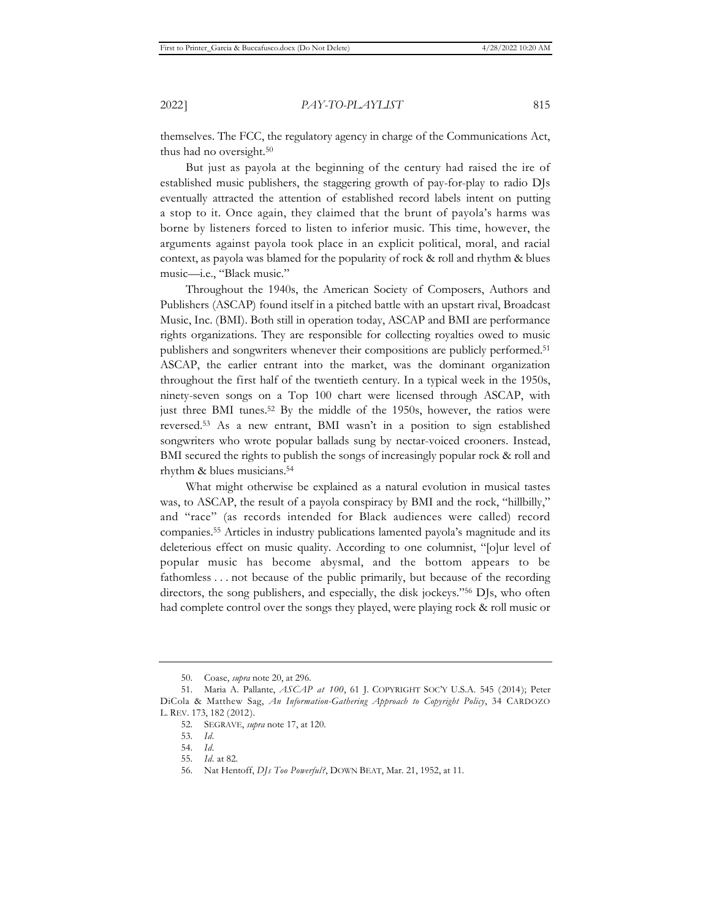themselves. The FCC, the regulatory agency in charge of the Communications Act, thus had no oversight.[50]

But just as payola at the beginning of the century had raised the ire of established music publishers, the staggering growth of pay-for-play to radio DJs eventually attracted the attention of established record labels intent on putting a stop to it. Once again, they claimed that the brunt of payola's harms was borne by listeners forced to listen to inferior music. This time, however, the arguments against payola took place in an explicit political, moral, and racial context, as payola was blamed for the popularity of rock & roll and rhythm & blues music—i.e., "Black music."

Throughout the 1940s, the American Society of Composers, Authors and Publishers (ASCAP) found itself in a pitched battle with an upstart rival, Broadcast Music, Inc. (BMI). Both still in operation today, ASCAP and BMI are performance rights organizations. They are responsible for collecting royalties owed to music publishers and songwriters whenever their compositions are publicly performed.[51] ASCAP, the earlier entrant into the market, was the dominant organization throughout the first half of the twentieth century. In a typical week in the 1950s, ninety-seven songs on a Top 100 chart were licensed through ASCAP, with just three BMI tunes.[52] By the middle of the 1950s, however, the ratios were reversed.[53] As a new entrant, BMI wasn't in a position to sign established songwriters who wrote popular ballads sung by nectar-voiced crooners. Instead, BMI secured the rights to publish the songs of increasingly popular rock & roll and rhythm & blues musicians.[54]

What might otherwise be explained as a natural evolution in musical tastes was, to ASCAP, the result of a payola conspiracy by BMI and the rock, "hillbilly," and "race" (as records intended for Black audiences were called) record companies.[55] Articles in industry publications lamented payola's magnitude and its deleterious effect on music quality. According to one columnist, "[o]ur level of popular music has become abysmal, and the bottom appears to be fathomless . . . not because of the public primarily, but because of the recording directors, the song publishers, and especially, the disk jockeys."[56] DJs, who often had complete control over the songs they played, were playing rock & roll music or

---

50. Coase, *supra* note 20, at 296.

51. Maria A. Pallante, *ASCAP at 100*, 61 J. COPYRIGHT SOC'Y U.S.A. 545 (2014); Peter DiCola & Matthew Sag, *An Information-Gathering Approach to Copyright Policy*, 34 CARDOZO L. REV. 173, 182 (2012).

52. SEGRAVE, *supra* note 17, at 120.

53. *Id.*

54. *Id.*

55. *Id.* at 82.

56. Nat Hentoff, *DJs Too Powerful?*, DOWN BEAT, Mar. 21, 1952, at 11.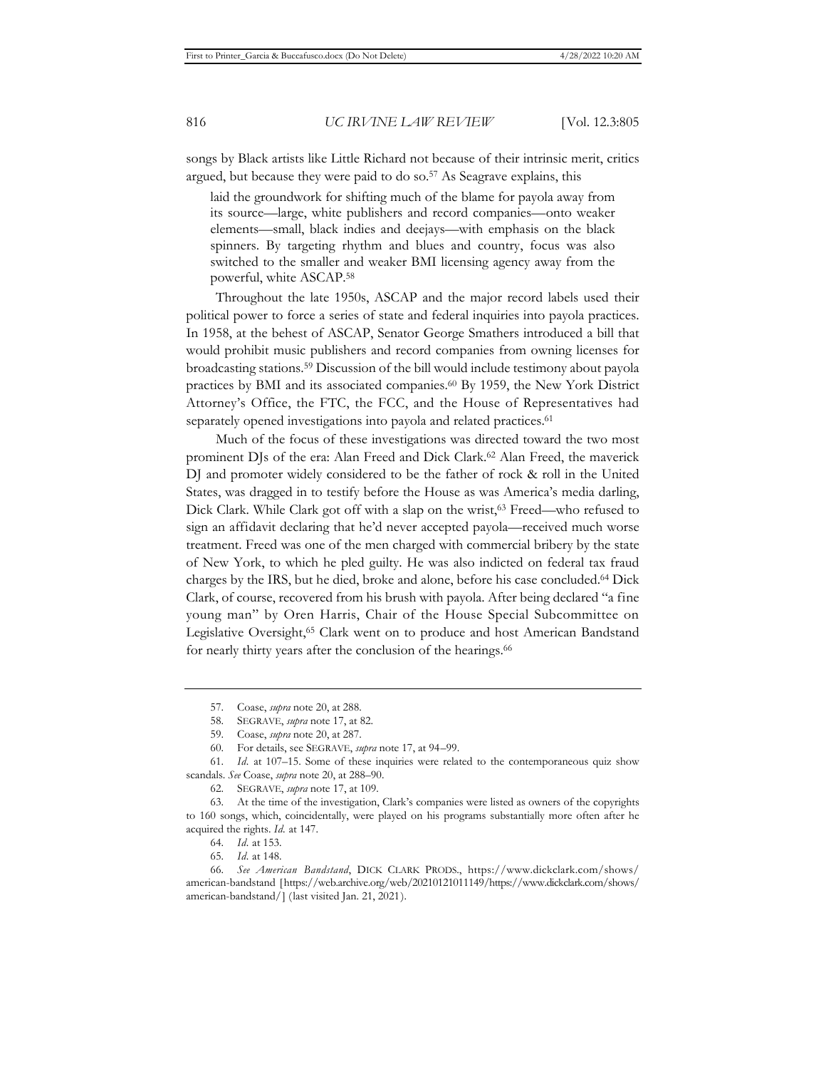songs by Black artists like Little Richard not because of their intrinsic merit, critics argued, but because they were paid to do so.[57] As Seagrave explains, this

> laid the groundwork for shifting much of the blame for payola away from its source—large, white publishers and record companies—onto weaker elements—small, black indies and deejays—with emphasis on the black spinners. By targeting rhythm and blues and country, focus was also switched to the smaller and weaker BMI licensing agency away from the powerful, white ASCAP.[58]

Throughout the late 1950s, ASCAP and the major record labels used their political power to force a series of state and federal inquiries into payola practices. In 1958, at the behest of ASCAP, Senator George Smathers introduced a bill that would prohibit music publishers and record companies from owning licenses for broadcasting stations.[59] Discussion of the bill would include testimony about payola practices by BMI and its associated companies.[60] By 1959, the New York District Attorney's Office, the FTC, the FCC, and the House of Representatives had separately opened investigations into payola and related practices.[61]

Much of the focus of these investigations was directed toward the two most prominent DJs of the era: Alan Freed and Dick Clark.[62] Alan Freed, the maverick DJ and promoter widely considered to be the father of rock & roll in the United States, was dragged in to testify before the House as was America's media darling, Dick Clark. While Clark got off with a slap on the wrist,[63] Freed—who refused to sign an affidavit declaring that he'd never accepted payola—received much worse treatment. Freed was one of the men charged with commercial bribery by the state of New York, to which he pled guilty. He was also indicted on federal tax fraud charges by the IRS, but he died, broke and alone, before his case concluded.[64] Dick Clark, of course, recovered from his brush with payola. After being declared "a fine young man" by Oren Harris, Chair of the House Special Subcommittee on Legislative Oversight,[65] Clark went on to produce and host American Bandstand for nearly thirty years after the conclusion of the hearings.[66]

---

57. Coase, *supra* note 20, at 288.

58. SEGRAVE, *supra* note 17, at 82.

59. Coase, *supra* note 20, at 287.

60. For details, see SEGRAVE, *supra* note 17, at 94–99.

61. *Id.* at 107–15. Some of these inquiries were related to the contemporaneous quiz show scandals. *See* Coase, *supra* note 20, at 288–90.

62. SEGRAVE, *supra* note 17, at 109.

63. At the time of the investigation, Clark's companies were listed as owners of the copyrights to 160 songs, which, coincidentally, were played on his programs substantially more often after he acquired the rights. *Id.* at 147.

64. *Id.* at 153.

65. *Id.* at 148.

66. *See American Bandstand*, DICK CLARK PRODS., https://www.dickclark.com/shows/american-bandstand [https://web.archive.org/web/20210121011149/https://www.dickclark.com/shows/american-bandstand/] (last visited Jan. 21, 2021).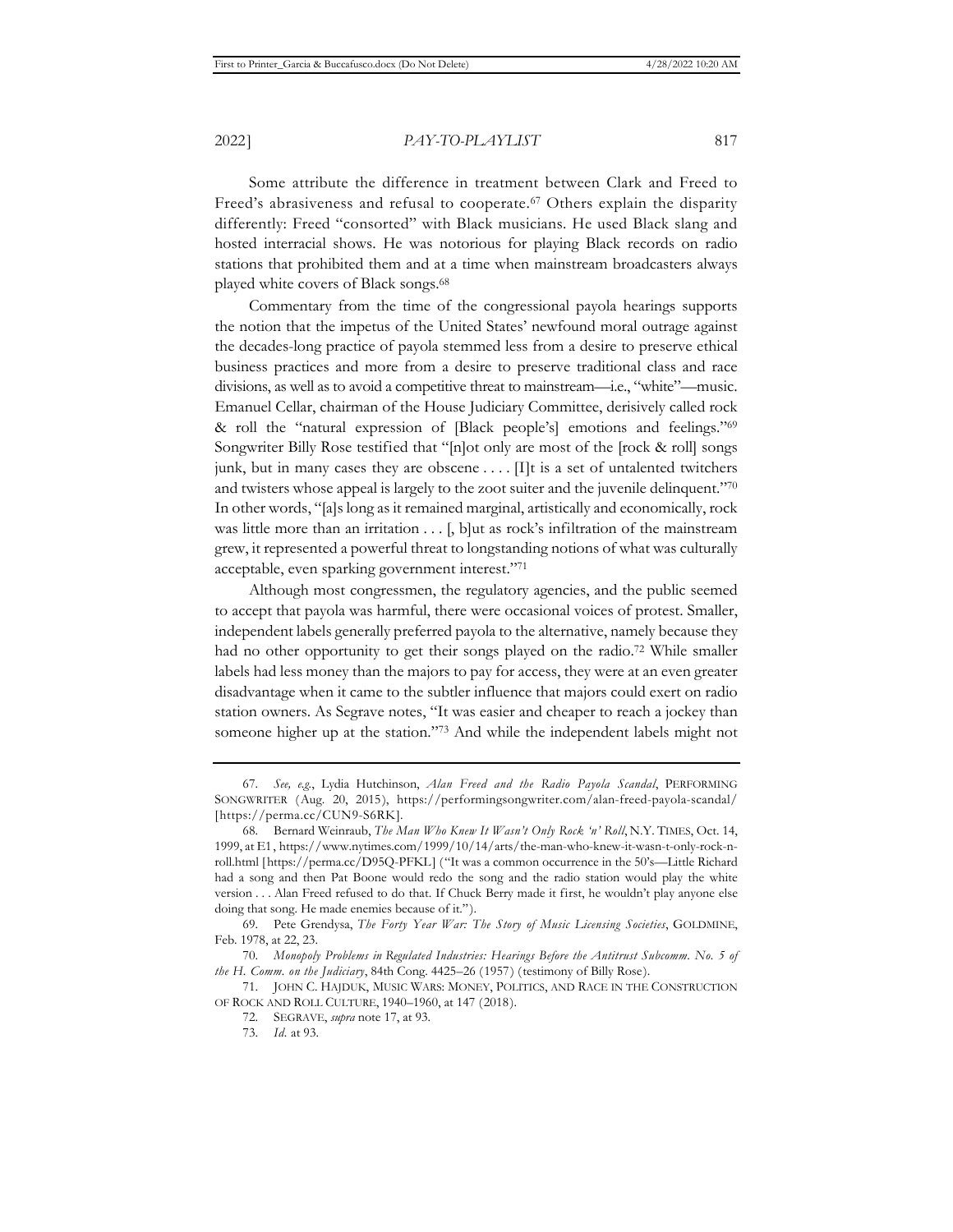Some attribute the difference in treatment between Clark and Freed to Freed's abrasiveness and refusal to cooperate.[67] Others explain the disparity differently: Freed "consorted" with Black musicians. He used Black slang and hosted interracial shows. He was notorious for playing Black records on radio stations that prohibited them and at a time when mainstream broadcasters always played white covers of Black songs.[68]

Commentary from the time of the congressional payola hearings supports the notion that the impetus of the United States' newfound moral outrage against the decades-long practice of payola stemmed less from a desire to preserve ethical business practices and more from a desire to preserve traditional class and race divisions, as well as to avoid a competitive threat to mainstream—i.e., "white"—music. Emanuel Cellar, chairman of the House Judiciary Committee, derisively called rock & roll the "natural expression of [Black people's] emotions and feelings."[69] Songwriter Billy Rose testified that "[n]ot only are most of the [rock & roll] songs junk, but in many cases they are obscene . . . . [I]t is a set of untalented twitchers and twisters whose appeal is largely to the zoot suiter and the juvenile delinquent."[70] In other words, "[a]s long as it remained marginal, artistically and economically, rock was little more than an irritation . . . [, b]ut as rock's infiltration of the mainstream grew, it represented a powerful threat to longstanding notions of what was culturally acceptable, even sparking government interest."[71]

Although most congressmen, the regulatory agencies, and the public seemed to accept that payola was harmful, there were occasional voices of protest. Smaller, independent labels generally preferred payola to the alternative, namely because they had no other opportunity to get their songs played on the radio.[72] While smaller labels had less money than the majors to pay for access, they were at an even greater disadvantage when it came to the subtler influence that majors could exert on radio station owners. As Segrave notes, "It was easier and cheaper to reach a jockey than someone higher up at the station."[73] And while the independent labels might not

---

67. *See, e.g.*, Lydia Hutchinson, *Alan Freed and the Radio Payola Scandal*, PERFORMING SONGWRITER (Aug. 20, 2015), https://performingsongwriter.com/alan-freed-payola-scandal/ [https://perma.cc/CUN9-S6RK].

68. Bernard Weinraub, *The Man Who Knew It Wasn't Only Rock 'n' Roll*, N.Y. TIMES, Oct. 14, 1999, at E1, https://www.nytimes.com/1999/10/14/arts/the-man-who-knew-it-wasn-t-only-rock-n-roll.html [https://perma.cc/D95Q-PFKL] ("It was a common occurrence in the 50's—Little Richard had a song and then Pat Boone would redo the song and the radio station would play the white version . . . Alan Freed refused to do that. If Chuck Berry made it first, he wouldn't play anyone else doing that song. He made enemies because of it.").

69. Pete Grendysa, *The Forty Year War: The Story of Music Licensing Societies*, GOLDMINE, Feb. 1978, at 22, 23.

70. *Monopoly Problems in Regulated Industries: Hearings Before the Antitrust Subcomm. No. 5 of the H. Comm. on the Judiciary*, 84th Cong. 4425–26 (1957) (testimony of Billy Rose).

71. JOHN C. HAJDUK, MUSIC WARS: MONEY, POLITICS, AND RACE IN THE CONSTRUCTION OF ROCK AND ROLL CULTURE, 1940–1960, at 147 (2018).

72. SEGRAVE, *supra* note 17, at 93.

73. *Id.* at 93.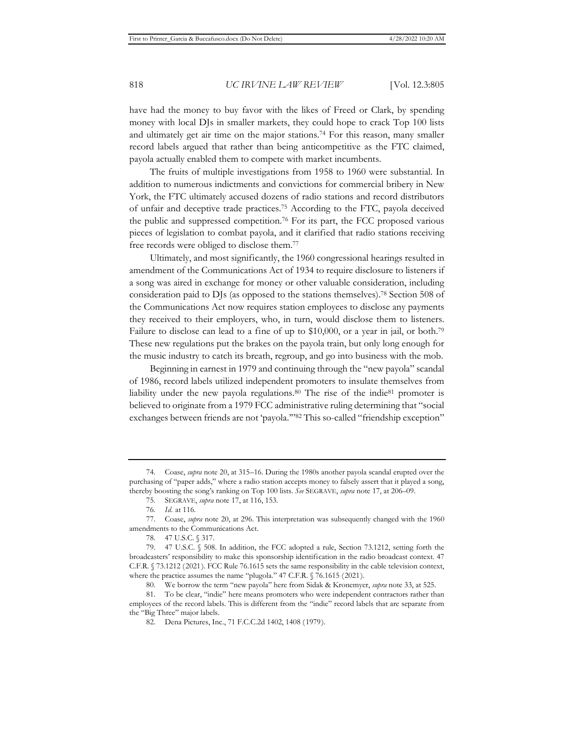have had the money to buy favor with the likes of Freed or Clark, by spending money with local DJs in smaller markets, they could hope to crack Top 100 lists and ultimately get air time on the major stations.[74] For this reason, many smaller record labels argued that rather than being anticompetitive as the FTC claimed, payola actually enabled them to compete with market incumbents.

The fruits of multiple investigations from 1958 to 1960 were substantial. In addition to numerous indictments and convictions for commercial bribery in New York, the FTC ultimately accused dozens of radio stations and record distributors of unfair and deceptive trade practices.[75] According to the FTC, payola deceived the public and suppressed competition.[76] For its part, the FCC proposed various pieces of legislation to combat payola, and it clarified that radio stations receiving free records were obliged to disclose them.[77]

Ultimately, and most significantly, the 1960 congressional hearings resulted in amendment of the Communications Act of 1934 to require disclosure to listeners if a song was aired in exchange for money or other valuable consideration, including consideration paid to DJs (as opposed to the stations themselves).[78] Section 508 of the Communications Act now requires station employees to disclose any payments they received to their employers, who, in turn, would disclose them to listeners. Failure to disclose can lead to a fine of up to $10,000, or a year in jail, or both.[79] These new regulations put the brakes on the payola train, but only long enough for the music industry to catch its breath, regroup, and go into business with the mob.

Beginning in earnest in 1979 and continuing through the "new payola" scandal of 1986, record labels utilized independent promoters to insulate themselves from liability under the new payola regulations.[80] The rise of the indie[81] promoter is believed to originate from a 1979 FCC administrative ruling determining that "social exchanges between friends are not 'payola.'"[82] This so-called "friendship exception"

---

74. Coase, *supra* note 20, at 315–16. During the 1980s another payola scandal erupted over the purchasing of "paper adds," where a radio station accepts money to falsely assert that it played a song, thereby boosting the song's ranking on Top 100 lists. *See* SEGRAVE, *supra* note 17, at 206–09.

75. SEGRAVE, *supra* note 17, at 116, 153.

76. *Id.* at 116.

77. Coase, *supra* note 20, at 296. This interpretation was subsequently changed with the 1960 amendments to the Communications Act.

78. 47 U.S.C. § 317.

79. 47 U.S.C. § 508. In addition, the FCC adopted a rule, Section 73.1212, setting forth the broadcasters' responsibility to make this sponsorship identification in the radio broadcast context. 47 C.F.R. § 73.1212 (2021). FCC Rule 76.1615 sets the same responsibility in the cable television context, where the practice assumes the name "plugola." 47 C.F.R. § 76.1615 (2021).

80. We borrow the term "new payola" here from Sidak & Kronemyer, *supra* note 33, at 525.

81. To be clear, "indie" here means promoters who were independent contractors rather than employees of the record labels. This is different from the "indie" record labels that are separate from the "Big Three" major labels.

82. Dena Pictures, Inc., 71 F.C.C.2d 1402, 1408 (1979).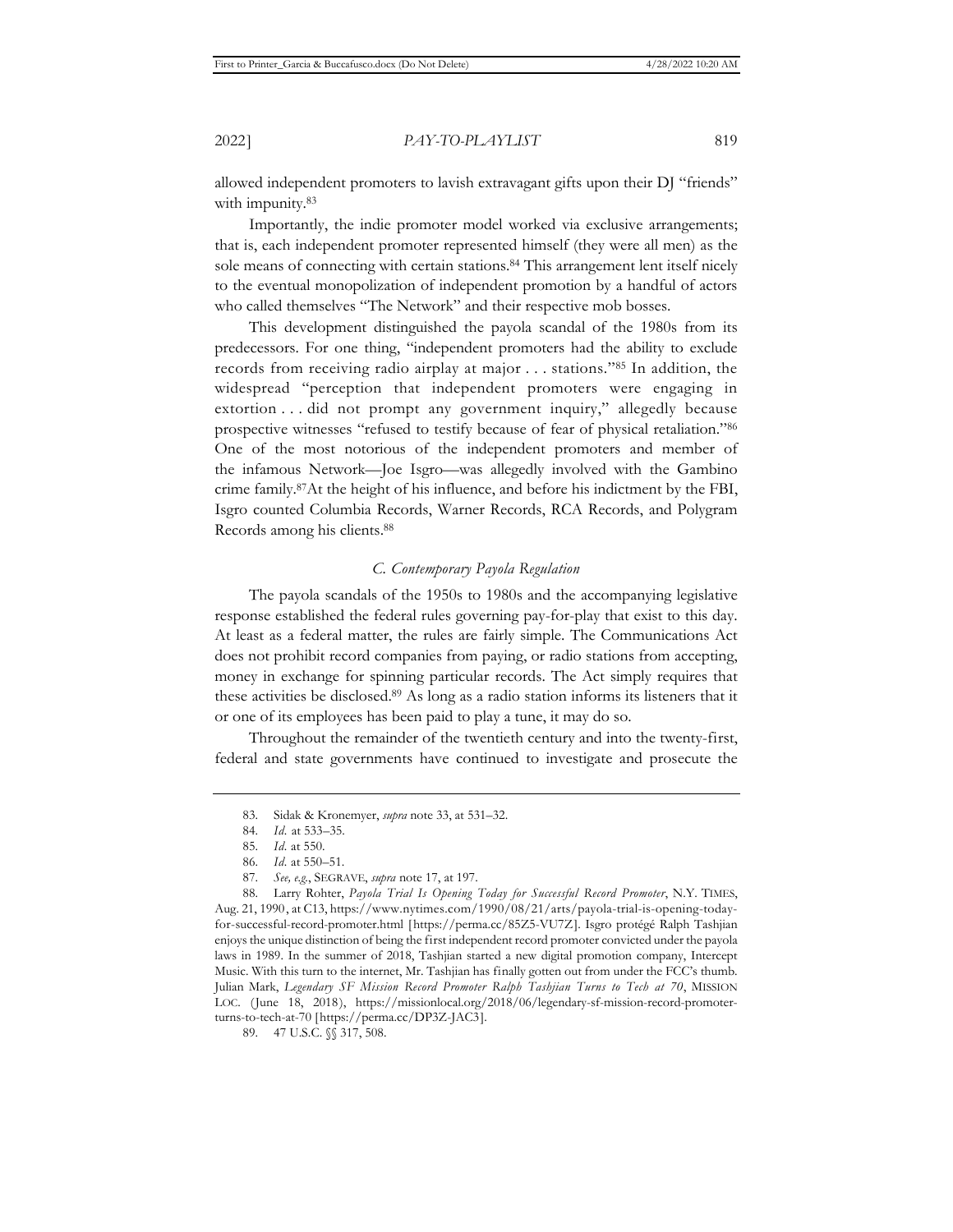allowed independent promoters to lavish extravagant gifts upon their DJ "friends" with impunity.[83]

Importantly, the indie promoter model worked via exclusive arrangements; that is, each independent promoter represented himself (they were all men) as the sole means of connecting with certain stations.[84] This arrangement lent itself nicely to the eventual monopolization of independent promotion by a handful of actors who called themselves "The Network" and their respective mob bosses.

This development distinguished the payola scandal of the 1980s from its predecessors. For one thing, "independent promoters had the ability to exclude records from receiving radio airplay at major . . . stations."[85] In addition, the widespread "perception that independent promoters were engaging in extortion . . . did not prompt any government inquiry," allegedly because prospective witnesses "refused to testify because of fear of physical retaliation."[86] One of the most notorious of the independent promoters and member of the infamous Network—Joe Isgro—was allegedly involved with the Gambino crime family.[87] At the height of his influence, and before his indictment by the FBI, Isgro counted Columbia Records, Warner Records, RCA Records, and Polygram Records among his clients.[88]

### *C. Contemporary Payola Regulation*

The payola scandals of the 1950s to 1980s and the accompanying legislative response established the federal rules governing pay-for-play that exist to this day. At least as a federal matter, the rules are fairly simple. The Communications Act does not prohibit record companies from paying, or radio stations from accepting, money in exchange for spinning particular records. The Act simply requires that these activities be disclosed.[89] As long as a radio station informs its listeners that it or one of its employees has been paid to play a tune, it may do so.

Throughout the remainder of the twentieth century and into the twenty-first, federal and state governments have continued to investigate and prosecute the

---

83. Sidak & Kronemyer, *supra* note 33, at 531–32.

84. *Id.* at 533–35.

85. *Id.* at 550.

86. *Id.* at 550–51.

87. *See, e.g.*, SEGRAVE, *supra* note 17, at 197.

88. Larry Rohter, *Payola Trial Is Opening Today for Successful Record Promoter*, N.Y. TIMES, Aug. 21, 1990, at C13, https://www.nytimes.com/1990/08/21/arts/payola-trial-is-opening-today-for-successful-record-promoter.html [https://perma.cc/85Z5-VU7Z]. Isgro protégé Ralph Tashjian enjoys the unique distinction of being the first independent record promoter convicted under the payola laws in 1989. In the summer of 2018, Tashjian started a new digital promotion company, Intercept Music. With this turn to the internet, Mr. Tashjian has finally gotten out from under the FCC's thumb. Julian Mark, *Legendary SF Mission Record Promoter Ralph Tashjian Turns to Tech at 70*, MISSION LOC. (June 18, 2018), https://missionlocal.org/2018/06/legendary-sf-mission-record-promoter-turns-to-tech-at-70 [https://perma.cc/DP3Z-JAC3].

89. 47 U.S.C. §§ 317, 508.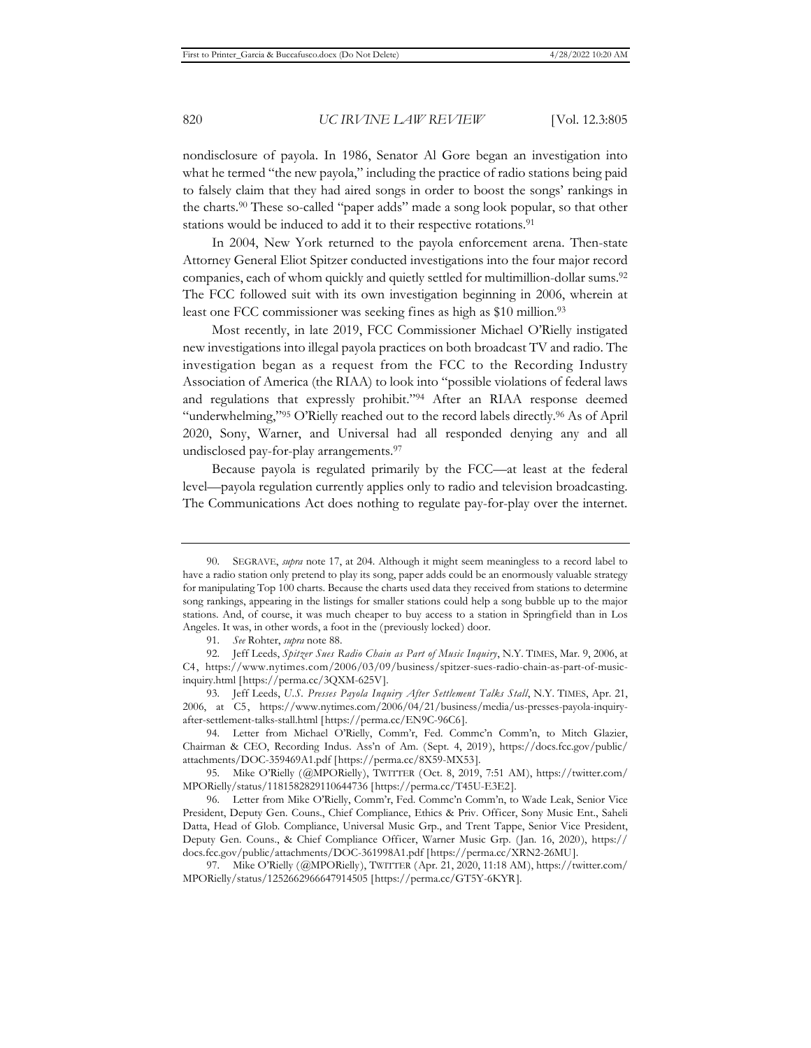nondisclosure of payola. In 1986, Senator Al Gore began an investigation into what he termed "the new payola," including the practice of radio stations being paid to falsely claim that they had aired songs in order to boost the songs' rankings in the charts.[90] These so-called "paper adds" made a song look popular, so that other stations would be induced to add it to their respective rotations.[91]

In 2004, New York returned to the payola enforcement arena. Then-state Attorney General Eliot Spitzer conducted investigations into the four major record companies, each of whom quickly and quietly settled for multimillion-dollar sums.[92] The FCC followed suit with its own investigation beginning in 2006, wherein at least one FCC commissioner was seeking fines as high as $10 million.[93]

Most recently, in late 2019, FCC Commissioner Michael O'Rielly instigated new investigations into illegal payola practices on both broadcast TV and radio. The investigation began as a request from the FCC to the Recording Industry Association of America (the RIAA) to look into "possible violations of federal laws and regulations that expressly prohibit."[94] After an RIAA response deemed "underwhelming,"[95] O'Rielly reached out to the record labels directly.[96] As of April 2020, Sony, Warner, and Universal had all responded denying any and all undisclosed pay-for-play arrangements.[97]

Because payola is regulated primarily by the FCC—at least at the federal level—payola regulation currently applies only to radio and television broadcasting. The Communications Act does nothing to regulate pay-for-play over the internet.

---

90. SEGRAVE, *supra* note 17, at 204. Although it might seem meaningless to a record label to have a radio station only pretend to play its song, paper adds could be an enormously valuable strategy for manipulating Top 100 charts. Because the charts used data they received from stations to determine song rankings, appearing in the listings for smaller stations could help a song bubble up to the major stations. And, of course, it was much cheaper to buy access to a station in Springfield than in Los Angeles. It was, in other words, a foot in the (previously locked) door.

91. *See* Rohter, *supra* note 88.

92. Jeff Leeds, *Spitzer Sues Radio Chain as Part of Music Inquiry*, N.Y. TIMES, Mar. 9, 2006, at C4, https://www.nytimes.com/2006/03/09/business/spitzer-sues-radio-chain-as-part-of-music-inquiry.html [https://perma.cc/3QXM-625V].

93. Jeff Leeds, *U.S. Presses Payola Inquiry After Settlement Talks Stall*, N.Y. TIMES, Apr. 21, 2006, at C5, https://www.nytimes.com/2006/04/21/business/media/us-presses-payola-inquiry-after-settlement-talks-stall.html [https://perma.cc/EN9C-96C6].

94. Letter from Michael O'Rielly, Comm'r, Fed. Commc'n Comm'n, to Mitch Glazier, Chairman & CEO, Recording Indus. Ass'n of Am. (Sept. 4, 2019), https://docs.fcc.gov/public/attachments/DOC-359469A1.pdf [https://perma.cc/8X59-MX53].

95. Mike O'Rielly (@MPORielly), TWITTER (Oct. 8, 2019, 7:51 AM), https://twitter.com/MPORielly/status/1181582829110644736 [https://perma.cc/T45U-E3E2].

96. Letter from Mike O'Rielly, Comm'r, Fed. Commc'n Comm'n, to Wade Leak, Senior Vice President, Deputy Gen. Couns., Chief Compliance, Ethics & Priv. Officer, Sony Music Ent., Saheli Datta, Head of Glob. Compliance, Universal Music Grp., and Trent Tappe, Senior Vice President, Deputy Gen. Couns., & Chief Compliance Officer, Warner Music Grp. (Jan. 16, 2020), https://docs.fcc.gov/public/attachments/DOC-361998A1.pdf [https://perma.cc/XRN2-26MU].

97. Mike O'Rielly (@MPORielly), TWITTER (Apr. 21, 2020, 11:18 AM), https://twitter.com/MPORielly/status/1252662966647914505 [https://perma.cc/GT5Y-6KYR].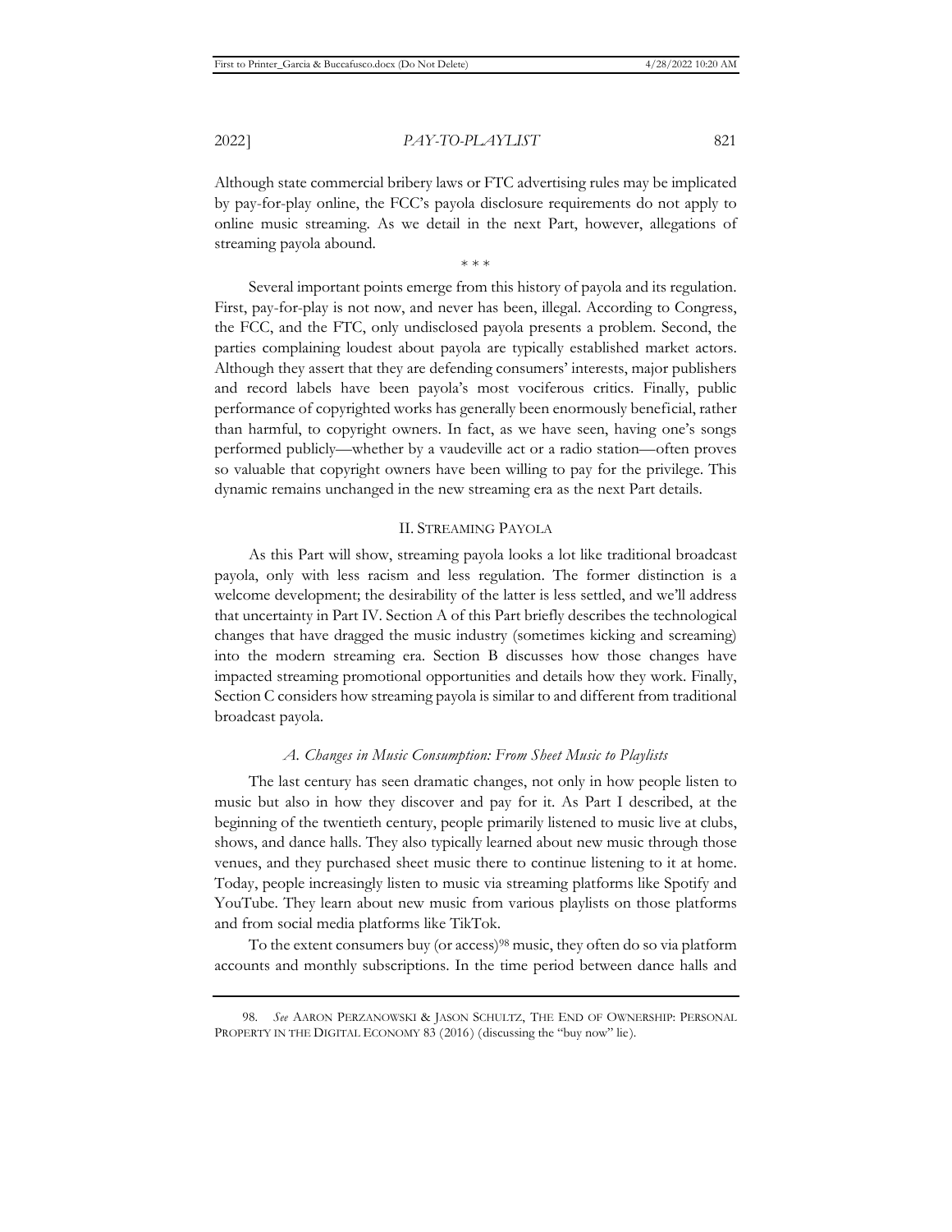Although state commercial bribery laws or FTC advertising rules may be implicated by pay-for-play online, the FCC's payola disclosure requirements do not apply to online music streaming. As we detail in the next Part, however, allegations of streaming payola abound.

\* \* \*

Several important points emerge from this history of payola and its regulation. First, pay-for-play is not now, and never has been, illegal. According to Congress, the FCC, and the FTC, only undisclosed payola presents a problem. Second, the parties complaining loudest about payola are typically established market actors. Although they assert that they are defending consumers' interests, major publishers and record labels have been payola's most vociferous critics. Finally, public performance of copyrighted works has generally been enormously beneficial, rather than harmful, to copyright owners. In fact, as we have seen, having one's songs performed publicly—whether by a vaudeville act or a radio station—often proves so valuable that copyright owners have been willing to pay for the privilege. This dynamic remains unchanged in the new streaming era as the next Part details.

## II. STREAMING PAYOLA

As this Part will show, streaming payola looks a lot like traditional broadcast payola, only with less racism and less regulation. The former distinction is a welcome development; the desirability of the latter is less settled, and we'll address that uncertainty in Part IV. Section A of this Part briefly describes the technological changes that have dragged the music industry (sometimes kicking and screaming) into the modern streaming era. Section B discusses how those changes have impacted streaming promotional opportunities and details how they work. Finally, Section C considers how streaming payola is similar to and different from traditional broadcast payola.

### *A. Changes in Music Consumption: From Sheet Music to Playlists*

The last century has seen dramatic changes, not only in how people listen to music but also in how they discover and pay for it. As Part I described, at the beginning of the twentieth century, people primarily listened to music live at clubs, shows, and dance halls. They also typically learned about new music through those venues, and they purchased sheet music there to continue listening to it at home. Today, people increasingly listen to music via streaming platforms like Spotify and YouTube. They learn about new music from various playlists on those platforms and from social media platforms like TikTok.

To the extent consumers buy (or access)[98] music, they often do so via platform accounts and monthly subscriptions. In the time period between dance halls and

---

98. *See* AARON PERZANOWSKI & JASON SCHULTZ, THE END OF OWNERSHIP: PERSONAL PROPERTY IN THE DIGITAL ECONOMY 83 (2016) (discussing the "buy now" lie).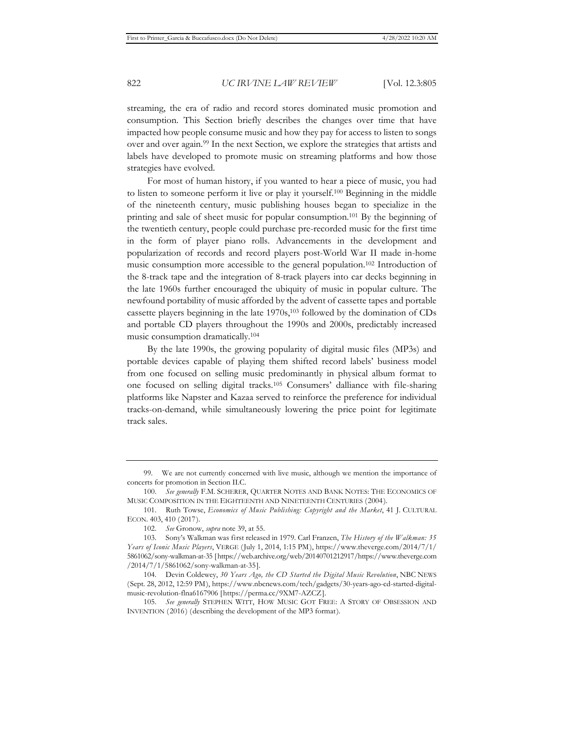streaming, the era of radio and record stores dominated music promotion and consumption. This Section briefly describes the changes over time that have impacted how people consume music and how they pay for access to listen to songs over and over again.[99] In the next Section, we explore the strategies that artists and labels have developed to promote music on streaming platforms and how those strategies have evolved.

For most of human history, if you wanted to hear a piece of music, you had to listen to someone perform it live or play it yourself.[100] Beginning in the middle of the nineteenth century, music publishing houses began to specialize in the printing and sale of sheet music for popular consumption.[101] By the beginning of the twentieth century, people could purchase pre-recorded music for the first time in the form of player piano rolls. Advancements in the development and popularization of records and record players post-World War II made in-home music consumption more accessible to the general population.[102] Introduction of the 8-track tape and the integration of 8-track players into car decks beginning in the late 1960s further encouraged the ubiquity of music in popular culture. The newfound portability of music afforded by the advent of cassette tapes and portable cassette players beginning in the late 1970s,[103] followed by the domination of CDs and portable CD players throughout the 1990s and 2000s, predictably increased music consumption dramatically.[104]

By the late 1990s, the growing popularity of digital music files (MP3s) and portable devices capable of playing them shifted record labels' business model from one focused on selling music predominantly in physical album format to one focused on selling digital tracks.[105] Consumers' dalliance with file-sharing platforms like Napster and Kazaa served to reinforce the preference for individual tracks-on-demand, while simultaneously lowering the price point for legitimate track sales.

---

99. We are not currently concerned with live music, although we mention the importance of concerts for promotion in Section II.C.

100. *See generally* F.M. SCHERER, QUARTER NOTES AND BANK NOTES: THE ECONOMICS OF MUSIC COMPOSITION IN THE EIGHTEENTH AND NINETEENTH CENTURIES (2004).

101. Ruth Towse, *Economics of Music Publishing: Copyright and the Market*, 41 J. CULTURAL ECON. 403, 410 (2017).

102. *See* Gronow, *supra* note 39, at 55.

103. Sony's Walkman was first released in 1979. Carl Franzen, *The History of the Walkman: 35 Years of Iconic Music Players*, VERGE (July 1, 2014, 1:15 PM), https://www.theverge.com/2014/7/1/5861062/sony-walkman-at-35 [https://web.archive.org/web/20140701212917/https://www.theverge.com/2014/7/1/5861062/sony-walkman-at-35].

104. Devin Coldewey, *30 Years Ago, the CD Started the Digital Music Revolution*, NBC NEWS (Sept. 28, 2012, 12:59 PM), https://www.nbcnews.com/tech/gadgets/30-years-ago-cd-started-digital-music-revolution-flna6167906 [https://perma.cc/9XM7-AZCZ].

105. *See generally* STEPHEN WITT, HOW MUSIC GOT FREE: A STORY OF OBSESSION AND INVENTION (2016) (describing the development of the MP3 format).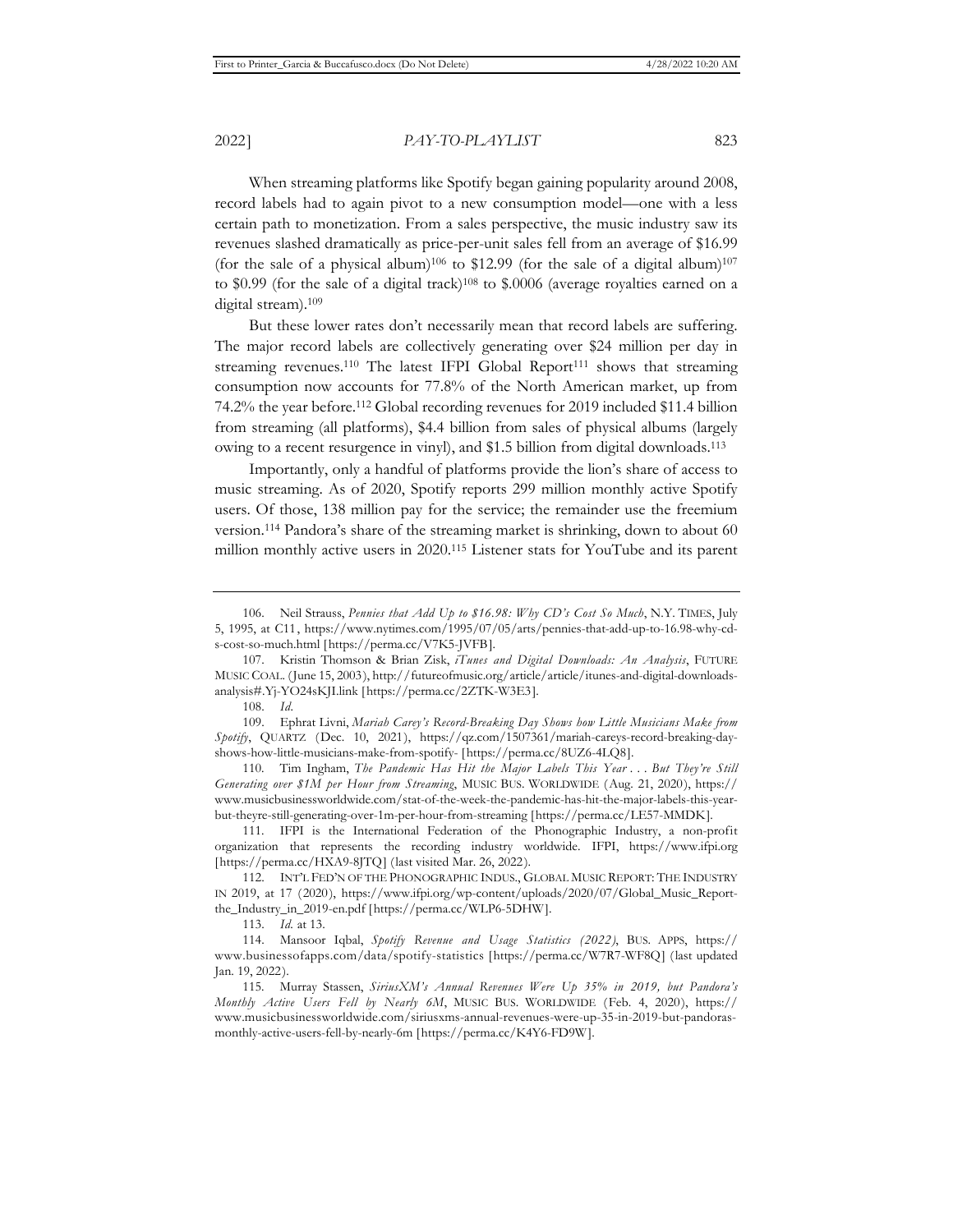When streaming platforms like Spotify began gaining popularity around 2008, record labels had to again pivot to a new consumption model—one with a less certain path to monetization. From a sales perspective, the music industry saw its revenues slashed dramatically as price-per-unit sales fell from an average of $16.99 (for the sale of a physical album)[106] to $12.99 (for the sale of a digital album)[107] to $0.99 (for the sale of a digital track)[108] to $.0006 (average royalties earned on a digital stream).[109]

But these lower rates don't necessarily mean that record labels are suffering. The major record labels are collectively generating over $24 million per day in streaming revenues.[110] The latest IFPI Global Report[111] shows that streaming consumption now accounts for 77.8% of the North American market, up from 74.2% the year before.[112] Global recording revenues for 2019 included $11.4 billion from streaming (all platforms), $4.4 billion from sales of physical albums (largely owing to a recent resurgence in vinyl), and $1.5 billion from digital downloads.[113]

Importantly, only a handful of platforms provide the lion's share of access to music streaming. As of 2020, Spotify reports 299 million monthly active Spotify users. Of those, 138 million pay for the service; the remainder use the freemium version.[114] Pandora's share of the streaming market is shrinking, down to about 60 million monthly active users in 2020.[115] Listener stats for YouTube and its parent

---

106. Neil Strauss, *Pennies that Add Up to $16.98: Why CD's Cost So Much*, N.Y. TIMES, July 5, 1995, at C11, https://www.nytimes.com/1995/07/05/arts/pennies-that-add-up-to-16.98-why-cd-s-cost-so-much.html [https://perma.cc/V7K5-JVFB].

107. Kristin Thomson & Brian Zisk, *iTunes and Digital Downloads: An Analysis*, FUTURE MUSIC COAL. (June 15, 2003), http://futureofmusic.org/article/article/itunes-and-digital-downloads-analysis#.Yj-YO24sKJI.link [https://perma.cc/2ZTK-W3E3].

108. *Id*.

109. Ephrat Livni, *Mariah Carey's Record-Breaking Day Shows how Little Musicians Make from Spotify*, QUARTZ (Dec. 10, 2021), https://qz.com/1507361/mariah-careys-record-breaking-day-shows-how-little-musicians-make-from-spotify- [https://perma.cc/8UZ6-4LQ8].

110. Tim Ingham, *The Pandemic Has Hit the Major Labels This Year . . . But They're Still Generating over $1M per Hour from Streaming*, MUSIC BUS. WORLDWIDE (Aug. 21, 2020), https://www.musicbusinessworldwide.com/stat-of-the-week-the-pandemic-has-hit-the-major-labels-this-year-but-theyre-still-generating-over-1m-per-hour-from-streaming [https://perma.cc/LE57-MMDK].

111. IFPI is the International Federation of the Phonographic Industry, a non-profit organization that represents the recording industry worldwide. IFPI, https://www.ifpi.org [https://perma.cc/HXA9-8JTQ] (last visited Mar. 26, 2022).

112. INT'L FED'N OF THE PHONOGRAPHIC INDUS., GLOBAL MUSIC REPORT: THE INDUSTRY IN 2019, at 17 (2020), https://www.ifpi.org/wp-content/uploads/2020/07/Global_Music_Report-the_Industry_in_2019-en.pdf [https://perma.cc/WLP6-5DHW].

113. *Id*. at 13.

114. Mansoor Iqbal, *Spotify Revenue and Usage Statistics (2022)*, BUS. APPS, https://www.businessofapps.com/data/spotify-statistics [https://perma.cc/W7R7-WF8Q] (last updated Jan. 19, 2022).

115. Murray Stassen, *SiriusXM's Annual Revenues Were Up 35% in 2019, but Pandora's Monthly Active Users Fell by Nearly 6M*, MUSIC BUS. WORLDWIDE (Feb. 4, 2020), https://www.musicbusinessworldwide.com/siriusxms-annual-revenues-were-up-35-in-2019-but-pandoras-monthly-active-users-fell-by-nearly-6m [https://perma.cc/K4Y6-FD9W].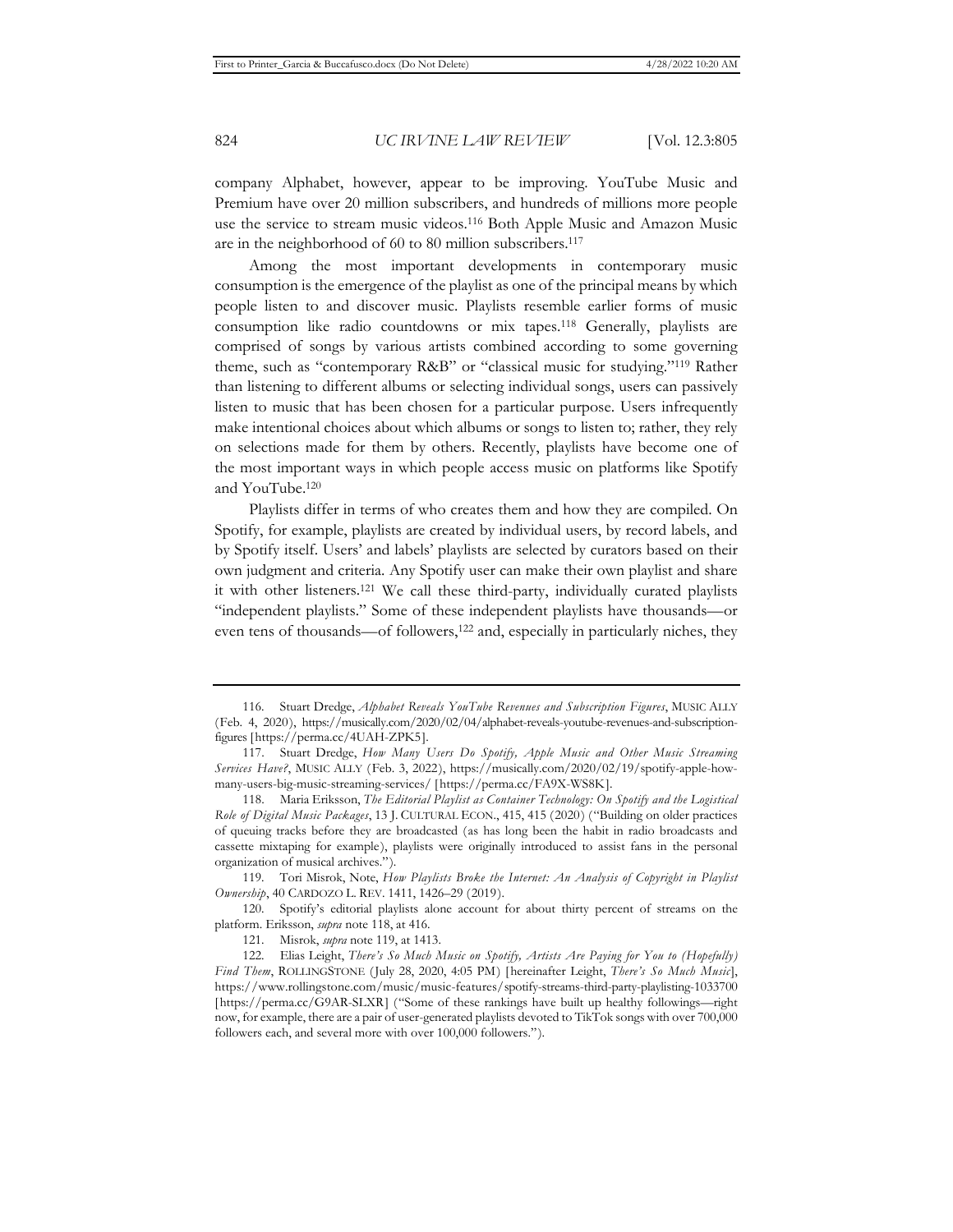company Alphabet, however, appear to be improving. YouTube Music and Premium have over 20 million subscribers, and hundreds of millions more people use the service to stream music videos.[116] Both Apple Music and Amazon Music are in the neighborhood of 60 to 80 million subscribers.[117]

Among the most important developments in contemporary music consumption is the emergence of the playlist as one of the principal means by which people listen to and discover music. Playlists resemble earlier forms of music consumption like radio countdowns or mix tapes.[118] Generally, playlists are comprised of songs by various artists combined according to some governing theme, such as "contemporary R&B" or "classical music for studying."[119] Rather than listening to different albums or selecting individual songs, users can passively listen to music that has been chosen for a particular purpose. Users infrequently make intentional choices about which albums or songs to listen to; rather, they rely on selections made for them by others. Recently, playlists have become one of the most important ways in which people access music on platforms like Spotify and YouTube.[120]

Playlists differ in terms of who creates them and how they are compiled. On Spotify, for example, playlists are created by individual users, by record labels, and by Spotify itself. Users' and labels' playlists are selected by curators based on their own judgment and criteria. Any Spotify user can make their own playlist and share it with other listeners.[121] We call these third-party, individually curated playlists "independent playlists." Some of these independent playlists have thousands—or even tens of thousands—of followers,[122] and, especially in particularly niches, they

---

116. Stuart Dredge, *Alphabet Reveals YouTube Revenues and Subscription Figures*, MUSIC ALLY (Feb. 4, 2020), https://musically.com/2020/02/04/alphabet-reveals-youtube-revenues-and-subscription-figures [https://perma.cc/4UAH-ZPK5].

117. Stuart Dredge, *How Many Users Do Spotify, Apple Music and Other Music Streaming Services Have?*, MUSIC ALLY (Feb. 3, 2022), https://musically.com/2020/02/19/spotify-apple-how-many-users-big-music-streaming-services/ [https://perma.cc/FA9X-WS8K].

118. Maria Eriksson, *The Editorial Playlist as Container Technology: On Spotify and the Logistical Role of Digital Music Packages*, 13 J. CULTURAL ECON., 415, 415 (2020) ("Building on older practices of queuing tracks before they are broadcasted (as has long been the habit in radio broadcasts and cassette mixtaping for example), playlists were originally introduced to assist fans in the personal organization of musical archives.").

119. Tori Misrok, Note, *How Playlists Broke the Internet: An Analysis of Copyright in Playlist Ownership*, 40 CARDOZO L. REV. 1411, 1426–29 (2019).

120. Spotify's editorial playlists alone account for about thirty percent of streams on the platform. Eriksson, *supra* note 118, at 416.

121. Misrok, *supra* note 119, at 1413.

122. Elias Leight, *There's So Much Music on Spotify, Artists Are Paying for You to (Hopefully) Find Them*, ROLLINGSTONE (July 28, 2020, 4:05 PM) [hereinafter Leight, *There's So Much Music*], https://www.rollingstone.com/music/music-features/spotify-streams-third-party-playlisting-1033700 [https://perma.cc/G9AR-SLXR] ("Some of these rankings have built up healthy followings—right now, for example, there are a pair of user-generated playlists devoted to TikTok songs with over 700,000 followers each, and several more with over 100,000 followers.").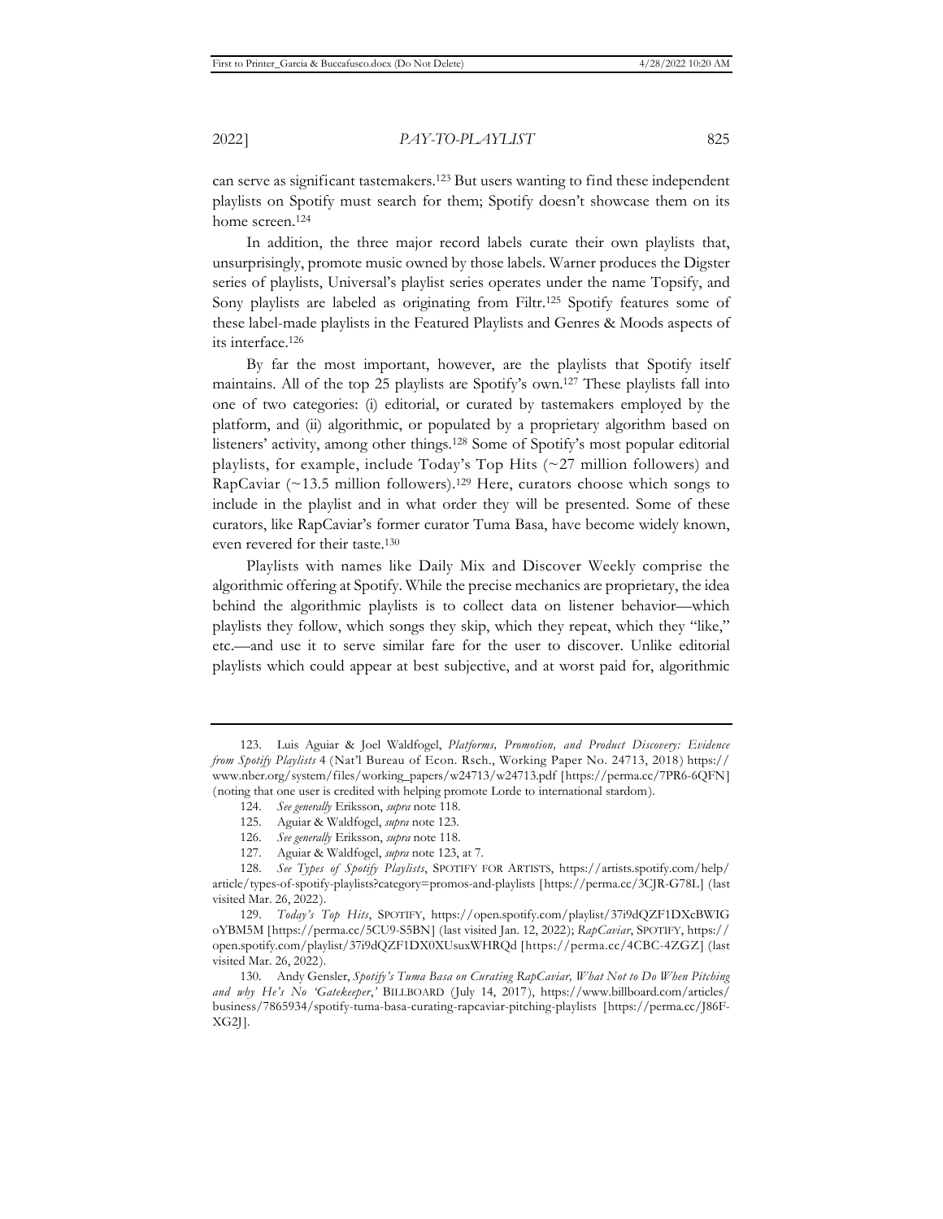can serve as significant tastemakers.[123] But users wanting to find these independent playlists on Spotify must search for them; Spotify doesn't showcase them on its home screen.[124]

In addition, the three major record labels curate their own playlists that, unsurprisingly, promote music owned by those labels. Warner produces the Digster series of playlists, Universal's playlist series operates under the name Topsify, and Sony playlists are labeled as originating from Filtr.[125] Spotify features some of these label-made playlists in the Featured Playlists and Genres & Moods aspects of its interface.[126]

By far the most important, however, are the playlists that Spotify itself maintains. All of the top 25 playlists are Spotify's own.[127] These playlists fall into one of two categories: (i) editorial, or curated by tastemakers employed by the platform, and (ii) algorithmic, or populated by a proprietary algorithm based on listeners' activity, among other things.[128] Some of Spotify's most popular editorial playlists, for example, include Today's Top Hits (~27 million followers) and RapCaviar (~13.5 million followers).[129] Here, curators choose which songs to include in the playlist and in what order they will be presented. Some of these curators, like RapCaviar's former curator Tuma Basa, have become widely known, even revered for their taste.[130]

Playlists with names like Daily Mix and Discover Weekly comprise the algorithmic offering at Spotify. While the precise mechanics are proprietary, the idea behind the algorithmic playlists is to collect data on listener behavior—which playlists they follow, which songs they skip, which they repeat, which they "like," etc.—and use it to serve similar fare for the user to discover. Unlike editorial playlists which could appear at best subjective, and at worst paid for, algorithmic

---

123. Luis Aguiar & Joel Waldfogel, *Platforms, Promotion, and Product Discovery: Evidence from Spotify Playlists* 4 (Nat'l Bureau of Econ. Rsch., Working Paper No. 24713, 2018) https://www.nber.org/system/files/working_papers/w24713/w24713.pdf [https://perma.cc/7PR6-6QFN] (noting that one user is credited with helping promote Lorde to international stardom).

124. *See generally* Eriksson, *supra* note 118.

125. Aguiar & Waldfogel, *supra* note 123.

126. *See generally* Eriksson, *supra* note 118.

127. Aguiar & Waldfogel, *supra* note 123, at 7.

128. *See Types of Spotify Playlists*, SPOTIFY FOR ARTISTS, https://artists.spotify.com/help/article/types-of-spotify-playlists?category=promos-and-playlists [https://perma.cc/3CJR-G78L] (last visited Mar. 26, 2022).

129. *Today's Top Hits*, SPOTIFY, https://open.spotify.com/playlist/37i9dQZF1DXcBWIGoYBM5M [https://perma.cc/5CU9-S5BN] (last visited Jan. 12, 2022); *RapCaviar*, SPOTIFY, https://open.spotify.com/playlist/37i9dQZF1DX0XUsuxWHRQd [https://perma.cc/4CBC-4ZGZ] (last visited Mar. 26, 2022).

130. Andy Gensler, *Spotify's Tuma Basa on Curating RapCaviar, What Not to Do When Pitching and why He's No 'Gatekeeper*,*'* BILLBOARD (July 14, 2017), https://www.billboard.com/articles/business/7865934/spotify-tuma-basa-curating-rapcaviar-pitching-playlists [https://perma.cc/J86F-XG2J].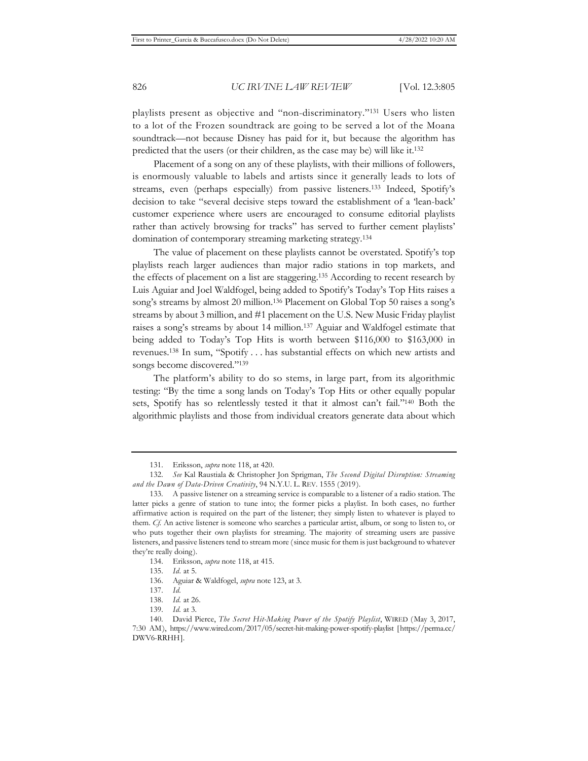playlists present as objective and "non-discriminatory."[131] Users who listen to a lot of the Frozen soundtrack are going to be served a lot of the Moana soundtrack—not because Disney has paid for it, but because the algorithm has predicted that the users (or their children, as the case may be) will like it.[132]

Placement of a song on any of these playlists, with their millions of followers, is enormously valuable to labels and artists since it generally leads to lots of streams, even (perhaps especially) from passive listeners.[133] Indeed, Spotify's decision to take "several decisive steps toward the establishment of a 'lean-back' customer experience where users are encouraged to consume editorial playlists rather than actively browsing for tracks" has served to further cement playlists' domination of contemporary streaming marketing strategy.[134]

The value of placement on these playlists cannot be overstated. Spotify's top playlists reach larger audiences than major radio stations in top markets, and the effects of placement on a list are staggering.[135] According to recent research by Luis Aguiar and Joel Waldfogel, being added to Spotify's Today's Top Hits raises a song's streams by almost 20 million.[136] Placement on Global Top 50 raises a song's streams by about 3 million, and #1 placement on the U.S. New Music Friday playlist raises a song's streams by about 14 million.[137] Aguiar and Waldfogel estimate that being added to Today's Top Hits is worth between $116,000 to $163,000 in revenues.[138] In sum, "Spotify . . . has substantial effects on which new artists and songs become discovered."[139]

The platform's ability to do so stems, in large part, from its algorithmic testing: "By the time a song lands on Today's Top Hits or other equally popular sets, Spotify has so relentlessly tested it that it almost can't fail."[140] Both the algorithmic playlists and those from individual creators generate data about which

---

131. Eriksson, *supra* note 118, at 420.

132. *See* Kal Raustiala & Christopher Jon Sprigman, *The Second Digital Disruption: Streaming and the Dawn of Data-Driven Creativity*, 94 N.Y.U. L. REV. 1555 (2019).

133. A passive listener on a streaming service is comparable to a listener of a radio station. The latter picks a genre of station to tune into; the former picks a playlist. In both cases, no further affirmative action is required on the part of the listener; they simply listen to whatever is played to them. *Cf.* An active listener is someone who searches a particular artist, album, or song to listen to, or who puts together their own playlists for streaming. The majority of streaming users are passive listeners, and passive listeners tend to stream more (since music for them is just background to whatever they're really doing).

134. Eriksson, *supra* note 118, at 415.

135. *Id.* at 5.

136. Aguiar & Waldfogel, *supra* note 123, at 3.

137. *Id.*

138. *Id.* at 26.

139. *Id.* at 3.

140. David Pierce, *The Secret Hit-Making Power of the Spotify Playlist*, WIRED (May 3, 2017, 7:30 AM), https://www.wired.com/2017/05/secret-hit-making-power-spotify-playlist [https://perma.cc/DWV6-RRHH].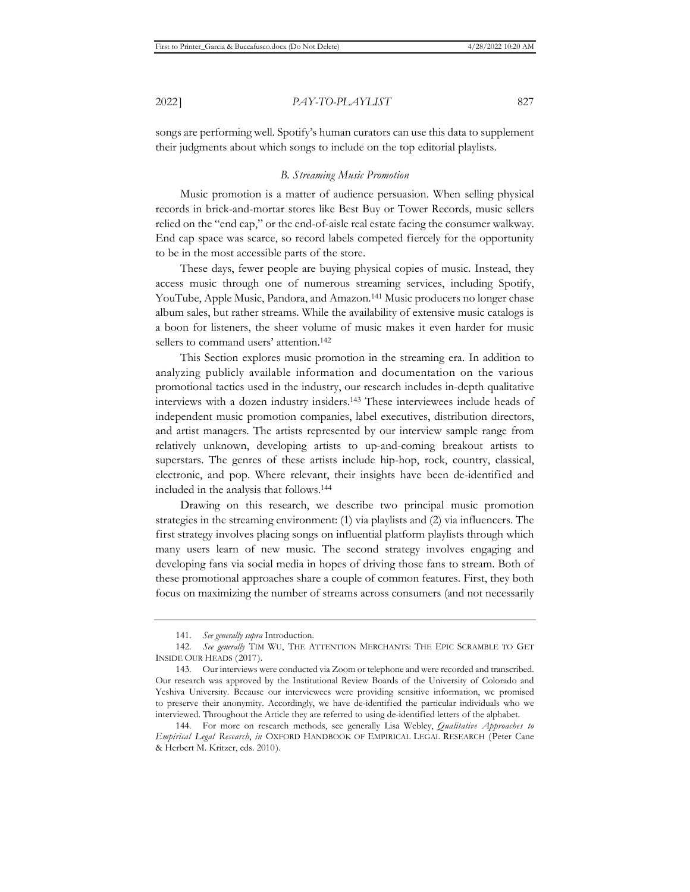songs are performing well. Spotify's human curators can use this data to supplement their judgments about which songs to include on the top editorial playlists.

### *B. Streaming Music Promotion*

Music promotion is a matter of audience persuasion. When selling physical records in brick-and-mortar stores like Best Buy or Tower Records, music sellers relied on the "end cap," or the end-of-aisle real estate facing the consumer walkway. End cap space was scarce, so record labels competed fiercely for the opportunity to be in the most accessible parts of the store.

These days, fewer people are buying physical copies of music. Instead, they access music through one of numerous streaming services, including Spotify, YouTube, Apple Music, Pandora, and Amazon.[141] Music producers no longer chase album sales, but rather streams. While the availability of extensive music catalogs is a boon for listeners, the sheer volume of music makes it even harder for music sellers to command users' attention.[142]

This Section explores music promotion in the streaming era. In addition to analyzing publicly available information and documentation on the various promotional tactics used in the industry, our research includes in-depth qualitative interviews with a dozen industry insiders.[143] These interviewees include heads of independent music promotion companies, label executives, distribution directors, and artist managers. The artists represented by our interview sample range from relatively unknown, developing artists to up-and-coming breakout artists to superstars. The genres of these artists include hip-hop, rock, country, classical, electronic, and pop. Where relevant, their insights have been de-identified and included in the analysis that follows.[144]

Drawing on this research, we describe two principal music promotion strategies in the streaming environment: (1) via playlists and (2) via influencers. The first strategy involves placing songs on influential platform playlists through which many users learn of new music. The second strategy involves engaging and developing fans via social media in hopes of driving those fans to stream. Both of these promotional approaches share a couple of common features. First, they both focus on maximizing the number of streams across consumers (and not necessarily

---

141. *See generally supra* Introduction.

142. *See generally* TIM WU, THE ATTENTION MERCHANTS: THE EPIC SCRAMBLE TO GET INSIDE OUR HEADS (2017).

143. Our interviews were conducted via Zoom or telephone and were recorded and transcribed. Our research was approved by the Institutional Review Boards of the University of Colorado and Yeshiva University. Because our interviewees were providing sensitive information, we promised to preserve their anonymity. Accordingly, we have de-identified the particular individuals who we interviewed. Throughout the Article they are referred to using de-identified letters of the alphabet.

144. For more on research methods, see generally Lisa Webley, *Qualitative Approaches to Empirical Legal Research*, *in* OXFORD HANDBOOK OF EMPIRICAL LEGAL RESEARCH (Peter Cane & Herbert M. Kritzer, eds. 2010).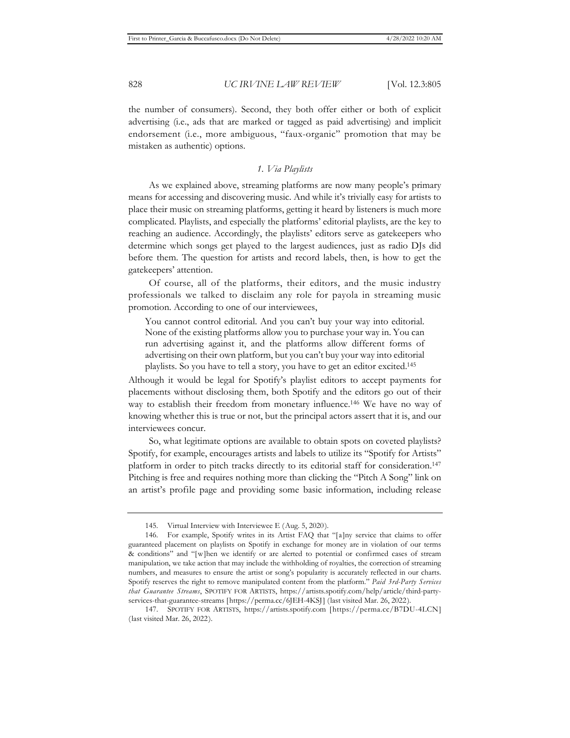the number of consumers). Second, they both offer either or both of explicit advertising (i.e., ads that are marked or tagged as paid advertising) and implicit endorsement (i.e., more ambiguous, "faux-organic" promotion that may be mistaken as authentic) options.

### *1. Via Playlists*

As we explained above, streaming platforms are now many people's primary means for accessing and discovering music. And while it's trivially easy for artists to place their music on streaming platforms, getting it heard by listeners is much more complicated. Playlists, and especially the platforms' editorial playlists, are the key to reaching an audience. Accordingly, the playlists' editors serve as gatekeepers who determine which songs get played to the largest audiences, just as radio DJs did before them. The question for artists and record labels, then, is how to get the gatekeepers' attention.

Of course, all of the platforms, their editors, and the music industry professionals we talked to disclaim any role for payola in streaming music promotion. According to one of our interviewees,

> You cannot control editorial. And you can't buy your way into editorial. None of the existing platforms allow you to purchase your way in. You can run advertising against it, and the platforms allow different forms of advertising on their own platform, but you can't buy your way into editorial playlists. So you have to tell a story, you have to get an editor excited.[145]

Although it would be legal for Spotify's playlist editors to accept payments for placements without disclosing them, both Spotify and the editors go out of their way to establish their freedom from monetary influence.[146] We have no way of knowing whether this is true or not, but the principal actors assert that it is, and our interviewees concur.

So, what legitimate options are available to obtain spots on coveted playlists? Spotify, for example, encourages artists and labels to utilize its "Spotify for Artists" platform in order to pitch tracks directly to its editorial staff for consideration.[147] Pitching is free and requires nothing more than clicking the "Pitch A Song" link on an artist's profile page and providing some basic information, including release

---

145. Virtual Interview with Interviewee E (Aug. 5, 2020).

146. For example, Spotify writes in its Artist FAQ that "[a]ny service that claims to offer guaranteed placement on playlists on Spotify in exchange for money are in violation of our terms & conditions" and "[w]hen we identify or are alerted to potential or confirmed cases of stream manipulation, we take action that may include the withholding of royalties, the correction of streaming numbers, and measures to ensure the artist or song's popularity is accurately reflected in our charts. Spotify reserves the right to remove manipulated content from the platform." *Paid 3rd-Party Services that Guarantee Streams*, SPOTIFY FOR ARTISTS, https://artists.spotify.com/help/article/third-party-services-that-guarantee-streams [https://perma.cc/6JEH-4KSJ] (last visited Mar. 26, 2022).

147. SPOTIFY FOR ARTISTS, https://artists.spotify.com [https://perma.cc/B7DU-4LCN] (last visited Mar. 26, 2022).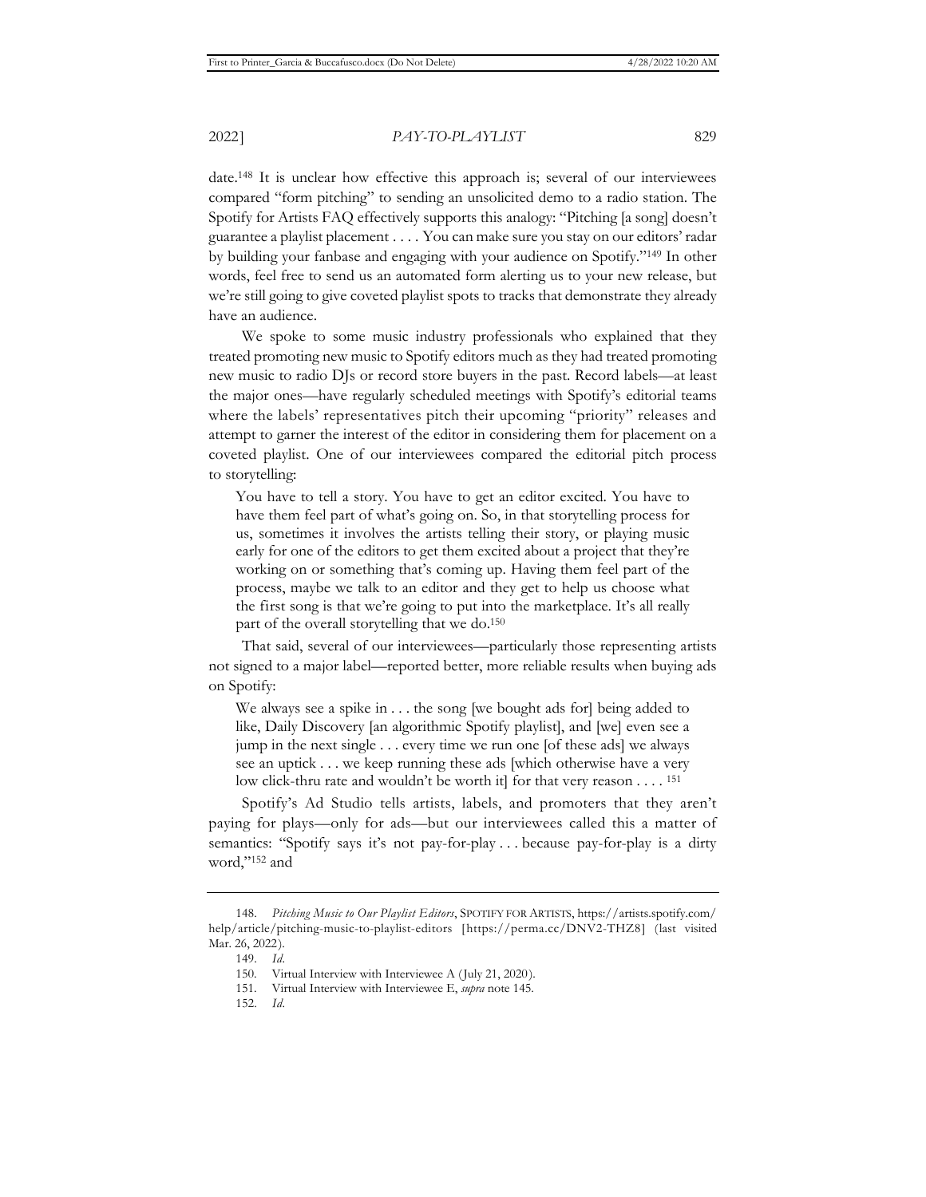date.[148] It is unclear how effective this approach is; several of our interviewees compared "form pitching" to sending an unsolicited demo to a radio station. The Spotify for Artists FAQ effectively supports this analogy: "Pitching [a song] doesn't guarantee a playlist placement . . . . You can make sure you stay on our editors' radar by building your fanbase and engaging with your audience on Spotify."[149] In other words, feel free to send us an automated form alerting us to your new release, but we're still going to give coveted playlist spots to tracks that demonstrate they already have an audience.

We spoke to some music industry professionals who explained that they treated promoting new music to Spotify editors much as they had treated promoting new music to radio DJs or record store buyers in the past. Record labels—at least the major ones—have regularly scheduled meetings with Spotify's editorial teams where the labels' representatives pitch their upcoming "priority" releases and attempt to garner the interest of the editor in considering them for placement on a coveted playlist. One of our interviewees compared the editorial pitch process to storytelling:

> You have to tell a story. You have to get an editor excited. You have to have them feel part of what's going on. So, in that storytelling process for us, sometimes it involves the artists telling their story, or playing music early for one of the editors to get them excited about a project that they're working on or something that's coming up. Having them feel part of the process, maybe we talk to an editor and they get to help us choose what the first song is that we're going to put into the marketplace. It's all really part of the overall storytelling that we do.[150]

That said, several of our interviewees—particularly those representing artists not signed to a major label—reported better, more reliable results when buying ads on Spotify:

> We always see a spike in . . . the song [we bought ads for] being added to like, Daily Discovery [an algorithmic Spotify playlist], and [we] even see a jump in the next single . . . every time we run one [of these ads] we always see an uptick . . . we keep running these ads [which otherwise have a very low click-thru rate and wouldn't be worth it] for that very reason . . . . [151]

Spotify's Ad Studio tells artists, labels, and promoters that they aren't paying for plays—only for ads—but our interviewees called this a matter of semantics: "Spotify says it's not pay-for-play . . . because pay-for-play is a dirty word,"[152] and

---

148. *Pitching Music to Our Playlist Editors*, SPOTIFY FOR ARTISTS, https://artists.spotify.com/help/article/pitching-music-to-playlist-editors [https://perma.cc/DNV2-THZ8] (last visited Mar. 26, 2022).

149. *Id.*

150. Virtual Interview with Interviewee A (July 21, 2020).

151. Virtual Interview with Interviewee E, *supra* note 145.

152. *Id.*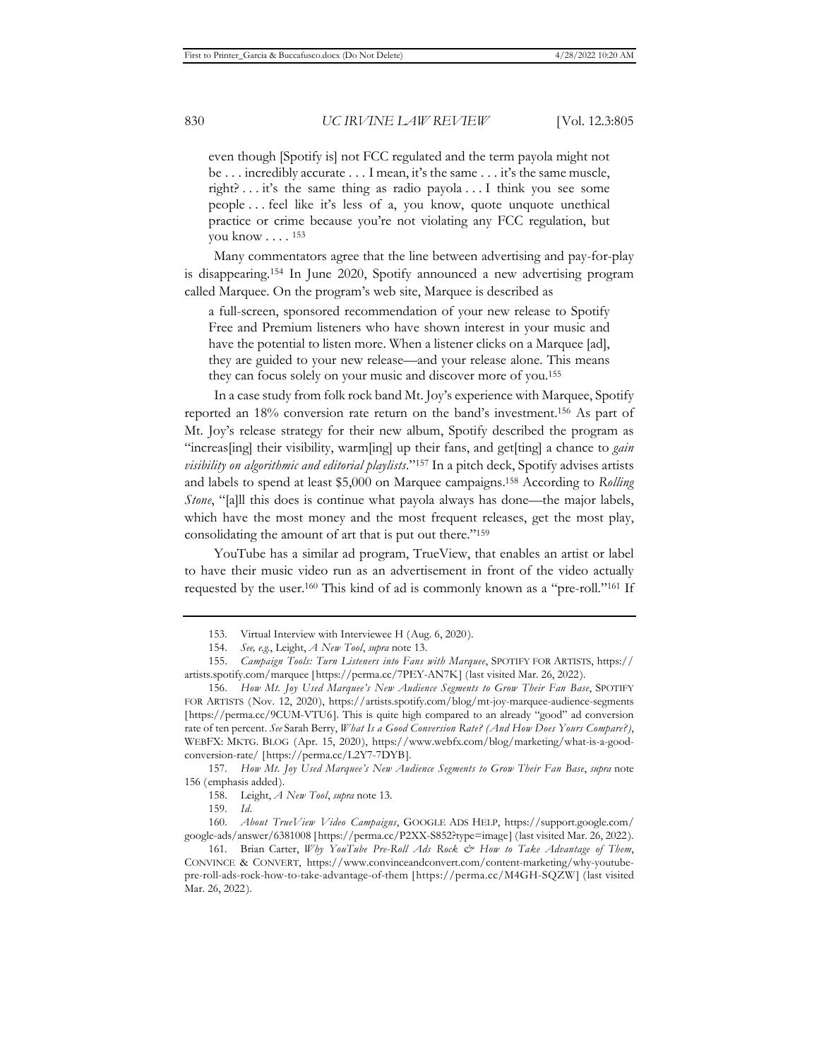> even though [Spotify is] not FCC regulated and the term payola might not be . . . incredibly accurate . . . I mean, it's the same . . . it's the same muscle, right? . . . it's the same thing as radio payola . . . I think you see some people . . . feel like it's less of a, you know, quote unquote unethical practice or crime because you're not violating any FCC regulation, but you know . . . .[153]

Many commentators agree that the line between advertising and pay-for-play is disappearing.[154] In June 2020, Spotify announced a new advertising program called Marquee. On the program's web site, Marquee is described as

> a full-screen, sponsored recommendation of your new release to Spotify Free and Premium listeners who have shown interest in your music and have the potential to listen more. When a listener clicks on a Marquee [ad], they are guided to your new release—and your release alone. This means they can focus solely on your music and discover more of you.[155]

In a case study from folk rock band Mt. Joy's experience with Marquee, Spotify reported an 18% conversion rate return on the band's investment.[156] As part of Mt. Joy's release strategy for their new album, Spotify described the program as "increas[ing] their visibility, warm[ing] up their fans, and get[ting] a chance to *gain visibility on algorithmic and editorial playlists*."[157] In a pitch deck, Spotify advises artists and labels to spend at least $5,000 on Marquee campaigns.[158] According to *Rolling Stone*, "[a]ll this does is continue what payola always has done—the major labels, which have the most money and the most frequent releases, get the most play, consolidating the amount of art that is put out there."[159]

YouTube has a similar ad program, TrueView, that enables an artist or label to have their music video run as an advertisement in front of the video actually requested by the user.[160] This kind of ad is commonly known as a "pre-roll."[161] If

---

153. Virtual Interview with Interviewee H (Aug. 6, 2020).

154. *See, e.g.*, Leight, *A New Tool*, *supra* note 13.

155. *Campaign Tools: Turn Listeners into Fans with Marquee*, SPOTIFY FOR ARTISTS, https://artists.spotify.com/marquee [https://perma.cc/7PEY-AN7K] (last visited Mar. 26, 2022).

156. *How Mt. Joy Used Marquee's New Audience Segments to Grow Their Fan Base*, SPOTIFY FOR ARTISTS (Nov. 12, 2020), https://artists.spotify.com/blog/mt-joy-marquee-audience-segments [https://perma.cc/9CUM-VTU6]. This is quite high compared to an already "good" ad conversion rate of ten percent. *See* Sarah Berry, *What Is a Good Conversion Rate? (And How Does Yours Compare?)*, WEBFX: MKTG. BLOG (Apr. 15, 2020), https://www.webfx.com/blog/marketing/what-is-a-good-conversion-rate/ [https://perma.cc/L2Y7-7DYB].

157. *How Mt. Joy Used Marquee's New Audience Segments to Grow Their Fan Base*, *supra* note 156 (emphasis added).

158. Leight, *A New Tool*, *supra* note 13.

159. *Id.*

160. *About TrueView Video Campaigns*, GOOGLE ADS HELP, https://support.google.com/google-ads/answer/6381008 [https://perma.cc/P2XX-S852?type=image] (last visited Mar. 26, 2022).

161. Brian Carter, *Why YouTube Pre-Roll Ads Rock & How to Take Advantage of Them*, CONVINCE & CONVERT, https://www.convinceandconvert.com/content-marketing/why-youtube-pre-roll-ads-rock-how-to-take-advantage-of-them [https://perma.cc/M4GH-SQZW] (last visited Mar. 26, 2022).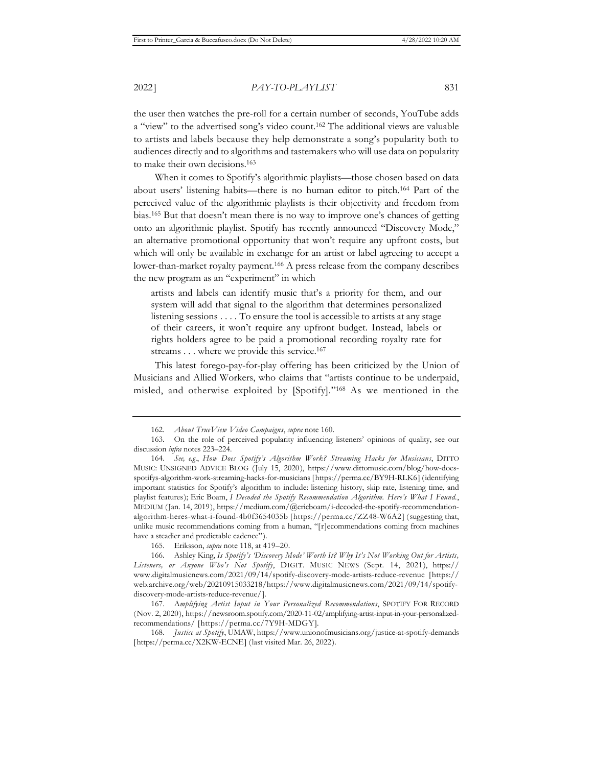the user then watches the pre-roll for a certain number of seconds, YouTube adds a "view" to the advertised song's video count.[162] The additional views are valuable to artists and labels because they help demonstrate a song's popularity both to audiences directly and to algorithms and tastemakers who will use data on popularity to make their own decisions.[163]

When it comes to Spotify's algorithmic playlists—those chosen based on data about users' listening habits—there is no human editor to pitch.[164] Part of the perceived value of the algorithmic playlists is their objectivity and freedom from bias.[165] But that doesn't mean there is no way to improve one's chances of getting onto an algorithmic playlist. Spotify has recently announced "Discovery Mode," an alternative promotional opportunity that won't require any upfront costs, but which will only be available in exchange for an artist or label agreeing to accept a lower-than-market royalty payment.[166] A press release from the company describes the new program as an "experiment" in which

> artists and labels can identify music that's a priority for them, and our system will add that signal to the algorithm that determines personalized listening sessions . . . . To ensure the tool is accessible to artists at any stage of their careers, it won't require any upfront budget. Instead, labels or rights holders agree to be paid a promotional recording royalty rate for streams . . . where we provide this service.[167]

This latest forego-pay-for-play offering has been criticized by the Union of Musicians and Allied Workers, who claims that "artists continue to be underpaid, misled, and otherwise exploited by [Spotify]."[168] As we mentioned in the

---

162. *About TrueView Video Campaigns*, *supra* note 160.

163. On the role of perceived popularity influencing listeners' opinions of quality, see our discussion *infra* notes 223–224.

164. *See, e.g.*, *How Does Spotify's Algorithm Work? Streaming Hacks for Musicians*, DITTO MUSIC: UNSIGNED ADVICE BLOG (July 15, 2020), https://www.dittomusic.com/blog/how-does-spotifys-algorithm-work-streaming-hacks-for-musicians [https://perma.cc/BY9H-RLK6] (identifying important statistics for Spotify's algorithm to include: listening history, skip rate, listening time, and playlist features); Eric Boam, *I Decoded the Spotify Recommendation Algorithm. Here's What I Found.*, MEDIUM (Jan. 14, 2019), https://medium.com/@ericboam/i-decoded-the-spotify-recommendation-algorithm-heres-what-i-found-4b0f3654035b [https://perma.cc/ZZ48-W6A2] (suggesting that, unlike music recommendations coming from a human, "[r]ecommendations coming from machines have a steadier and predictable cadence").

165. Eriksson, *supra* note 118, at 419–20.

166. Ashley King, *Is Spotify's 'Discovery Mode' Worth It? Why It's Not Working Out for Artists, Listeners, or Anyone Who's Not Spotify*, DIGIT. MUSIC NEWS (Sept. 14, 2021), https://www.digitalmusicnews.com/2021/09/14/spotify-discovery-mode-artists-reduce-revenue [https://web.archive.org/web/20210915033218/https://www.digitalmusicnews.com/2021/09/14/spotify-discovery-mode-artists-reduce-revenue/].

167. A*mplifying Artist Input in Your Personalized Recommendations*, SPOTIFY FOR RECORD (Nov. 2, 2020), https://newsroom.spotify.com/2020-11-02/amplifying-artist-input-in-your-personalized-recommendations/ [https://perma.cc/7Y9H-MDGY].

168. *Justice at Spotify*, UMAW, https://www.unionofmusicians.org/justice-at-spotify-demands [https://perma.cc/X2KW-ECNE] (last visited Mar. 26, 2022).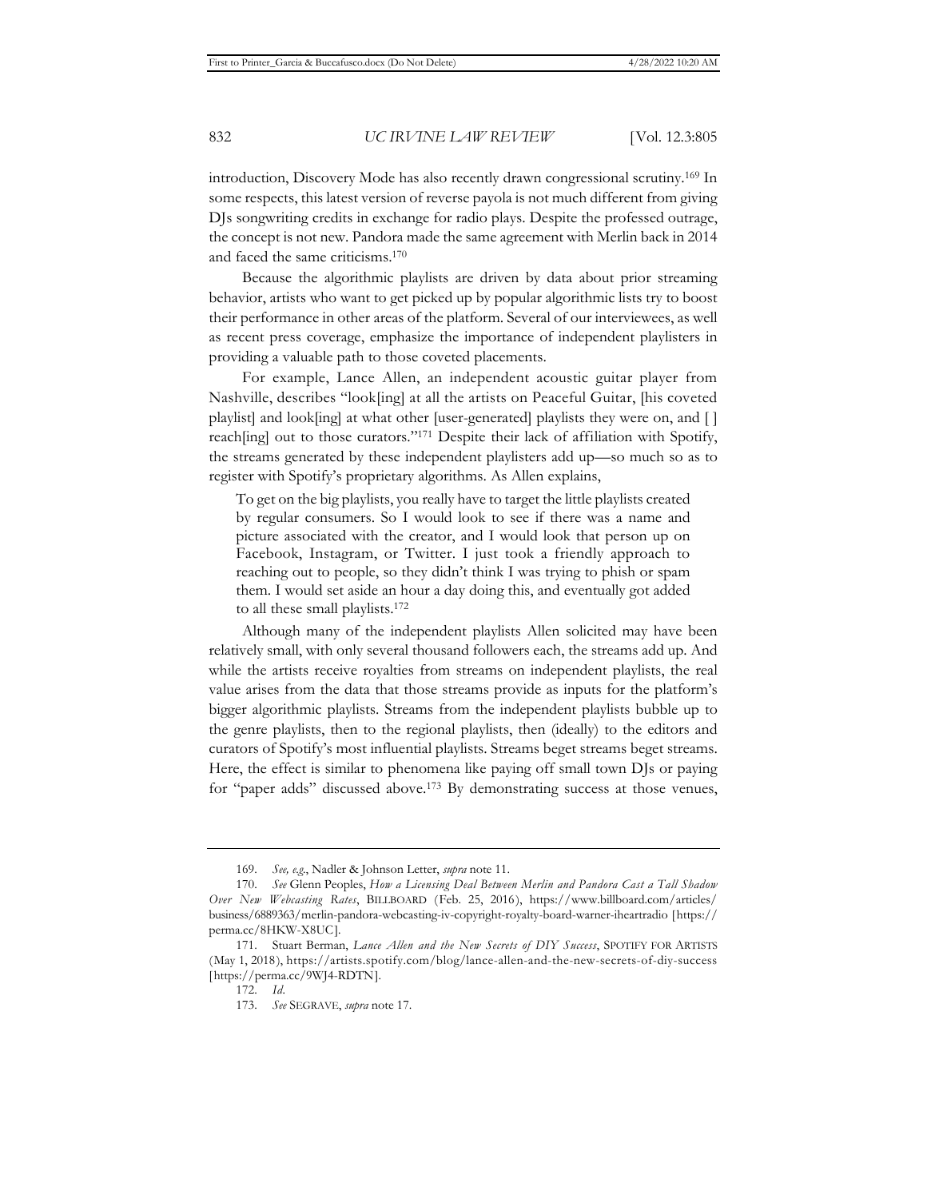introduction, Discovery Mode has also recently drawn congressional scrutiny.[169] In some respects, this latest version of reverse payola is not much different from giving DJs songwriting credits in exchange for radio plays. Despite the professed outrage, the concept is not new. Pandora made the same agreement with Merlin back in 2014 and faced the same criticisms.[170]

Because the algorithmic playlists are driven by data about prior streaming behavior, artists who want to get picked up by popular algorithmic lists try to boost their performance in other areas of the platform. Several of our interviewees, as well as recent press coverage, emphasize the importance of independent playlisters in providing a valuable path to those coveted placements.

For example, Lance Allen, an independent acoustic guitar player from Nashville, describes "look[ing] at all the artists on Peaceful Guitar, [his coveted playlist] and look[ing] at what other [user-generated] playlists they were on, and [ ] reach[ing] out to those curators."[171] Despite their lack of affiliation with Spotify, the streams generated by these independent playlisters add up—so much so as to register with Spotify's proprietary algorithms. As Allen explains,

> To get on the big playlists, you really have to target the little playlists created by regular consumers. So I would look to see if there was a name and picture associated with the creator, and I would look that person up on Facebook, Instagram, or Twitter. I just took a friendly approach to reaching out to people, so they didn't think I was trying to phish or spam them. I would set aside an hour a day doing this, and eventually got added to all these small playlists.[172]

Although many of the independent playlists Allen solicited may have been relatively small, with only several thousand followers each, the streams add up. And while the artists receive royalties from streams on independent playlists, the real value arises from the data that those streams provide as inputs for the platform's bigger algorithmic playlists. Streams from the independent playlists bubble up to the genre playlists, then to the regional playlists, then (ideally) to the editors and curators of Spotify's most influential playlists. Streams beget streams beget streams. Here, the effect is similar to phenomena like paying off small town DJs or paying for "paper adds" discussed above.[173] By demonstrating success at those venues,

---

169. *See, e.g.*, Nadler & Johnson Letter, *supra* note 11.

170. *See* Glenn Peoples, *How a Licensing Deal Between Merlin and Pandora Cast a Tall Shadow Over New Webcasting Rates*, BILLBOARD (Feb. 25, 2016), https://www.billboard.com/articles/business/6889363/merlin-pandora-webcasting-iv-copyright-royalty-board-warner-iheartradio [https://perma.cc/8HKW-X8UC].

171. Stuart Berman, *Lance Allen and the New Secrets of DIY Success*, SPOTIFY FOR ARTISTS (May 1, 2018), https://artists.spotify.com/blog/lance-allen-and-the-new-secrets-of-diy-success [https://perma.cc/9WJ4-RDTN].

172. *Id*.

173. *See* SEGRAVE, *supra* note 17.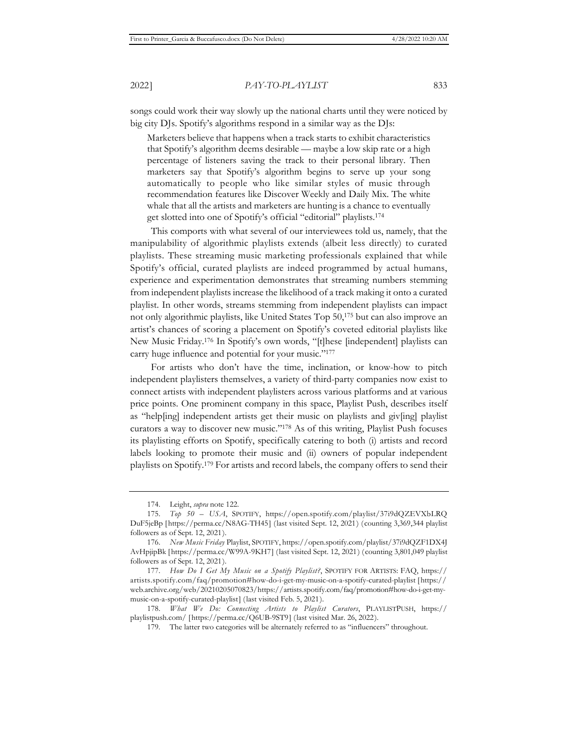songs could work their way slowly up the national charts until they were noticed by big city DJs. Spotify's algorithms respond in a similar way as the DJs:

> Marketers believe that happens when a track starts to exhibit characteristics that Spotify's algorithm deems desirable — maybe a low skip rate or a high percentage of listeners saving the track to their personal library. Then marketers say that Spotify's algorithm begins to serve up your song automatically to people who like similar styles of music through recommendation features like Discover Weekly and Daily Mix. The white whale that all the artists and marketers are hunting is a chance to eventually get slotted into one of Spotify's official "editorial" playlists.[174]

This comports with what several of our interviewees told us, namely, that the manipulability of algorithmic playlists extends (albeit less directly) to curated playlists. These streaming music marketing professionals explained that while Spotify's official, curated playlists are indeed programmed by actual humans, experience and experimentation demonstrates that streaming numbers stemming from independent playlists increase the likelihood of a track making it onto a curated playlist. In other words, streams stemming from independent playlists can impact not only algorithmic playlists, like United States Top 50,[175] but can also improve an artist's chances of scoring a placement on Spotify's coveted editorial playlists like New Music Friday.[176] In Spotify's own words, "[t]hese [independent] playlists can carry huge influence and potential for your music."[177]

For artists who don't have the time, inclination, or know-how to pitch independent playlisters themselves, a variety of third-party companies now exist to connect artists with independent playlisters across various platforms and at various price points. One prominent company in this space, Playlist Push, describes itself as "help[ing] independent artists get their music on playlists and giv[ing] playlist curators a way to discover new music."[178] As of this writing, Playlist Push focuses its playlisting efforts on Spotify, specifically catering to both (i) artists and record labels looking to promote their music and (ii) owners of popular independent playlists on Spotify.[179] For artists and record labels, the company offers to send their

---

174. Leight, *supra* note 122.

175. *Top 50 – USA*, SPOTIFY, https://open.spotify.com/playlist/37i9dQZEVXbLRQDuF5jeBp [https://perma.cc/N8AG-TH45] (last visited Sept. 12, 2021) (counting 3,369,344 playlist followers as of Sept. 12, 2021).

176. *New Music Friday* Playlist, SPOTIFY, https://open.spotify.com/playlist/37i9dQZF1DX4JAvHpjipBk [https://perma.cc/W99A-9KH7] (last visited Sept. 12, 2021) (counting 3,801,049 playlist followers as of Sept. 12, 2021).

177. *How Do I Get My Music on a Spotify Playlist?*, SPOTIFY FOR ARTISTS: FAQ, https://artists.spotify.com/faq/promotion#how-do-i-get-my-music-on-a-spotify-curated-playlist [https://web.archive.org/web/20210205070823/https://artists.spotify.com/faq/promotion#how-do-i-get-my-music-on-a-spotify-curated-playlist] (last visited Feb. 5, 2021).

178. *What We Do: Connecting Artists to Playlist Curators*, PLAYLISTPUSH, https://playlistpush.com/ [https://perma.cc/Q6UB-9ST9] (last visited Mar. 26, 2022).

179. The latter two categories will be alternately referred to as "influencers" throughout.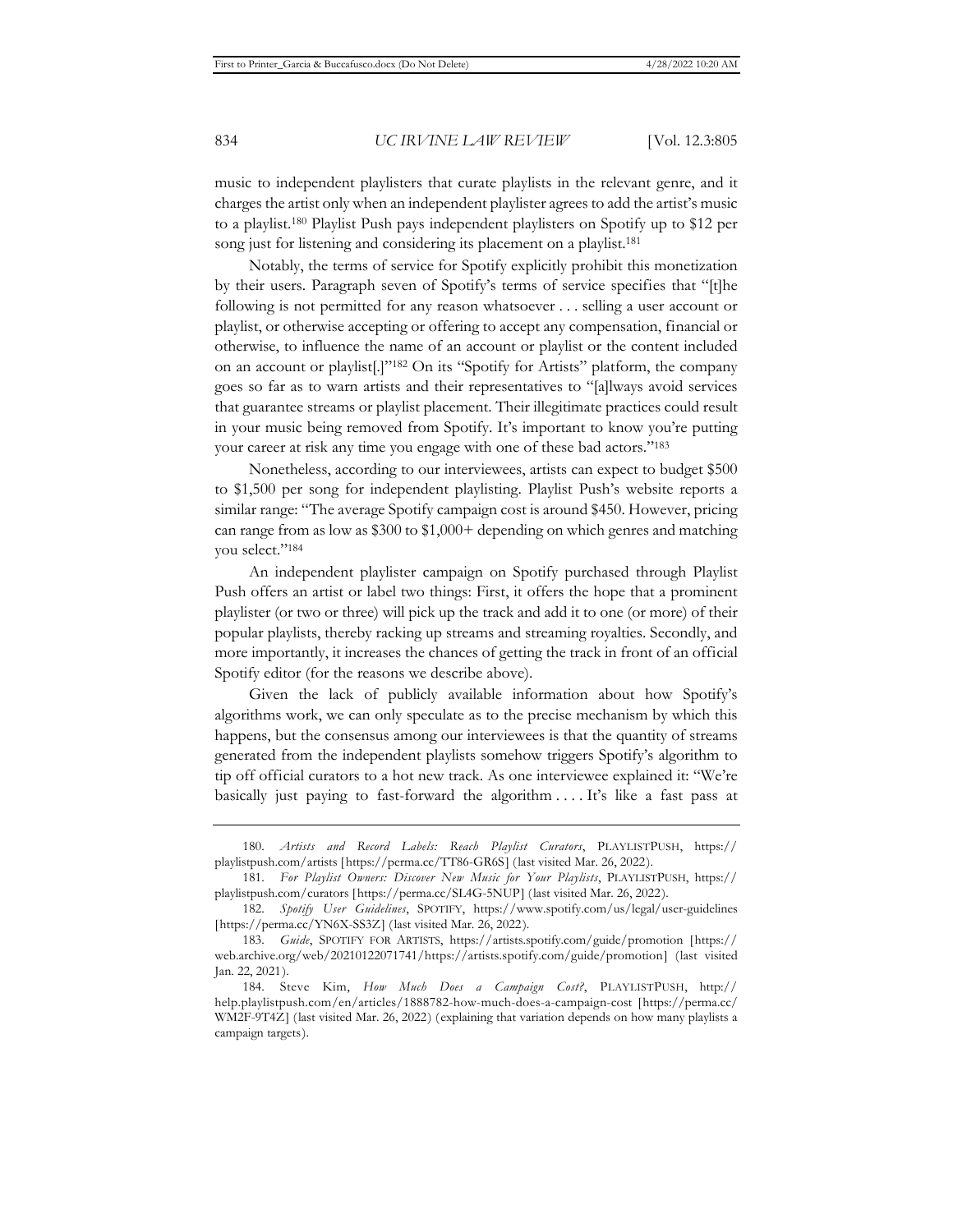music to independent playlisters that curate playlists in the relevant genre, and it charges the artist only when an independent playlister agrees to add the artist's music to a playlist.[180] Playlist Push pays independent playlisters on Spotify up to $12 per song just for listening and considering its placement on a playlist.[181]

Notably, the terms of service for Spotify explicitly prohibit this monetization by their users. Paragraph seven of Spotify's terms of service specifies that "[t]he following is not permitted for any reason whatsoever . . . selling a user account or playlist, or otherwise accepting or offering to accept any compensation, financial or otherwise, to influence the name of an account or playlist or the content included on an account or playlist[.]"[182] On its "Spotify for Artists" platform, the company goes so far as to warn artists and their representatives to "[a]lways avoid services that guarantee streams or playlist placement. Their illegitimate practices could result in your music being removed from Spotify. It's important to know you're putting your career at risk any time you engage with one of these bad actors."[183]

Nonetheless, according to our interviewees, artists can expect to budget $500 to $1,500 per song for independent playlisting. Playlist Push's website reports a similar range: "The average Spotify campaign cost is around $450. However, pricing can range from as low as $300 to $1,000+ depending on which genres and matching you select."[184]

An independent playlister campaign on Spotify purchased through Playlist Push offers an artist or label two things: First, it offers the hope that a prominent playlister (or two or three) will pick up the track and add it to one (or more) of their popular playlists, thereby racking up streams and streaming royalties. Secondly, and more importantly, it increases the chances of getting the track in front of an official Spotify editor (for the reasons we describe above).

Given the lack of publicly available information about how Spotify's algorithms work, we can only speculate as to the precise mechanism by which this happens, but the consensus among our interviewees is that the quantity of streams generated from the independent playlists somehow triggers Spotify's algorithm to tip off official curators to a hot new track. As one interviewee explained it: "We're basically just paying to fast-forward the algorithm . . . . It's like a fast pass at

---

180. *Artists and Record Labels: Reach Playlist Curators*, PLAYLISTPUSH, https://playlistpush.com/artists [https://perma.cc/TT86-GR6S] (last visited Mar. 26, 2022).

181. *For Playlist Owners: Discover New Music for Your Playlists*, PLAYLISTPUSH, https://playlistpush.com/curators [https://perma.cc/SL4G-5NUP] (last visited Mar. 26, 2022).

182. *Spotify User Guidelines*, SPOTIFY, https://www.spotify.com/us/legal/user-guidelines [https://perma.cc/YN6X-SS3Z] (last visited Mar. 26, 2022).

183. *Guide*, SPOTIFY FOR ARTISTS, https://artists.spotify.com/guide/promotion [https://web.archive.org/web/20210122071741/https://artists.spotify.com/guide/promotion] (last visited Jan. 22, 2021).

184. Steve Kim, *How Much Does a Campaign Cost?*, PLAYLISTPUSH, http://help.playlistpush.com/en/articles/1888782-how-much-does-a-campaign-cost [https://perma.cc/WM2F-9T4Z] (last visited Mar. 26, 2022) (explaining that variation depends on how many playlists a campaign targets).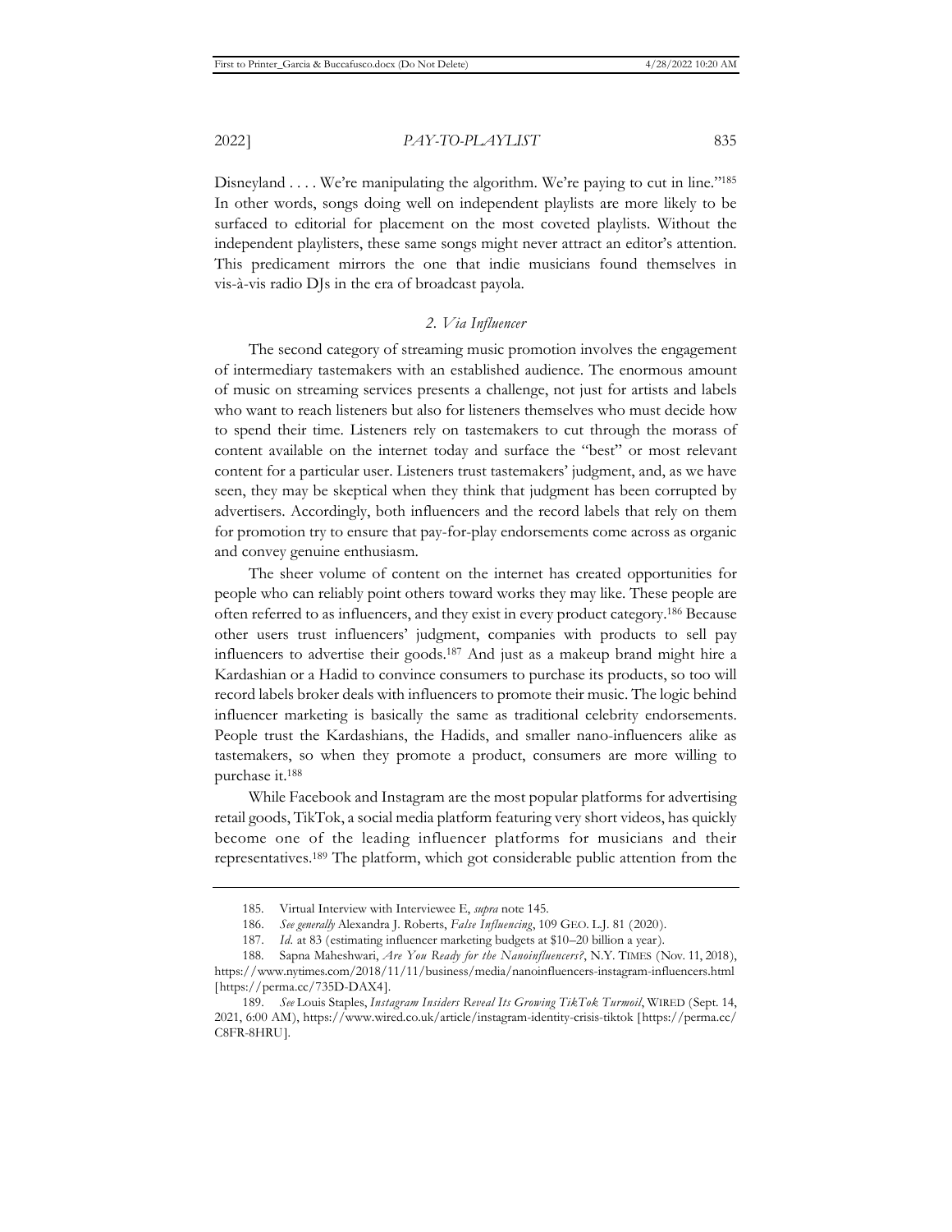Disneyland . . . . We're manipulating the algorithm. We're paying to cut in line."[185] In other words, songs doing well on independent playlists are more likely to be surfaced to editorial for placement on the most coveted playlists. Without the independent playlisters, these same songs might never attract an editor's attention. This predicament mirrors the one that indie musicians found themselves in vis-à-vis radio DJs in the era of broadcast payola.

### *2. Via Influencer*

The second category of streaming music promotion involves the engagement of intermediary tastemakers with an established audience. The enormous amount of music on streaming services presents a challenge, not just for artists and labels who want to reach listeners but also for listeners themselves who must decide how to spend their time. Listeners rely on tastemakers to cut through the morass of content available on the internet today and surface the "best" or most relevant content for a particular user. Listeners trust tastemakers' judgment, and, as we have seen, they may be skeptical when they think that judgment has been corrupted by advertisers. Accordingly, both influencers and the record labels that rely on them for promotion try to ensure that pay-for-play endorsements come across as organic and convey genuine enthusiasm.

The sheer volume of content on the internet has created opportunities for people who can reliably point others toward works they may like. These people are often referred to as influencers, and they exist in every product category.[186] Because other users trust influencers' judgment, companies with products to sell pay influencers to advertise their goods.[187] And just as a makeup brand might hire a Kardashian or a Hadid to convince consumers to purchase its products, so too will record labels broker deals with influencers to promote their music. The logic behind influencer marketing is basically the same as traditional celebrity endorsements. People trust the Kardashians, the Hadids, and smaller nano-influencers alike as tastemakers, so when they promote a product, consumers are more willing to purchase it.[188]

While Facebook and Instagram are the most popular platforms for advertising retail goods, TikTok, a social media platform featuring very short videos, has quickly become one of the leading influencer platforms for musicians and their representatives.[189] The platform, which got considerable public attention from the

---

185. Virtual Interview with Interviewee E, *supra* note 145.

186. *See generally* Alexandra J. Roberts, *False Influencing*, 109 GEO. L.J. 81 (2020).

187. *Id.* at 83 (estimating influencer marketing budgets at $10–20 billion a year).

188. Sapna Maheshwari, *Are You Ready for the Nanoinfluencers?*, N.Y. TIMES (Nov. 11, 2018), https://www.nytimes.com/2018/11/11/business/media/nanoinfluencers-instagram-influencers.html [https://perma.cc/735D-DAX4].

189. *See* Louis Staples, *Instagram Insiders Reveal Its Growing TikTok Turmoil*, WIRED (Sept. 14, 2021, 6:00 AM), https://www.wired.co.uk/article/instagram-identity-crisis-tiktok [https://perma.cc/C8FR-8HRU].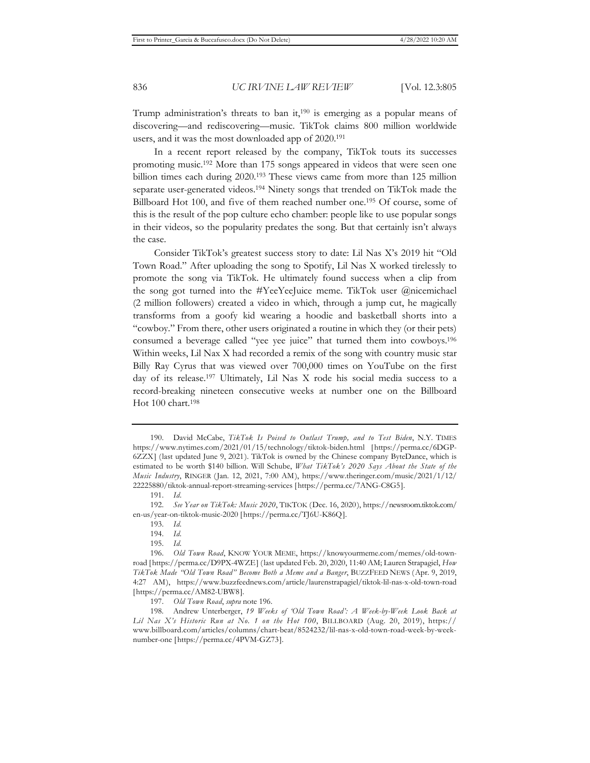Trump administration's threats to ban it,[190] is emerging as a popular means of discovering—and rediscovering—music. TikTok claims 800 million worldwide users, and it was the most downloaded app of 2020.[191]

In a recent report released by the company, TikTok touts its successes promoting music.[192] More than 175 songs appeared in videos that were seen one billion times each during 2020.[193] These views came from more than 125 million separate user-generated videos.[194] Ninety songs that trended on TikTok made the Billboard Hot 100, and five of them reached number one.[195] Of course, some of this is the result of the pop culture echo chamber: people like to use popular songs in their videos, so the popularity predates the song. But that certainly isn't always the case.

Consider TikTok's greatest success story to date: Lil Nas X's 2019 hit "Old Town Road." After uploading the song to Spotify, Lil Nas X worked tirelessly to promote the song via TikTok. He ultimately found success when a clip from the song got turned into the #YeeYeeJuice meme. TikTok user @nicemichael (2 million followers) created a video in which, through a jump cut, he magically transforms from a goofy kid wearing a hoodie and basketball shorts into a "cowboy." From there, other users originated a routine in which they (or their pets) consumed a beverage called "yee yee juice" that turned them into cowboys.[196] Within weeks, Lil Nax X had recorded a remix of the song with country music star Billy Ray Cyrus that was viewed over 700,000 times on YouTube on the first day of its release.[197] Ultimately, Lil Nas X rode his social media success to a record-breaking nineteen consecutive weeks at number one on the Billboard Hot 100 chart.[198]

---

190. David McCabe, *TikTok Is Poised to Outlast Trump, and to Test Biden*, N.Y. TIMES https://www.nytimes.com/2021/01/15/technology/tiktok-biden.html [https://perma.cc/6DGP-6ZZX] (last updated June 9, 2021). TikTok is owned by the Chinese company ByteDance, which is estimated to be worth $140 billion. Will Schube, *What TikTok's 2020 Says About the State of the Music Industry*, RINGER (Jan. 12, 2021, 7:00 AM), https://www.theringer.com/music/2021/1/12/22225880/tiktok-annual-report-streaming-services [https://perma.cc/7ANG-C8G5].

191. *Id.*

192. *See Year on TikTok: Music 2020*, TIKTOK (Dec. 16, 2020), https://newsroom.tiktok.com/en-us/year-on-tiktok-music-2020 [https://perma.cc/TJ6U-K86Q].

193. *Id.*

194. *Id.*

195. *Id.*

196. *Old Town Road*, KNOW YOUR MEME, https://knowyourmeme.com/memes/old-town-road [https://perma.cc/D9PX-4WZE] (last updated Feb. 20, 2020, 11:40 AM; Lauren Strapagiel, *How TikTok Made "Old Town Road" Become Both a Meme and a Banger*, BUZZFEED NEWS (Apr. 9, 2019, 4:27 AM), https://www.buzzfeednews.com/article/laurenstrapagiel/tiktok-lil-nas-x-old-town-road [https://perma.cc/AM82-UBW8].

197. *Old Town Road*, *supra* note 196.

198. Andrew Unterberger, *19 Weeks of 'Old Town Road': A Week-by-Week Look Back at Lil Nas X's Historic Run at No. 1 on the Hot 100*, BILLBOARD (Aug. 20, 2019), https://www.billboard.com/articles/columns/chart-beat/8524232/lil-nas-x-old-town-road-week-by-week-number-one [https://perma.cc/4PVM-GZ73].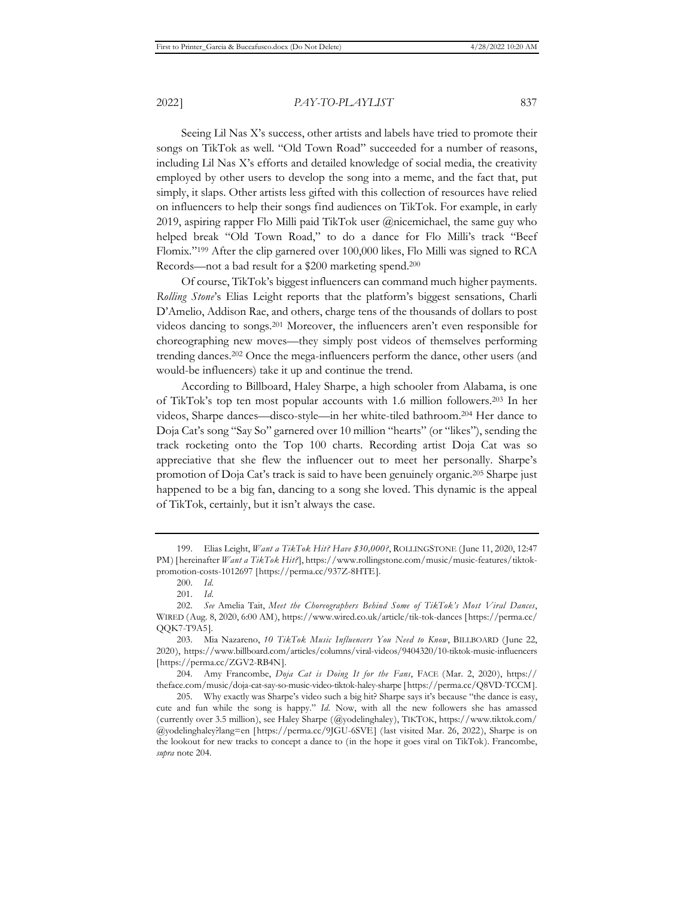Seeing Lil Nas X's success, other artists and labels have tried to promote their songs on TikTok as well. "Old Town Road" succeeded for a number of reasons, including Lil Nas X's efforts and detailed knowledge of social media, the creativity employed by other users to develop the song into a meme, and the fact that, put simply, it slaps. Other artists less gifted with this collection of resources have relied on influencers to help their songs find audiences on TikTok. For example, in early 2019, aspiring rapper Flo Milli paid TikTok user @nicemichael, the same guy who helped break "Old Town Road," to do a dance for Flo Milli's track "Beef Flomix."[199] After the clip garnered over 100,000 likes, Flo Milli was signed to RCA Records—not a bad result for a $200 marketing spend.[200]

Of course, TikTok's biggest influencers can command much higher payments. *Rolling Stone*'s Elias Leight reports that the platform's biggest sensations, Charli D'Amelio, Addison Rae, and others, charge tens of the thousands of dollars to post videos dancing to songs.[201] Moreover, the influencers aren't even responsible for choreographing new moves—they simply post videos of themselves performing trending dances.[202] Once the mega-influencers perform the dance, other users (and would-be influencers) take it up and continue the trend.

According to Billboard, Haley Sharpe, a high schooler from Alabama, is one of TikTok's top ten most popular accounts with 1.6 million followers.[203] In her videos, Sharpe dances—disco-style—in her white-tiled bathroom.[204] Her dance to Doja Cat's song "Say So" garnered over 10 million "hearts" (or "likes"), sending the track rocketing onto the Top 100 charts. Recording artist Doja Cat was so appreciative that she flew the influencer out to meet her personally. Sharpe's promotion of Doja Cat's track is said to have been genuinely organic.[205] Sharpe just happened to be a big fan, dancing to a song she loved. This dynamic is the appeal of TikTok, certainly, but it isn't always the case.

---

199. Elias Leight, *Want a TikTok Hit? Have $30,000?*, ROLLINGSTONE (June 11, 2020, 12:47 PM) [hereinafter *Want a TikTok Hit?*], https://www.rollingstone.com/music/music-features/tiktok-promotion-costs-1012697 [https://perma.cc/937Z-8HTE].

200. *Id.*

201. *Id.*

202. *See* Amelia Tait, *Meet the Choreographers Behind Some of TikTok's Most Viral Dances*, WIRED (Aug. 8, 2020, 6:00 AM), https://www.wired.co.uk/article/tik-tok-dances [https://perma.cc/QQK7-T9A5].

203. Mia Nazareno, *10 TikTok Music Influencers You Need to Know*, BILLBOARD (June 22, 2020), https://www.billboard.com/articles/columns/viral-videos/9404320/10-tiktok-music-influencers [https://perma.cc/ZGV2-RB4N].

204. Amy Francombe, *Doja Cat is Doing It for the Fans*, FACE (Mar. 2, 2020), https://theface.com/music/doja-cat-say-so-music-video-tiktok-haley-sharpe [https://perma.cc/Q8VD-TCCM].

205. Why exactly was Sharpe's video such a big hit? Sharpe says it's because "the dance is easy, cute and fun while the song is happy." *Id.* Now, with all the new followers she has amassed (currently over 3.5 million), see Haley Sharpe (@yodelinghaley), TIKTOK, https://www.tiktok.com/@yodelinghaley?lang=en [https://perma.cc/9JGU-6SVE] (last visited Mar. 26, 2022), Sharpe is on the lookout for new tracks to concept a dance to (in the hope it goes viral on TikTok). Francombe, *supra* note 204.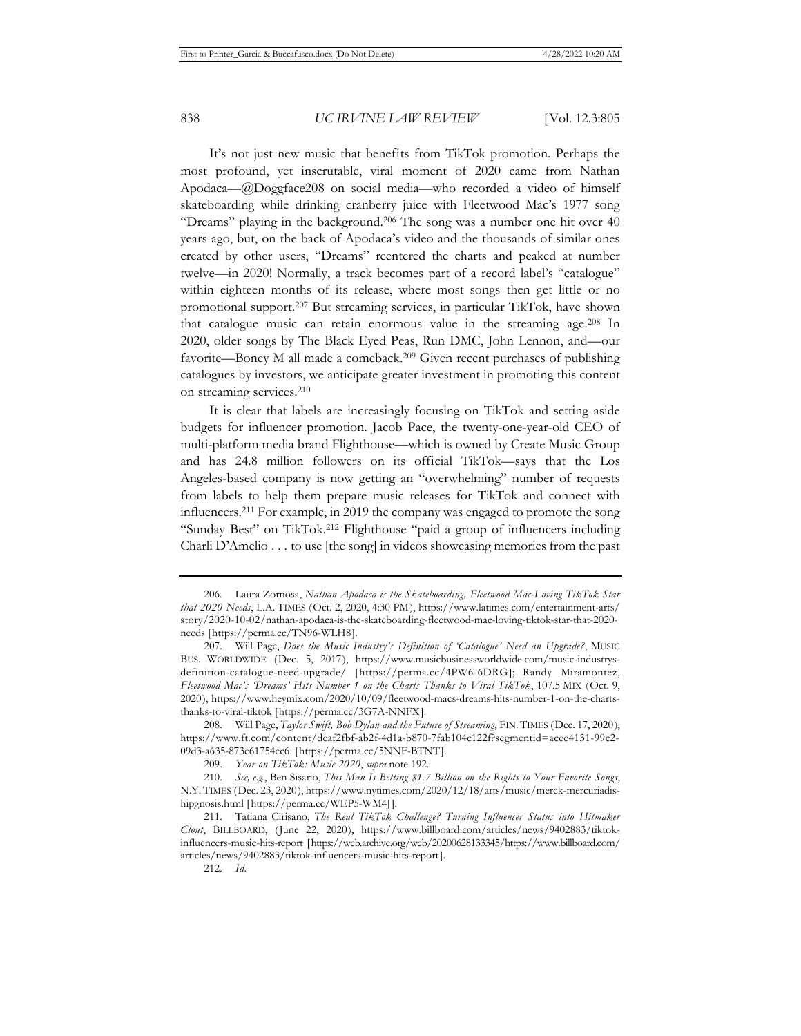It's not just new music that benefits from TikTok promotion. Perhaps the most profound, yet inscrutable, viral moment of 2020 came from Nathan Apodaca—@Doggface208 on social media—who recorded a video of himself skateboarding while drinking cranberry juice with Fleetwood Mac's 1977 song "Dreams" playing in the background.[206] The song was a number one hit over 40 years ago, but, on the back of Apodaca's video and the thousands of similar ones created by other users, "Dreams" reentered the charts and peaked at number twelve—in 2020! Normally, a track becomes part of a record label's "catalogue" within eighteen months of its release, where most songs then get little or no promotional support.[207] But streaming services, in particular TikTok, have shown that catalogue music can retain enormous value in the streaming age.[208] In 2020, older songs by The Black Eyed Peas, Run DMC, John Lennon, and—our favorite—Boney M all made a comeback.[209] Given recent purchases of publishing catalogues by investors, we anticipate greater investment in promoting this content on streaming services.[210]

It is clear that labels are increasingly focusing on TikTok and setting aside budgets for influencer promotion. Jacob Pace, the twenty-one-year-old CEO of multi-platform media brand Flighthouse—which is owned by Create Music Group and has 24.8 million followers on its official TikTok—says that the Los Angeles-based company is now getting an "overwhelming" number of requests from labels to help them prepare music releases for TikTok and connect with influencers.[211] For example, in 2019 the company was engaged to promote the song "Sunday Best" on TikTok.[212] Flighthouse "paid a group of influencers including Charli D'Amelio . . . to use [the song] in videos showcasing memories from the past

---

206. Laura Zornosa, *Nathan Apodaca is the Skateboarding, Fleetwood Mac-Loving TikTok Star that 2020 Needs*, L.A. TIMES (Oct. 2, 2020, 4:30 PM), https://www.latimes.com/entertainment-arts/story/2020-10-02/nathan-apodaca-is-the-skateboarding-fleetwood-mac-loving-tiktok-star-that-2020-needs [https://perma.cc/TN96-WLH8].

207. Will Page, *Does the Music Industry's Definition of 'Catalogue' Need an Upgrade?*, MUSIC BUS. WORLDWIDE (Dec. 5, 2017), https://www.musicbusinessworldwide.com/music-industrys-definition-catalogue-need-upgrade/ [https://perma.cc/4PW6-6DRG]; Randy Miramontez, *Fleetwood Mac's 'Dreams' Hits Number 1 on the Charts Thanks to Viral TikTok*, 107.5 MIX (Oct. 9, 2020), https://www.heymix.com/2020/10/09/fleetwood-macs-dreams-hits-number-1-on-the-charts-thanks-to-viral-tiktok [https://perma.cc/3G7A-NNFX].

208. Will Page, *Taylor Swift, Bob Dylan and the Future of Streaming*, FIN. TIMES (Dec. 17, 2020), https://www.ft.com/content/deaf2fbf-ab2f-4d1a-b870-7fab104c122f?segmentid=acee4131-99c2-09d3-a635-873e61754ec6. [https://perma.cc/5NNF-BTNT].

209. *Year on TikTok: Music 2020*, *supra* note 192.

210. *See, e.g.*, Ben Sisario, *This Man Is Betting $1.7 Billion on the Rights to Your Favorite Songs*, N.Y. TIMES (Dec. 23, 2020), https://www.nytimes.com/2020/12/18/arts/music/merck-mercuriadis-hipgnosis.html [https://perma.cc/WEP5-WM4J].

211. Tatiana Cirisano, *The Real TikTok Challenge? Turning Influencer Status into Hitmaker Clout*, BILLBOARD, (June 22, 2020), https://www.billboard.com/articles/news/9402883/tiktok-influencers-music-hits-report [https://web.archive.org/web/20200628133345/https://www.billboard.com/articles/news/9402883/tiktok-influencers-music-hits-report].

212. *Id.*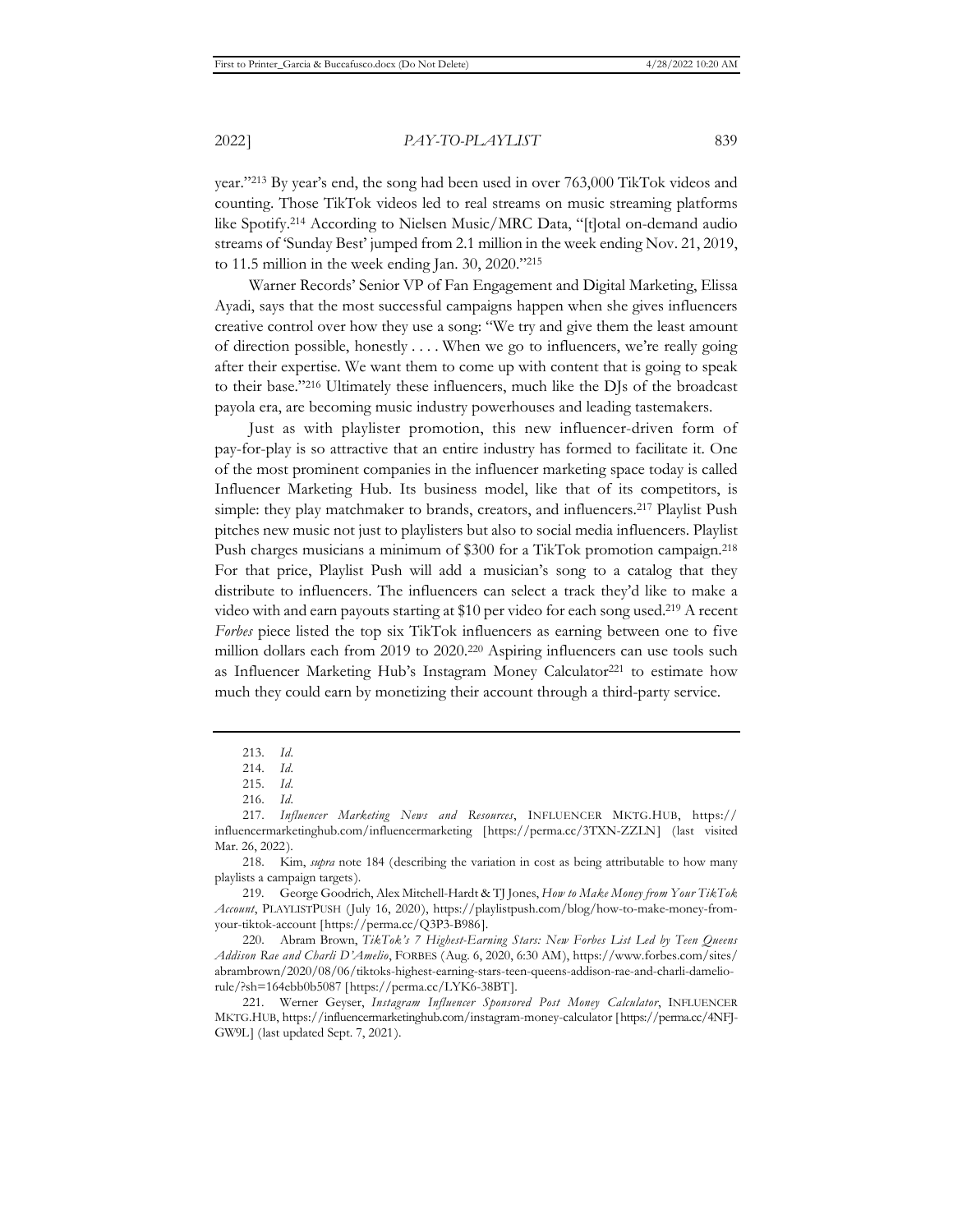year."[213] By year's end, the song had been used in over 763,000 TikTok videos and counting. Those TikTok videos led to real streams on music streaming platforms like Spotify.[214] According to Nielsen Music/MRC Data, "[t]otal on-demand audio streams of 'Sunday Best' jumped from 2.1 million in the week ending Nov. 21, 2019, to 11.5 million in the week ending Jan. 30, 2020."[215]

Warner Records' Senior VP of Fan Engagement and Digital Marketing, Elissa Ayadi, says that the most successful campaigns happen when she gives influencers creative control over how they use a song: "We try and give them the least amount of direction possible, honestly . . . . When we go to influencers, we're really going after their expertise. We want them to come up with content that is going to speak to their base."[216] Ultimately these influencers, much like the DJs of the broadcast payola era, are becoming music industry powerhouses and leading tastemakers.

Just as with playlister promotion, this new influencer-driven form of pay-for-play is so attractive that an entire industry has formed to facilitate it. One of the most prominent companies in the influencer marketing space today is called Influencer Marketing Hub. Its business model, like that of its competitors, is simple: they play matchmaker to brands, creators, and influencers.[217] Playlist Push pitches new music not just to playlisters but also to social media influencers. Playlist Push charges musicians a minimum of $300 for a TikTok promotion campaign.[218] For that price, Playlist Push will add a musician's song to a catalog that they distribute to influencers. The influencers can select a track they'd like to make a video with and earn payouts starting at $10 per video for each song used.[219] A recent *Forbes* piece listed the top six TikTok influencers as earning between one to five million dollars each from 2019 to 2020.[220] Aspiring influencers can use tools such as Influencer Marketing Hub's Instagram Money Calculator[221] to estimate how much they could earn by monetizing their account through a third-party service.

---

213. *Id.*

214. *Id.*

215. *Id.*

216. *Id.*

217. *Influencer Marketing News and Resources*, INFLUENCER MKTG.HUB, https://influencermarketinghub.com/influencermarketing [https://perma.cc/3TXN-ZZLN] (last visited Mar. 26, 2022).

218. Kim, *supra* note 184 (describing the variation in cost as being attributable to how many playlists a campaign targets).

219. George Goodrich, Alex Mitchell-Hardt & TJ Jones, *How to Make Money from Your TikTok Account*, PLAYLISTPUSH (July 16, 2020), https://playlistpush.com/blog/how-to-make-money-from-your-tiktok-account [https://perma.cc/Q3P3-B986].

220. Abram Brown, *TikTok's 7 Highest-Earning Stars: New Forbes List Led by Teen Queens Addison Rae and Charli D'Amelio*, FORBES (Aug. 6, 2020, 6:30 AM), https://www.forbes.com/sites/abrambrown/2020/08/06/tiktoks-highest-earning-stars-teen-queens-addison-rae-and-charli-damelio-rule/?sh=164ebb0b5087 [https://perma.cc/LYK6-38BT].

221. Werner Geyser, *Instagram Influencer Sponsored Post Money Calculator*, INFLUENCER MKTG.HUB, https://influencermarketinghub.com/instagram-money-calculator [https://perma.cc/4NFJ-GW9L] (last updated Sept. 7, 2021).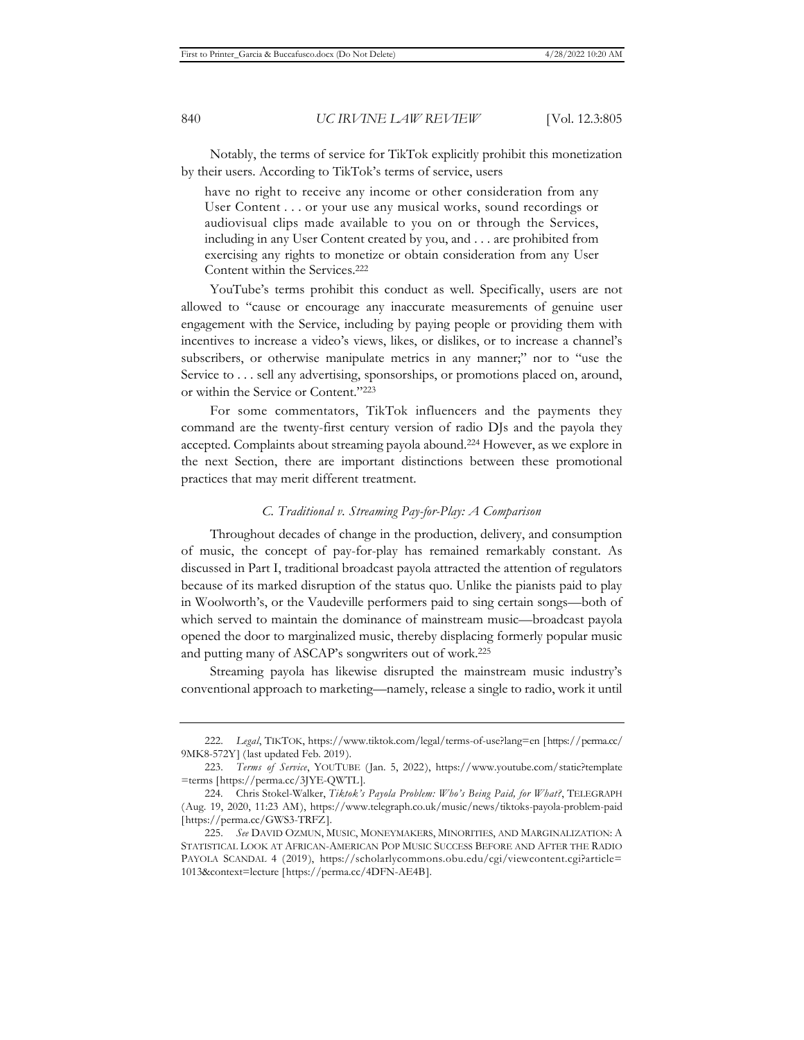Notably, the terms of service for TikTok explicitly prohibit this monetization by their users. According to TikTok's terms of service, users

> have no right to receive any income or other consideration from any User Content . . . or your use any musical works, sound recordings or audiovisual clips made available to you on or through the Services, including in any User Content created by you, and . . . are prohibited from exercising any rights to monetize or obtain consideration from any User Content within the Services.[222]

YouTube's terms prohibit this conduct as well. Specifically, users are not allowed to "cause or encourage any inaccurate measurements of genuine user engagement with the Service, including by paying people or providing them with incentives to increase a video's views, likes, or dislikes, or to increase a channel's subscribers, or otherwise manipulate metrics in any manner;" nor to "use the Service to . . . sell any advertising, sponsorships, or promotions placed on, around, or within the Service or Content."[223]

For some commentators, TikTok influencers and the payments they command are the twenty-first century version of radio DJs and the payola they accepted. Complaints about streaming payola abound.[224] However, as we explore in the next Section, there are important distinctions between these promotional practices that may merit different treatment.

### *C. Traditional v. Streaming Pay-for-Play: A Comparison*

Throughout decades of change in the production, delivery, and consumption of music, the concept of pay-for-play has remained remarkably constant. As discussed in Part I, traditional broadcast payola attracted the attention of regulators because of its marked disruption of the status quo. Unlike the pianists paid to play in Woolworth's, or the Vaudeville performers paid to sing certain songs—both of which served to maintain the dominance of mainstream music—broadcast payola opened the door to marginalized music, thereby displacing formerly popular music and putting many of ASCAP's songwriters out of work.[225]

Streaming payola has likewise disrupted the mainstream music industry's conventional approach to marketing—namely, release a single to radio, work it until

---

222. *Legal*, TIKTOK, https://www.tiktok.com/legal/terms-of-use?lang=en [https://perma.cc/9MK8-572Y] (last updated Feb. 2019).

223. *Terms of Service*, YOUTUBE (Jan. 5, 2022), https://www.youtube.com/static?template=terms [https://perma.cc/3JYE-QWTL].

224. Chris Stokel-Walker, *Tiktok's Payola Problem: Who's Being Paid, for What?*, TELEGRAPH (Aug. 19, 2020, 11:23 AM), https://www.telegraph.co.uk/music/news/tiktoks-payola-problem-paid [https://perma.cc/GWS3-TRFZ].

225. *See* DAVID OZMUN, MUSIC, MONEYMAKERS, MINORITIES, AND MARGINALIZATION: A STATISTICAL LOOK AT AFRICAN-AMERICAN POP MUSIC SUCCESS BEFORE AND AFTER THE RADIO PAYOLA SCANDAL 4 (2019), https://scholarlycommons.obu.edu/cgi/viewcontent.cgi?article=1013&context=lecture [https://perma.cc/4DFN-AE4B].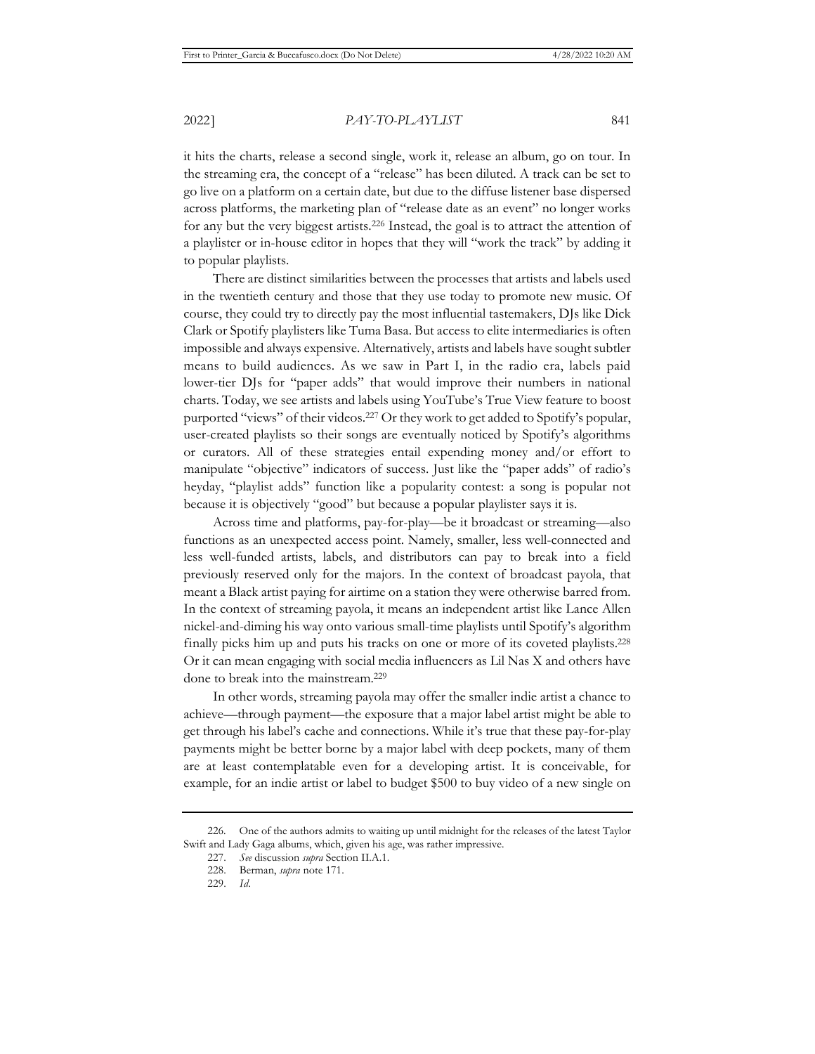it hits the charts, release a second single, work it, release an album, go on tour. In the streaming era, the concept of a "release" has been diluted. A track can be set to go live on a platform on a certain date, but due to the diffuse listener base dispersed across platforms, the marketing plan of "release date as an event" no longer works for any but the very biggest artists.[226] Instead, the goal is to attract the attention of a playlister or in-house editor in hopes that they will "work the track" by adding it to popular playlists.

There are distinct similarities between the processes that artists and labels used in the twentieth century and those that they use today to promote new music. Of course, they could try to directly pay the most influential tastemakers, DJs like Dick Clark or Spotify playlisters like Tuma Basa. But access to elite intermediaries is often impossible and always expensive. Alternatively, artists and labels have sought subtler means to build audiences. As we saw in Part I, in the radio era, labels paid lower-tier DJs for "paper adds" that would improve their numbers in national charts. Today, we see artists and labels using YouTube's True View feature to boost purported "views" of their videos.[227] Or they work to get added to Spotify's popular, user-created playlists so their songs are eventually noticed by Spotify's algorithms or curators. All of these strategies entail expending money and/or effort to manipulate "objective" indicators of success. Just like the "paper adds" of radio's heyday, "playlist adds" function like a popularity contest: a song is popular not because it is objectively "good" but because a popular playlister says it is.

Across time and platforms, pay-for-play—be it broadcast or streaming—also functions as an unexpected access point. Namely, smaller, less well-connected and less well-funded artists, labels, and distributors can pay to break into a field previously reserved only for the majors. In the context of broadcast payola, that meant a Black artist paying for airtime on a station they were otherwise barred from. In the context of streaming payola, it means an independent artist like Lance Allen nickel-and-diming his way onto various small-time playlists until Spotify's algorithm finally picks him up and puts his tracks on one or more of its coveted playlists.[228] Or it can mean engaging with social media influencers as Lil Nas X and others have done to break into the mainstream.[229]

In other words, streaming payola may offer the smaller indie artist a chance to achieve—through payment—the exposure that a major label artist might be able to get through his label's cache and connections. While it's true that these pay-for-play payments might be better borne by a major label with deep pockets, many of them are at least contemplatable even for a developing artist. It is conceivable, for example, for an indie artist or label to budget $500 to buy video of a new single on

226. One of the authors admits to waiting up until midnight for the releases of the latest Taylor Swift and Lady Gaga albums, which, given his age, was rather impressive.

227. *See* discussion *supra* Section II.A.1.

228. Berman, *supra* note 171.

229. *Id.*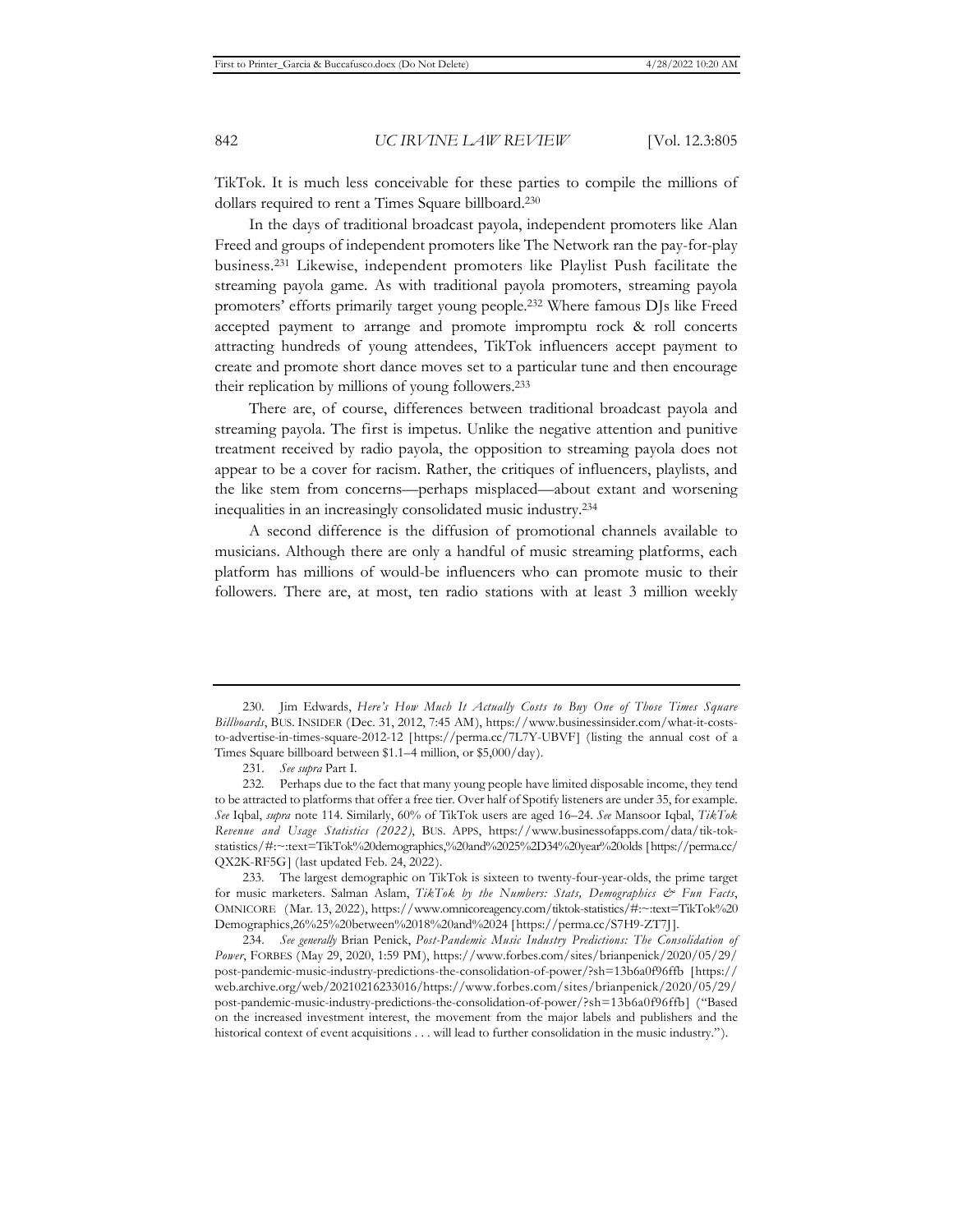TikTok. It is much less conceivable for these parties to compile the millions of dollars required to rent a Times Square billboard.[230]

In the days of traditional broadcast payola, independent promoters like Alan Freed and groups of independent promoters like The Network ran the pay-for-play business.[231] Likewise, independent promoters like Playlist Push facilitate the streaming payola game. As with traditional payola promoters, streaming payola promoters' efforts primarily target young people.[232] Where famous DJs like Freed accepted payment to arrange and promote impromptu rock & roll concerts attracting hundreds of young attendees, TikTok influencers accept payment to create and promote short dance moves set to a particular tune and then encourage their replication by millions of young followers.[233]

There are, of course, differences between traditional broadcast payola and streaming payola. The first is impetus. Unlike the negative attention and punitive treatment received by radio payola, the opposition to streaming payola does not appear to be a cover for racism. Rather, the critiques of influencers, playlists, and the like stem from concerns—perhaps misplaced—about extant and worsening inequalities in an increasingly consolidated music industry.[234]

A second difference is the diffusion of promotional channels available to musicians. Although there are only a handful of music streaming platforms, each platform has millions of would-be influencers who can promote music to their followers. There are, at most, ten radio stations with at least 3 million weekly

---

230. Jim Edwards, *Here's How Much It Actually Costs to Buy One of Those Times Square Billboards*, BUS. INSIDER (Dec. 31, 2012, 7:45 AM), https://www.businessinsider.com/what-it-costs-to-advertise-in-times-square-2012-12 [https://perma.cc/7L7Y-UBVF] (listing the annual cost of a Times Square billboard between $1.1–4 million, or $5,000/day).

231. *See supra* Part I.

232. Perhaps due to the fact that many young people have limited disposable income, they tend to be attracted to platforms that offer a free tier. Over half of Spotify listeners are under 35, for example. *See* Iqbal, *supra* note 114. Similarly, 60% of TikTok users are aged 16–24. *See* Mansoor Iqbal, *TikTok Revenue and Usage Statistics (2022)*, BUS. APPS, https://www.businessofapps.com/data/tik-tok-statistics/#:~:text=TikTok%20demographics,%20and%2025%2D34%20year%20olds [https://perma.cc/QX2K-RF5G] (last updated Feb. 24, 2022).

233. The largest demographic on TikTok is sixteen to twenty-four-year-olds, the prime target for music marketers. Salman Aslam, *TikTok by the Numbers: Stats, Demographics & Fun Facts*, OMNICORE (Mar. 13, 2022), https://www.omnicoreagency.com/tiktok-statistics/#:~:text=TikTok%20Demographics,26%25%20between%2018%20and%2024 [https://perma.cc/S7H9-ZT7J].

234. *See generally* Brian Penick, *Post-Pandemic Music Industry Predictions: The Consolidation of Power*, FORBES (May 29, 2020, 1:59 PM), https://www.forbes.com/sites/brianpenick/2020/05/29/post-pandemic-music-industry-predictions-the-consolidation-of-power/?sh=13b6a0f96ffb [https://web.archive.org/web/20210216233016/https://www.forbes.com/sites/brianpenick/2020/05/29/post-pandemic-music-industry-predictions-the-consolidation-of-power/?sh=13b6a0f96ffb] ("Based on the increased investment interest, the movement from the major labels and publishers and the historical context of event acquisitions . . . will lead to further consolidation in the music industry.").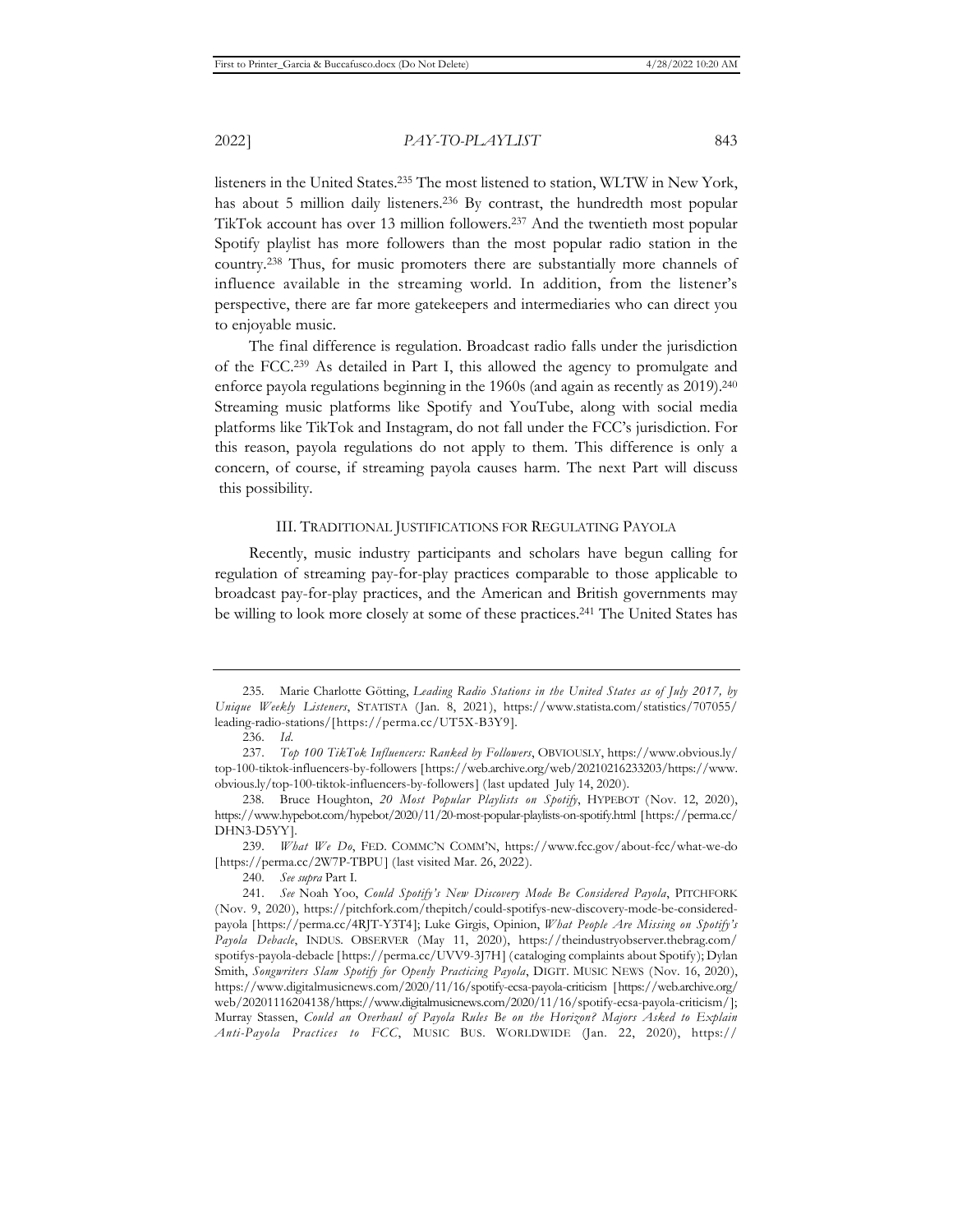listeners in the United States.[235] The most listened to station, WLTW in New York, has about 5 million daily listeners.[236] By contrast, the hundredth most popular TikTok account has over 13 million followers.[237] And the twentieth most popular Spotify playlist has more followers than the most popular radio station in the country.[238] Thus, for music promoters there are substantially more channels of influence available in the streaming world. In addition, from the listener's perspective, there are far more gatekeepers and intermediaries who can direct you to enjoyable music.

The final difference is regulation. Broadcast radio falls under the jurisdiction of the FCC.[239] As detailed in Part I, this allowed the agency to promulgate and enforce payola regulations beginning in the 1960s (and again as recently as 2019).[240] Streaming music platforms like Spotify and YouTube, along with social media platforms like TikTok and Instagram, do not fall under the FCC's jurisdiction. For this reason, payola regulations do not apply to them. This difference is only a concern, of course, if streaming payola causes harm. The next Part will discuss this possibility.

## III. TRADITIONAL JUSTIFICATIONS FOR REGULATING PAYOLA

Recently, music industry participants and scholars have begun calling for regulation of streaming pay-for-play practices comparable to those applicable to broadcast pay-for-play practices, and the American and British governments may be willing to look more closely at some of these practices.[241] The United States has

---

235. Marie Charlotte Götting, *Leading Radio Stations in the United States as of July 2017, by Unique Weekly Listeners*, STATISTA (Jan. 8, 2021), https://www.statista.com/statistics/707055/leading-radio-stations/[https://perma.cc/UT5X-B3Y9].

236. *Id.*

237. *Top 100 TikTok Influencers: Ranked by Followers*, OBVIOUSLY, https://www.obvious.ly/top-100-tiktok-influencers-by-followers [https://web.archive.org/web/20210216233203/https://www.obvious.ly/top-100-tiktok-influencers-by-followers] (last updated July 14, 2020).

238. Bruce Houghton, *20 Most Popular Playlists on Spotify*, HYPEBOT (Nov. 12, 2020), https://www.hypebot.com/hypebot/2020/11/20-most-popular-playlists-on-spotify.html [https://perma.cc/DHN3-D5YY].

239. *What We Do*, FED. COMMC'N COMM'N, https://www.fcc.gov/about-fcc/what-we-do [https://perma.cc/2W7P-TBPU] (last visited Mar. 26, 2022).

240. *See supra* Part I.

241. *See* Noah Yoo, *Could Spotify's New Discovery Mode Be Considered Payola*, PITCHFORK (Nov. 9, 2020), https://pitchfork.com/thepitch/could-spotifys-new-discovery-mode-be-considered-payola [https://perma.cc/4RJT-Y3T4]; Luke Girgis, Opinion, *What People Are Missing on Spotify's Payola Debacle*, INDUS. OBSERVER (May 11, 2020), https://theindustryobserver.thebrag.com/spotifys-payola-debacle [https://perma.cc/UVV9-3J7H] (cataloging complaints about Spotify); Dylan Smith, *Songwriters Slam Spotify for Openly Practicing Payola*, DIGIT. MUSIC NEWS (Nov. 16, 2020), https://www.digitalmusicnews.com/2020/11/16/spotify-ecsa-payola-criticism [https://web.archive.org/web/20201116204138/https://www.digitalmusicnews.com/2020/11/16/spotify-ecsa-payola-criticism/]; Murray Stassen, *Could an Overhaul of Payola Rules Be on the Horizon? Majors Asked to Explain Anti-Payola Practices to FCC*, MUSIC BUS. WORLDWIDE (Jan. 22, 2020), https://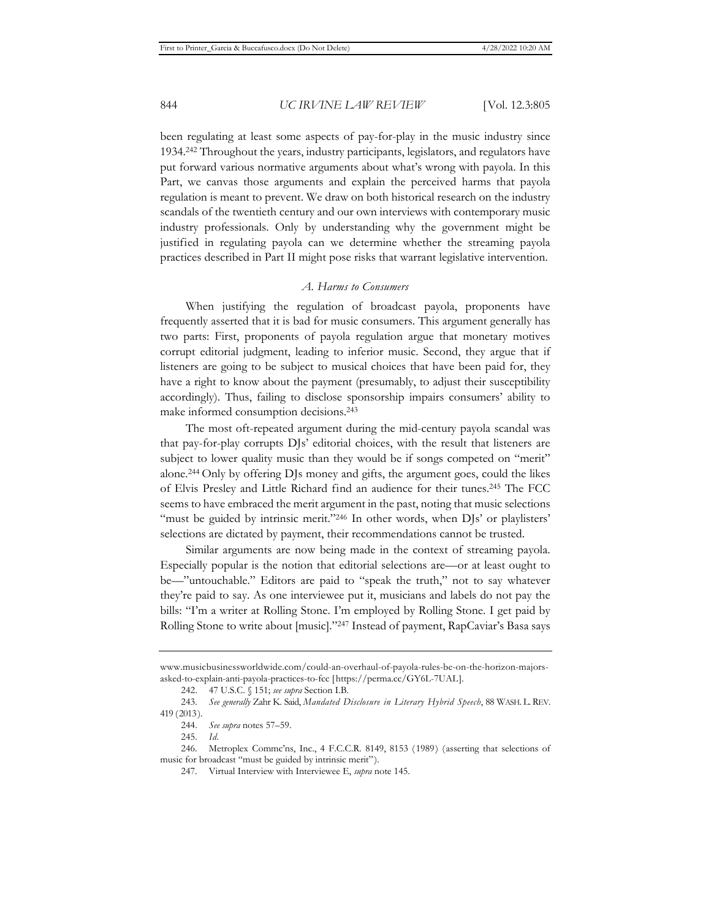been regulating at least some aspects of pay-for-play in the music industry since 1934.[242] Throughout the years, industry participants, legislators, and regulators have put forward various normative arguments about what's wrong with payola. In this Part, we canvas those arguments and explain the perceived harms that payola regulation is meant to prevent. We draw on both historical research on the industry scandals of the twentieth century and our own interviews with contemporary music industry professionals. Only by understanding why the government might be justified in regulating payola can we determine whether the streaming payola practices described in Part II might pose risks that warrant legislative intervention.

### *A. Harms to Consumers*

When justifying the regulation of broadcast payola, proponents have frequently asserted that it is bad for music consumers. This argument generally has two parts: First, proponents of payola regulation argue that monetary motives corrupt editorial judgment, leading to inferior music. Second, they argue that if listeners are going to be subject to musical choices that have been paid for, they have a right to know about the payment (presumably, to adjust their susceptibility accordingly). Thus, failing to disclose sponsorship impairs consumers' ability to make informed consumption decisions.[243]

The most oft-repeated argument during the mid-century payola scandal was that pay-for-play corrupts DJs' editorial choices, with the result that listeners are subject to lower quality music than they would be if songs competed on "merit" alone.[244] Only by offering DJs money and gifts, the argument goes, could the likes of Elvis Presley and Little Richard find an audience for their tunes.[245] The FCC seems to have embraced the merit argument in the past, noting that music selections "must be guided by intrinsic merit."[246] In other words, when DJs' or playlisters' selections are dictated by payment, their recommendations cannot be trusted.

Similar arguments are now being made in the context of streaming payola. Especially popular is the notion that editorial selections are—or at least ought to be—"untouchable." Editors are paid to "speak the truth," not to say whatever they're paid to say. As one interviewee put it, musicians and labels do not pay the bills: "I'm a writer at Rolling Stone. I'm employed by Rolling Stone. I get paid by Rolling Stone to write about [music]."[247] Instead of payment, RapCaviar's Basa says

---

www.musicbusinessworldwide.com/could-an-overhaul-of-payola-rules-be-on-the-horizon-majors-asked-to-explain-anti-payola-practices-to-fcc [https://perma.cc/GY6L-7UAL].

242. 47 U.S.C. § 151; *see supra* Section I.B.

243. *See generally* Zahr K. Said, *Mandated Disclosure in Literary Hybrid Speech*, 88 WASH. L. REV. 419 (2013).

244. *See supra* notes 57–59.

245. *Id.*

246. Metroplex Commc'ns, Inc., 4 F.C.C.R. 8149, 8153 (1989) (asserting that selections of music for broadcast "must be guided by intrinsic merit").

247. Virtual Interview with Interviewee E, *supra* note 145.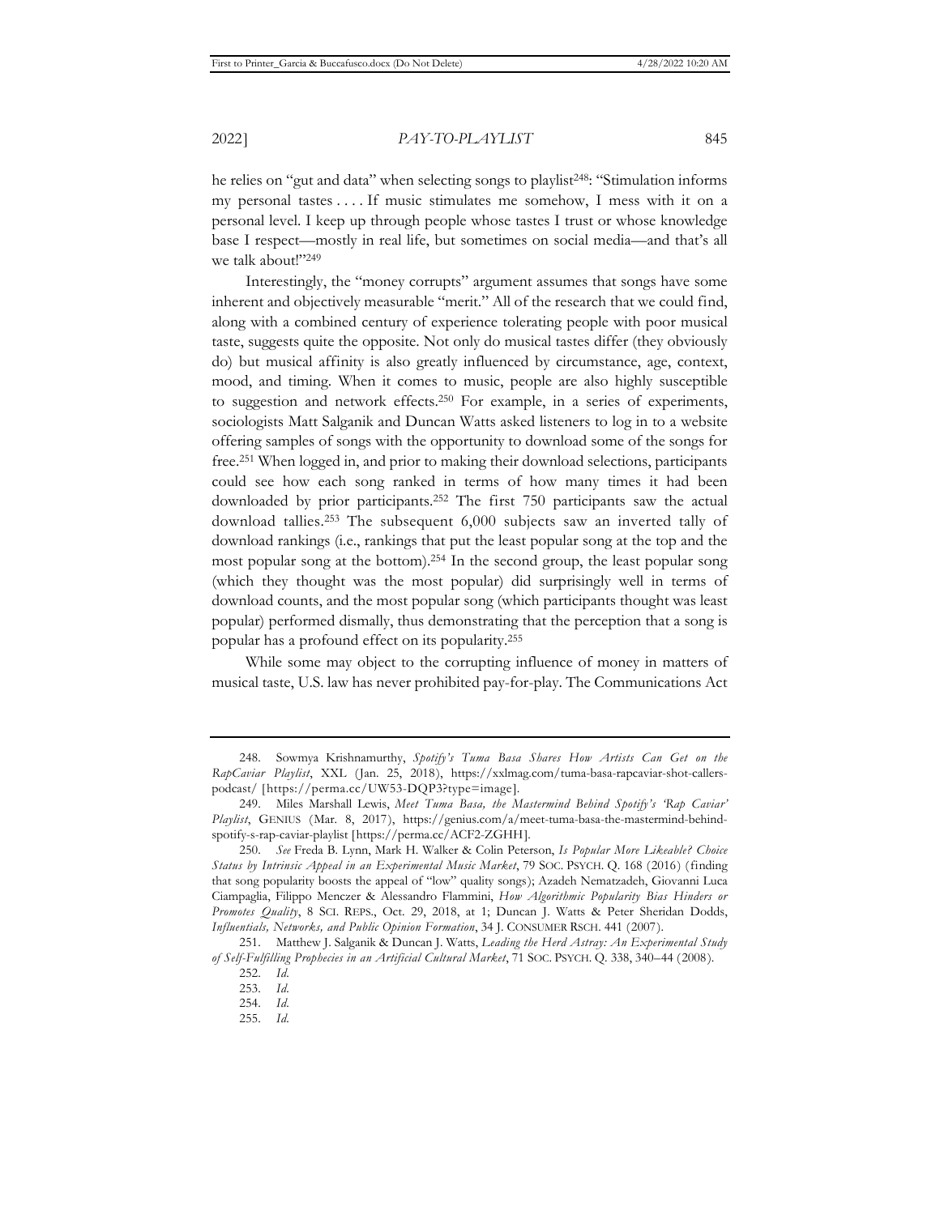he relies on "gut and data" when selecting songs to playlist[248]: "Stimulation informs my personal tastes . . . . If music stimulates me somehow, I mess with it on a personal level. I keep up through people whose tastes I trust or whose knowledge base I respect—mostly in real life, but sometimes on social media—and that's all we talk about!"[249]

Interestingly, the "money corrupts" argument assumes that songs have some inherent and objectively measurable "merit." All of the research that we could find, along with a combined century of experience tolerating people with poor musical taste, suggests quite the opposite. Not only do musical tastes differ (they obviously do) but musical affinity is also greatly influenced by circumstance, age, context, mood, and timing. When it comes to music, people are also highly susceptible to suggestion and network effects.[250] For example, in a series of experiments, sociologists Matt Salganik and Duncan Watts asked listeners to log in to a website offering samples of songs with the opportunity to download some of the songs for free.[251] When logged in, and prior to making their download selections, participants could see how each song ranked in terms of how many times it had been downloaded by prior participants.[252] The first 750 participants saw the actual download tallies.[253] The subsequent 6,000 subjects saw an inverted tally of download rankings (i.e., rankings that put the least popular song at the top and the most popular song at the bottom).[254] In the second group, the least popular song (which they thought was the most popular) did surprisingly well in terms of download counts, and the most popular song (which participants thought was least popular) performed dismally, thus demonstrating that the perception that a song is popular has a profound effect on its popularity.[255]

While some may object to the corrupting influence of money in matters of musical taste, U.S. law has never prohibited pay-for-play. The Communications Act

---

248. Sowmya Krishnamurthy, *Spotify's Tuma Basa Shares How Artists Can Get on the RapCaviar Playlist*, XXL (Jan. 25, 2018), https://xxlmag.com/tuma-basa-rapcaviar-shot-callers-podcast/ [https://perma.cc/UW53-DQP3?type=image].

249. Miles Marshall Lewis, *Meet Tuma Basa, the Mastermind Behind Spotify's 'Rap Caviar' Playlist*, GENIUS (Mar. 8, 2017), https://genius.com/a/meet-tuma-basa-the-mastermind-behind-spotify-s-rap-caviar-playlist [https://perma.cc/ACF2-ZGHH].

250. *See* Freda B. Lynn, Mark H. Walker & Colin Peterson, *Is Popular More Likeable? Choice Status by Intrinsic Appeal in an Experimental Music Market*, 79 SOC. PSYCH. Q. 168 (2016) (finding that song popularity boosts the appeal of "low" quality songs); Azadeh Nematzadeh, Giovanni Luca Ciampaglia, Filippo Menczer & Alessandro Flammini, *How Algorithmic Popularity Bias Hinders or Promotes Quality*, 8 SCI. REPS., Oct. 29, 2018, at 1; Duncan J. Watts & Peter Sheridan Dodds, *Influentials, Networks, and Public Opinion Formation*, 34 J. CONSUMER RSCH. 441 (2007).

251. Matthew J. Salganik & Duncan J. Watts, *Leading the Herd Astray: An Experimental Study of Self-Fulfilling Prophecies in an Artificial Cultural Market*, 71 SOC. PSYCH. Q. 338, 340–44 (2008).

252. *Id.*

253. *Id.*

254. *Id.*

255. *Id.*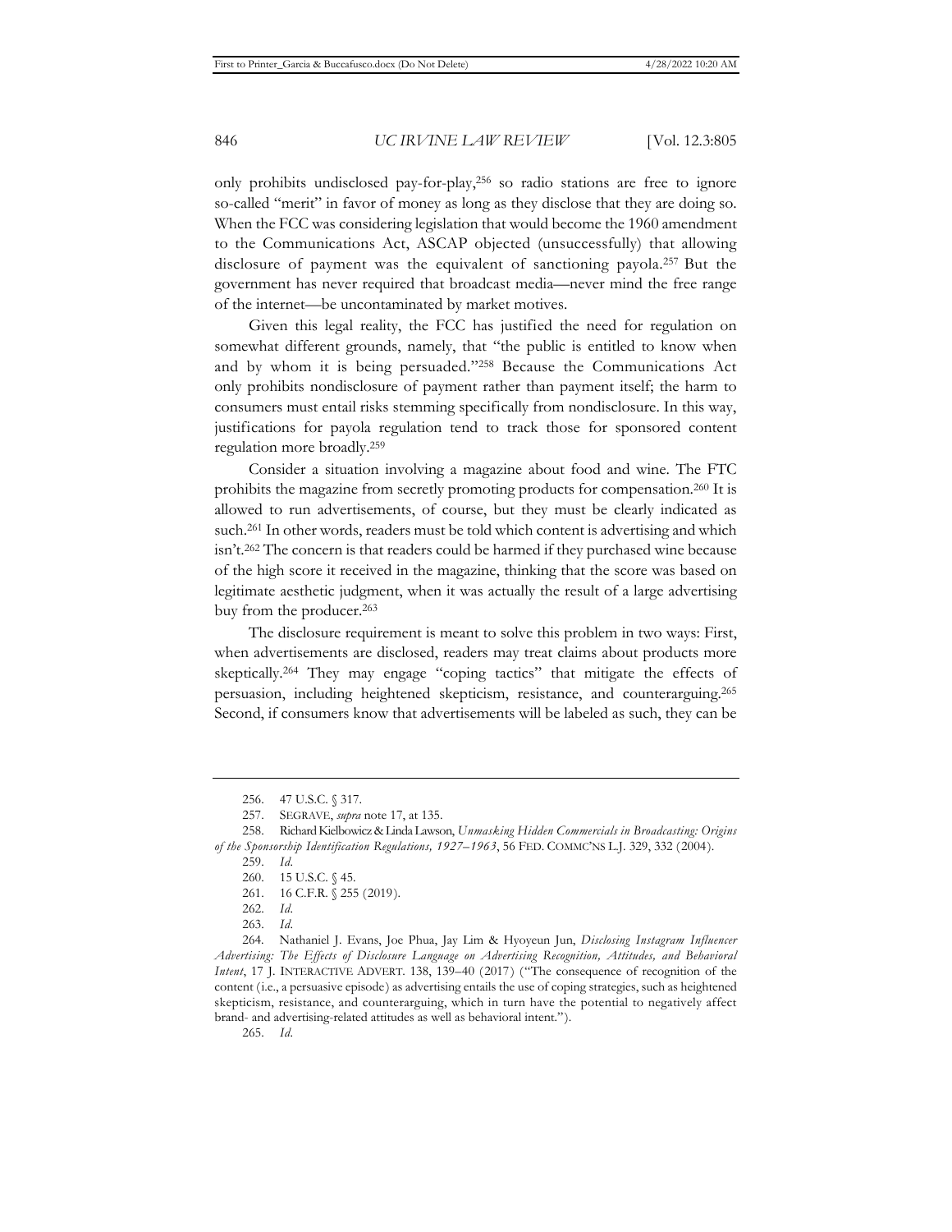only prohibits undisclosed pay-for-play,[256] so radio stations are free to ignore so-called "merit" in favor of money as long as they disclose that they are doing so. When the FCC was considering legislation that would become the 1960 amendment to the Communications Act, ASCAP objected (unsuccessfully) that allowing disclosure of payment was the equivalent of sanctioning payola.[257] But the government has never required that broadcast media—never mind the free range of the internet—be uncontaminated by market motives.

Given this legal reality, the FCC has justified the need for regulation on somewhat different grounds, namely, that "the public is entitled to know when and by whom it is being persuaded."[258] Because the Communications Act only prohibits nondisclosure of payment rather than payment itself; the harm to consumers must entail risks stemming specifically from nondisclosure. In this way, justifications for payola regulation tend to track those for sponsored content regulation more broadly.[259]

Consider a situation involving a magazine about food and wine. The FTC prohibits the magazine from secretly promoting products for compensation.[260] It is allowed to run advertisements, of course, but they must be clearly indicated as such.[261] In other words, readers must be told which content is advertising and which isn't.[262] The concern is that readers could be harmed if they purchased wine because of the high score it received in the magazine, thinking that the score was based on legitimate aesthetic judgment, when it was actually the result of a large advertising buy from the producer.[263]

The disclosure requirement is meant to solve this problem in two ways: First, when advertisements are disclosed, readers may treat claims about products more skeptically.[264] They may engage "coping tactics" that mitigate the effects of persuasion, including heightened skepticism, resistance, and counterarguing.[265] Second, if consumers know that advertisements will be labeled as such, they can be

---

256. 47 U.S.C. § 317.

257. SEGRAVE, *supra* note 17, at 135.

258. Richard Kielbowicz & Linda Lawson, *Unmasking Hidden Commercials in Broadcasting: Origins of the Sponsorship Identification Regulations, 1927–1963*, 56 FED. COMMC'NS L.J. 329, 332 (2004).

259. *Id.*

260. 15 U.S.C. § 45.

261. 16 C.F.R. § 255 (2019).

262. *Id.*

263. *Id.*

264. Nathaniel J. Evans, Joe Phua, Jay Lim & Hyoyeun Jun, *Disclosing Instagram Influencer Advertising: The Effects of Disclosure Language on Advertising Recognition, Attitudes, and Behavioral Intent*, 17 J. INTERACTIVE ADVERT. 138, 139–40 (2017) ("The consequence of recognition of the content (i.e., a persuasive episode) as advertising entails the use of coping strategies, such as heightened skepticism, resistance, and counterarguing, which in turn have the potential to negatively affect brand- and advertising-related attitudes as well as behavioral intent.").

265. *Id.*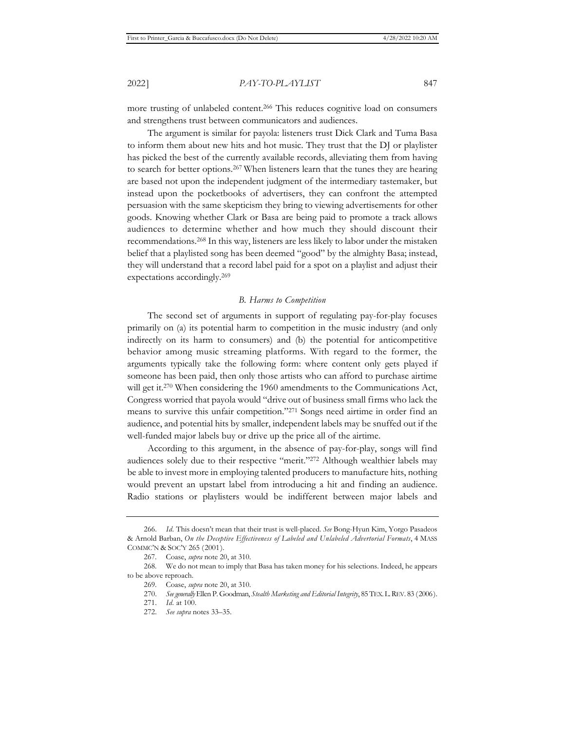more trusting of unlabeled content.[266] This reduces cognitive load on consumers and strengthens trust between communicators and audiences.

The argument is similar for payola: listeners trust Dick Clark and Tuma Basa to inform them about new hits and hot music. They trust that the DJ or playlister has picked the best of the currently available records, alleviating them from having to search for better options.[267] When listeners learn that the tunes they are hearing are based not upon the independent judgment of the intermediary tastemaker, but instead upon the pocketbooks of advertisers, they can confront the attempted persuasion with the same skepticism they bring to viewing advertisements for other goods. Knowing whether Clark or Basa are being paid to promote a track allows audiences to determine whether and how much they should discount their recommendations.[268] In this way, listeners are less likely to labor under the mistaken belief that a playlisted song has been deemed "good" by the almighty Basa; instead, they will understand that a record label paid for a spot on a playlist and adjust their expectations accordingly.[269]

### *B. Harms to Competition*

The second set of arguments in support of regulating pay-for-play focuses primarily on (a) its potential harm to competition in the music industry (and only indirectly on its harm to consumers) and (b) the potential for anticompetitive behavior among music streaming platforms. With regard to the former, the arguments typically take the following form: where content only gets played if someone has been paid, then only those artists who can afford to purchase airtime will get it.[270] When considering the 1960 amendments to the Communications Act, Congress worried that payola would "drive out of business small firms who lack the means to survive this unfair competition."[271] Songs need airtime in order find an audience, and potential hits by smaller, independent labels may be snuffed out if the well-funded major labels buy or drive up the price all of the airtime.

According to this argument, in the absence of pay-for-play, songs will find audiences solely due to their respective "merit."[272] Although wealthier labels may be able to invest more in employing talented producers to manufacture hits, nothing would prevent an upstart label from introducing a hit and finding an audience. Radio stations or playlisters would be indifferent between major labels and

---

266. *Id*. This doesn't mean that their trust is well-placed. *See* Bong-Hyun Kim, Yorgo Pasadeos & Arnold Barban, *On the Deceptive Effectiveness of Labeled and Unlabeled Advertorial Formats*, 4 MASS COMMC'N & SOC'Y 265 (2001).

267. Coase, *supra* note 20, at 310.

268. We do not mean to imply that Basa has taken money for his selections. Indeed, he appears to be above reproach.

269. Coase, *supra* note 20, at 310.

270. *See generally* Ellen P. Goodman, *Stealth Marketing and Editorial Integrity*, 85 TEX. L. REV. 83 (2006).

271. *Id*. at 100.

272. *See supra* notes 33–35.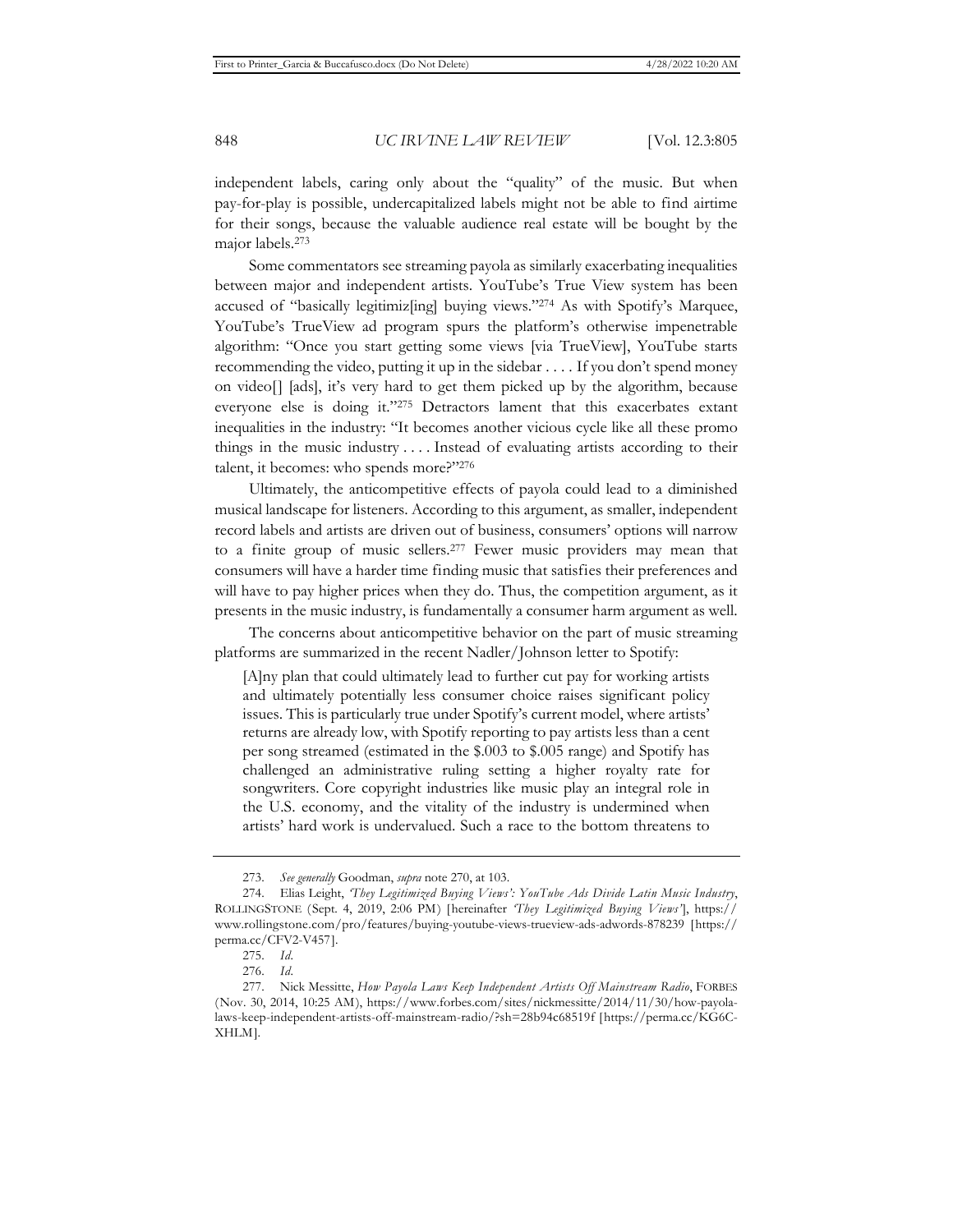independent labels, caring only about the "quality" of the music. But when pay-for-play is possible, undercapitalized labels might not be able to find airtime for their songs, because the valuable audience real estate will be bought by the major labels.[273]

Some commentators see streaming payola as similarly exacerbating inequalities between major and independent artists. YouTube's True View system has been accused of "basically legitimiz[ing] buying views."[274] As with Spotify's Marquee, YouTube's TrueView ad program spurs the platform's otherwise impenetrable algorithm: "Once you start getting some views [via TrueView], YouTube starts recommending the video, putting it up in the sidebar . . . . If you don't spend money on video[] [ads], it's very hard to get them picked up by the algorithm, because everyone else is doing it."[275] Detractors lament that this exacerbates extant inequalities in the industry: "It becomes another vicious cycle like all these promo things in the music industry . . . . Instead of evaluating artists according to their talent, it becomes: who spends more?"[276]

Ultimately, the anticompetitive effects of payola could lead to a diminished musical landscape for listeners. According to this argument, as smaller, independent record labels and artists are driven out of business, consumers' options will narrow to a finite group of music sellers.[277] Fewer music providers may mean that consumers will have a harder time finding music that satisfies their preferences and will have to pay higher prices when they do. Thus, the competition argument, as it presents in the music industry, is fundamentally a consumer harm argument as well.

The concerns about anticompetitive behavior on the part of music streaming platforms are summarized in the recent Nadler/Johnson letter to Spotify:

> [A]ny plan that could ultimately lead to further cut pay for working artists and ultimately potentially less consumer choice raises significant policy issues. This is particularly true under Spotify's current model, where artists' returns are already low, with Spotify reporting to pay artists less than a cent per song streamed (estimated in the $.003 to $.005 range) and Spotify has challenged an administrative ruling setting a higher royalty rate for songwriters. Core copyright industries like music play an integral role in the U.S. economy, and the vitality of the industry is undermined when artists' hard work is undervalued. Such a race to the bottom threatens to

---

273. *See generally* Goodman, *supra* note 270, at 103.

274. Elias Leight, *'They Legitimized Buying Views': YouTube Ads Divide Latin Music Industry*, ROLLINGSTONE (Sept. 4, 2019, 2:06 PM) [hereinafter *'They Legitimized Buying Views'*], https://www.rollingstone.com/pro/features/buying-youtube-views-trueview-ads-adwords-878239 [https://perma.cc/CFV2-V457].

275. *Id.*

276. *Id.*

277. Nick Messitte, *How Payola Laws Keep Independent Artists Off Mainstream Radio*, FORBES (Nov. 30, 2014, 10:25 AM), https://www.forbes.com/sites/nickmessitte/2014/11/30/how-payola-laws-keep-independent-artists-off-mainstream-radio/?sh=28b94c68519f [https://perma.cc/KG6C-XHLM].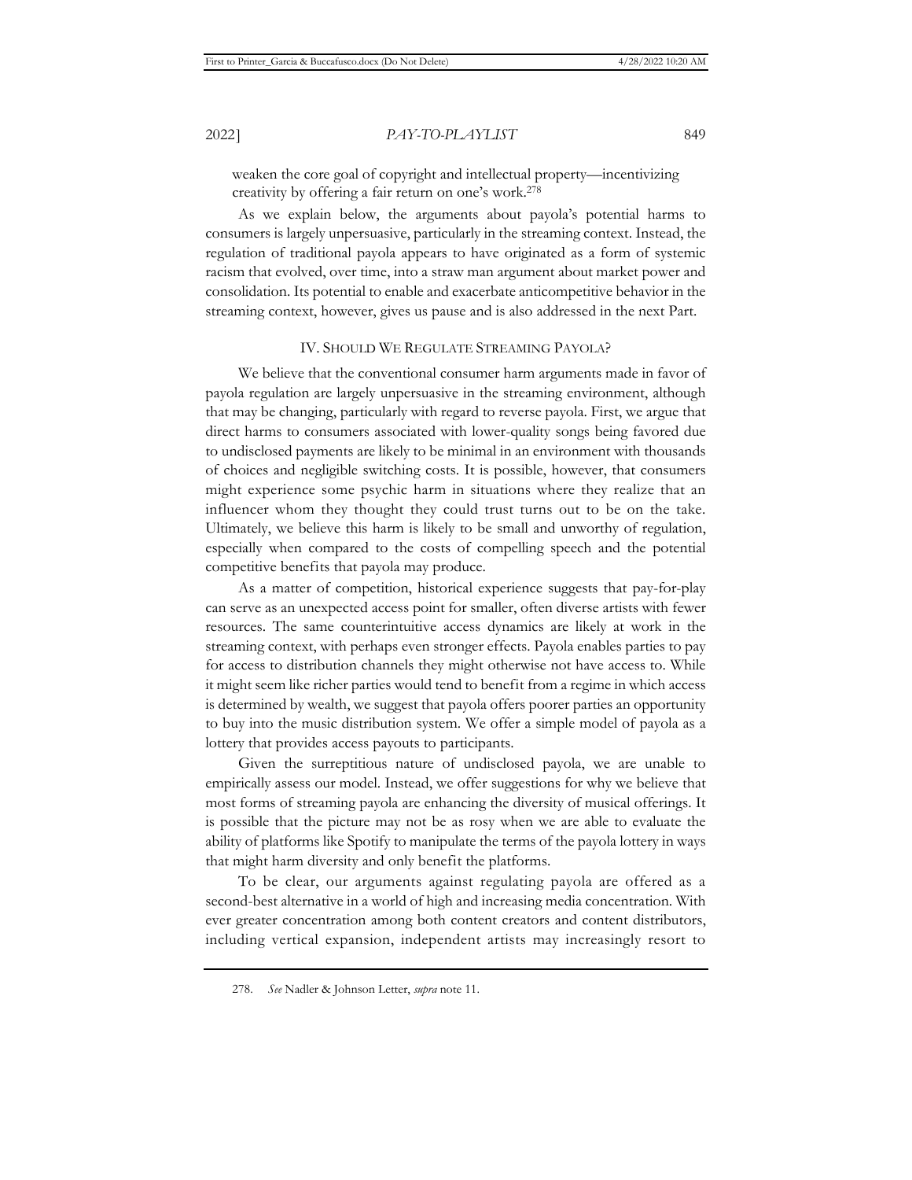weaken the core goal of copyright and intellectual property—incentivizing creativity by offering a fair return on one's work.[278]

As we explain below, the arguments about payola's potential harms to consumers is largely unpersuasive, particularly in the streaming context. Instead, the regulation of traditional payola appears to have originated as a form of systemic racism that evolved, over time, into a straw man argument about market power and consolidation. Its potential to enable and exacerbate anticompetitive behavior in the streaming context, however, gives us pause and is also addressed in the next Part.

## IV. SHOULD WE REGULATE STREAMING PAYOLA?

We believe that the conventional consumer harm arguments made in favor of payola regulation are largely unpersuasive in the streaming environment, although that may be changing, particularly with regard to reverse payola. First, we argue that direct harms to consumers associated with lower-quality songs being favored due to undisclosed payments are likely to be minimal in an environment with thousands of choices and negligible switching costs. It is possible, however, that consumers might experience some psychic harm in situations where they realize that an influencer whom they thought they could trust turns out to be on the take. Ultimately, we believe this harm is likely to be small and unworthy of regulation, especially when compared to the costs of compelling speech and the potential competitive benefits that payola may produce.

As a matter of competition, historical experience suggests that pay-for-play can serve as an unexpected access point for smaller, often diverse artists with fewer resources. The same counterintuitive access dynamics are likely at work in the streaming context, with perhaps even stronger effects. Payola enables parties to pay for access to distribution channels they might otherwise not have access to. While it might seem like richer parties would tend to benefit from a regime in which access is determined by wealth, we suggest that payola offers poorer parties an opportunity to buy into the music distribution system. We offer a simple model of payola as a lottery that provides access payouts to participants.

Given the surreptitious nature of undisclosed payola, we are unable to empirically assess our model. Instead, we offer suggestions for why we believe that most forms of streaming payola are enhancing the diversity of musical offerings. It is possible that the picture may not be as rosy when we are able to evaluate the ability of platforms like Spotify to manipulate the terms of the payola lottery in ways that might harm diversity and only benefit the platforms.

To be clear, our arguments against regulating payola are offered as a second-best alternative in a world of high and increasing media concentration. With ever greater concentration among both content creators and content distributors, including vertical expansion, independent artists may increasingly resort to

278. *See* Nadler & Johnson Letter, *supra* note 11.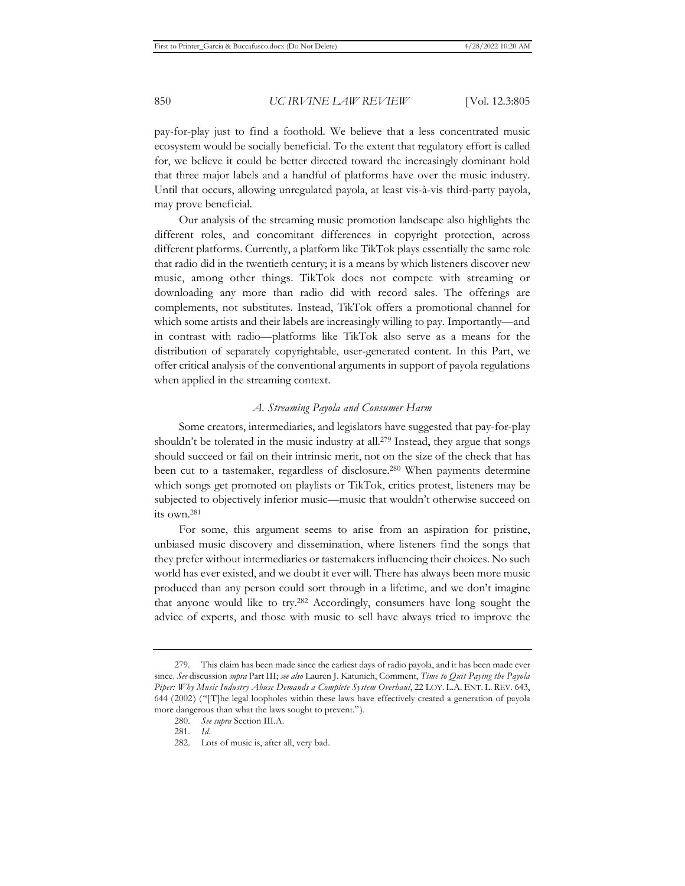pay-for-play just to find a foothold. We believe that a less concentrated music ecosystem would be socially beneficial. To the extent that regulatory effort is called for, we believe it could be better directed toward the increasingly dominant hold that three major labels and a handful of platforms have over the music industry. Until that occurs, allowing unregulated payola, at least vis-à-vis third-party payola, may prove beneficial.

Our analysis of the streaming music promotion landscape also highlights the different roles, and concomitant differences in copyright protection, across different platforms. Currently, a platform like TikTok plays essentially the same role that radio did in the twentieth century; it is a means by which listeners discover new music, among other things. TikTok does not compete with streaming or downloading any more than radio did with record sales. The offerings are complements, not substitutes. Instead, TikTok offers a promotional channel for which some artists and their labels are increasingly willing to pay. Importantly—and in contrast with radio—platforms like TikTok also serve as a means for the distribution of separately copyrightable, user-generated content. In this Part, we offer critical analysis of the conventional arguments in support of payola regulations when applied in the streaming context.

### *A. Streaming Payola and Consumer Harm*

Some creators, intermediaries, and legislators have suggested that pay-for-play shouldn't be tolerated in the music industry at all.[279] Instead, they argue that songs should succeed or fail on their intrinsic merit, not on the size of the check that has been cut to a tastemaker, regardless of disclosure.[280] When payments determine which songs get promoted on playlists or TikTok, critics protest, listeners may be subjected to objectively inferior music—music that wouldn't otherwise succeed on its own.[281]

For some, this argument seems to arise from an aspiration for pristine, unbiased music discovery and dissemination, where listeners find the songs that they prefer without intermediaries or tastemakers influencing their choices. No such world has ever existed, and we doubt it ever will. There has always been more music produced than any person could sort through in a lifetime, and we don't imagine that anyone would like to try.[282] Accordingly, consumers have long sought the advice of experts, and those with music to sell have always tried to improve the

---

279. This claim has been made since the earliest days of radio payola, and it has been made ever since. *See* discussion *supra* Part III; *see also* Lauren J. Katunich, Comment, *Time to Quit Paying the Payola Piper: Why Music Industry Abuse Demands a Complete System Overhaul*, 22 LOY. L.A. ENT. L. REV. 643, 644 (2002) ("[T]he legal loopholes within these laws have effectively created a generation of payola more dangerous than what the laws sought to prevent.").

280. *See supra* Section III.A.

281. *Id*.

282. Lots of music is, after all, very bad.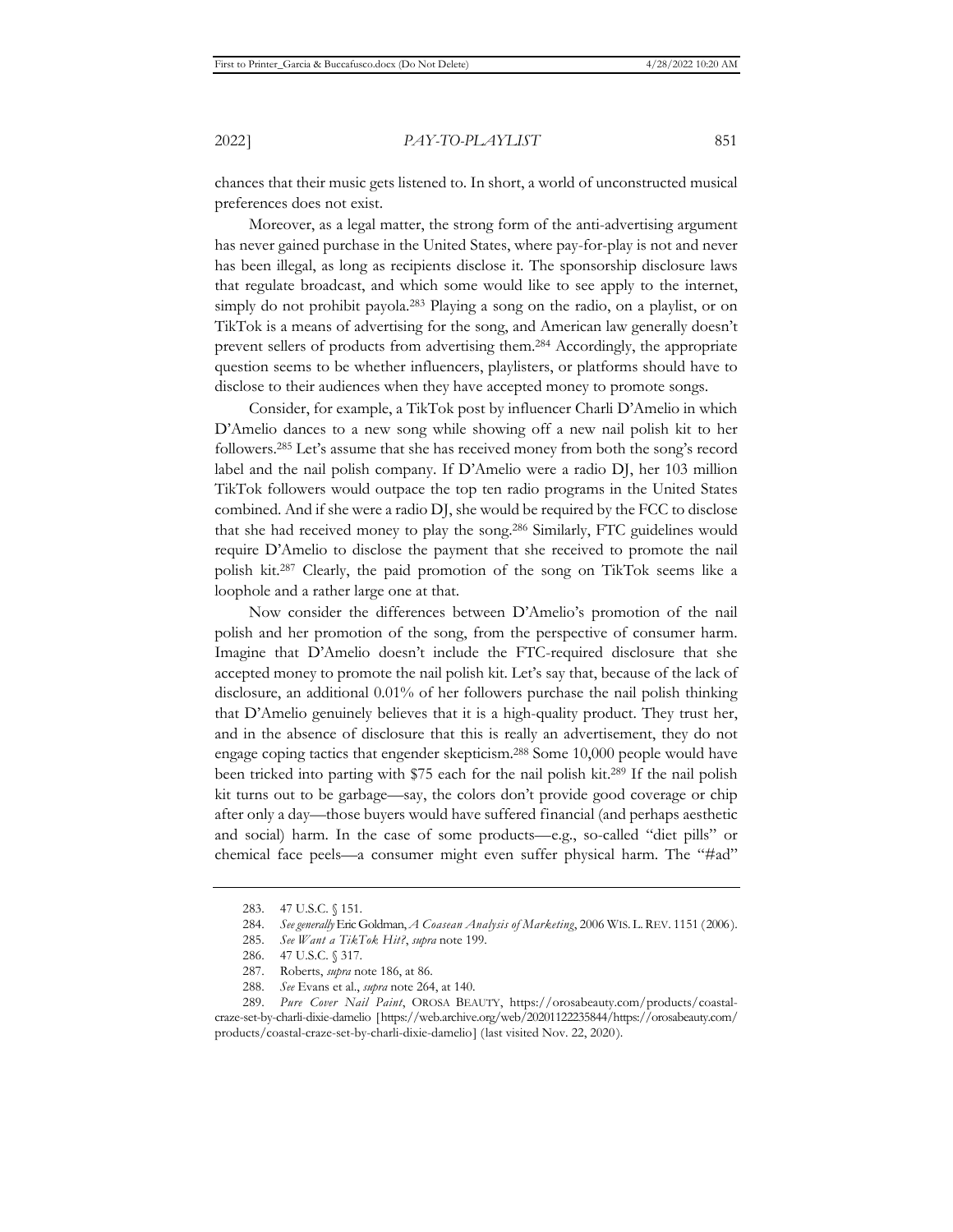chances that their music gets listened to. In short, a world of unconstructed musical preferences does not exist.

Moreover, as a legal matter, the strong form of the anti-advertising argument has never gained purchase in the United States, where pay-for-play is not and never has been illegal, as long as recipients disclose it. The sponsorship disclosure laws that regulate broadcast, and which some would like to see apply to the internet, simply do not prohibit payola.[283] Playing a song on the radio, on a playlist, or on TikTok is a means of advertising for the song, and American law generally doesn't prevent sellers of products from advertising them.[284] Accordingly, the appropriate question seems to be whether influencers, playlisters, or platforms should have to disclose to their audiences when they have accepted money to promote songs.

Consider, for example, a TikTok post by influencer Charli D'Amelio in which D'Amelio dances to a new song while showing off a new nail polish kit to her followers.[285] Let's assume that she has received money from both the song's record label and the nail polish company. If D'Amelio were a radio DJ, her 103 million TikTok followers would outpace the top ten radio programs in the United States combined. And if she were a radio DJ, she would be required by the FCC to disclose that she had received money to play the song.[286] Similarly, FTC guidelines would require D'Amelio to disclose the payment that she received to promote the nail polish kit.[287] Clearly, the paid promotion of the song on TikTok seems like a loophole and a rather large one at that.

Now consider the differences between D'Amelio's promotion of the nail polish and her promotion of the song, from the perspective of consumer harm. Imagine that D'Amelio doesn't include the FTC-required disclosure that she accepted money to promote the nail polish kit. Let's say that, because of the lack of disclosure, an additional 0.01% of her followers purchase the nail polish thinking that D'Amelio genuinely believes that it is a high-quality product. They trust her, and in the absence of disclosure that this is really an advertisement, they do not engage coping tactics that engender skepticism.[288] Some 10,000 people would have been tricked into parting with $75 each for the nail polish kit.[289] If the nail polish kit turns out to be garbage—say, the colors don't provide good coverage or chip after only a day—those buyers would have suffered financial (and perhaps aesthetic and social) harm. In the case of some products—e.g., so-called "diet pills" or chemical face peels—a consumer might even suffer physical harm. The "#ad"

---

283. 47 U.S.C. § 151.

284. *See generally* Eric Goldman, *A Coasean Analysis of Marketing*, 2006 WIS. L. REV. 1151 (2006).

285. *See Want a TikTok Hit?*, *supra* note 199.

286. 47 U.S.C. § 317.

287. Roberts, *supra* note 186, at 86.

288. *See* Evans et al., *supra* note 264, at 140.

289. *Pure Cover Nail Paint*, OROSA BEAUTY, https://orosabeauty.com/products/coastal-craze-set-by-charli-dixie-damelio [https://web.archive.org/web/20201122235844/https://orosabeauty.com/products/coastal-craze-set-by-charli-dixie-damelio] (last visited Nov. 22, 2020).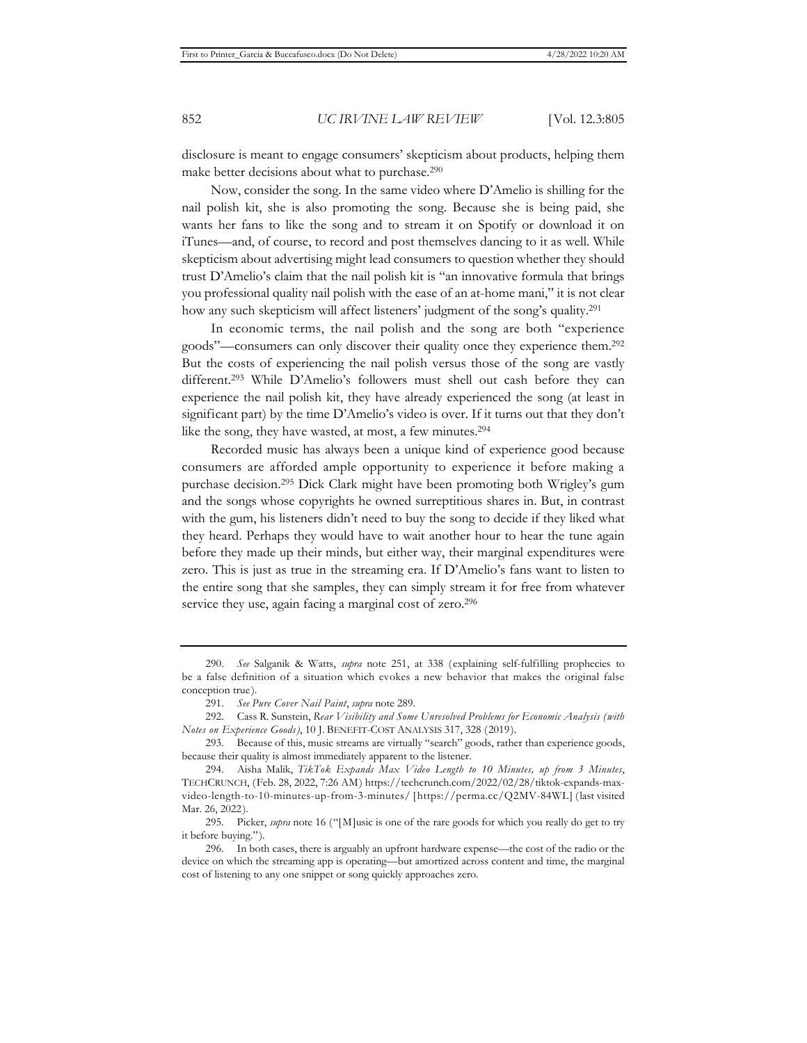disclosure is meant to engage consumers' skepticism about products, helping them make better decisions about what to purchase.[290]

Now, consider the song. In the same video where D'Amelio is shilling for the nail polish kit, she is also promoting the song. Because she is being paid, she wants her fans to like the song and to stream it on Spotify or download it on iTunes—and, of course, to record and post themselves dancing to it as well. While skepticism about advertising might lead consumers to question whether they should trust D'Amelio's claim that the nail polish kit is "an innovative formula that brings you professional quality nail polish with the ease of an at-home mani," it is not clear how any such skepticism will affect listeners' judgment of the song's quality.[291]

In economic terms, the nail polish and the song are both "experience goods"—consumers can only discover their quality once they experience them.[292] But the costs of experiencing the nail polish versus those of the song are vastly different.[293] While D'Amelio's followers must shell out cash before they can experience the nail polish kit, they have already experienced the song (at least in significant part) by the time D'Amelio's video is over. If it turns out that they don't like the song, they have wasted, at most, a few minutes.[294]

Recorded music has always been a unique kind of experience good because consumers are afforded ample opportunity to experience it before making a purchase decision.[295] Dick Clark might have been promoting both Wrigley's gum and the songs whose copyrights he owned surreptitious shares in. But, in contrast with the gum, his listeners didn't need to buy the song to decide if they liked what they heard. Perhaps they would have to wait another hour to hear the tune again before they made up their minds, but either way, their marginal expenditures were zero. This is just as true in the streaming era. If D'Amelio's fans want to listen to the entire song that she samples, they can simply stream it for free from whatever service they use, again facing a marginal cost of zero.[296]

---

290. *See* Salganik & Watts, *supra* note 251, at 338 (explaining self-fulfilling prophecies to be a false definition of a situation which evokes a new behavior that makes the original false conception true).

291. *See Pure Cover Nail Paint*, *supra* note 289.

292. Cass R. Sunstein, *Rear Visibility and Some Unresolved Problems for Economic Analysis (with Notes on Experience Goods)*, 10 J. BENEFIT-COST ANALYSIS 317, 328 (2019).

293. Because of this, music streams are virtually "search" goods, rather than experience goods, because their quality is almost immediately apparent to the listener.

294. Aisha Malik, *TikTok Expands Max Video Length to 10 Minutes, up from 3 Minutes*, TECHCRUNCH, (Feb. 28, 2022, 7:26 AM) https://techcrunch.com/2022/02/28/tiktok-expands-max-video-length-to-10-minutes-up-from-3-minutes/ [https://perma.cc/Q2MV-84WL] (last visited Mar. 26, 2022).

295. Picker, *supra* note 16 ("[M]usic is one of the rare goods for which you really do get to try it before buying.").

296. In both cases, there is arguably an upfront hardware expense—the cost of the radio or the device on which the streaming app is operating—but amortized across content and time, the marginal cost of listening to any one snippet or song quickly approaches zero.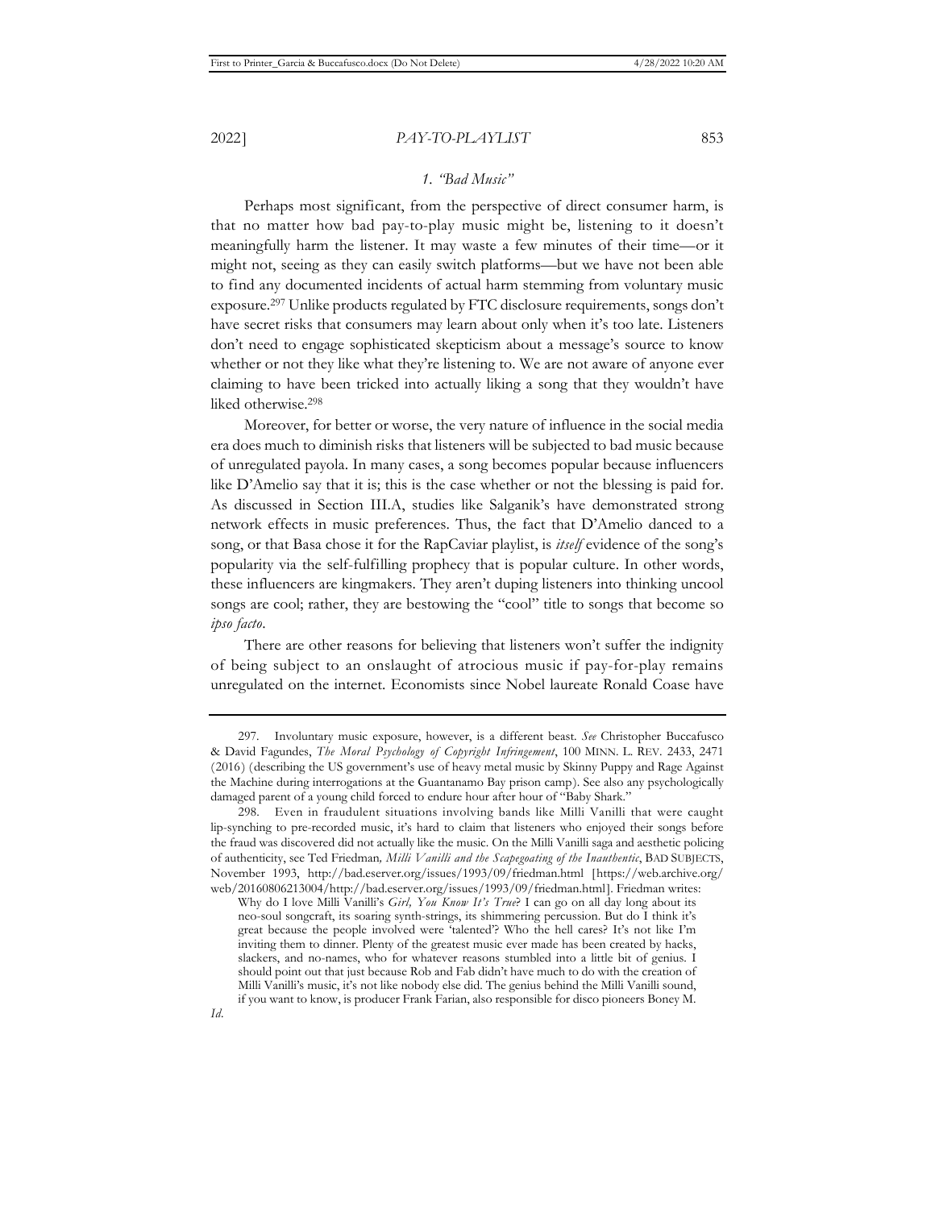### 1. *"Bad Music"*

Perhaps most significant, from the perspective of direct consumer harm, is that no matter how bad pay-to-play music might be, listening to it doesn't meaningfully harm the listener. It may waste a few minutes of their time—or it might not, seeing as they can easily switch platforms—but we have not been able to find any documented incidents of actual harm stemming from voluntary music exposure.[297] Unlike products regulated by FTC disclosure requirements, songs don't have secret risks that consumers may learn about only when it's too late. Listeners don't need to engage sophisticated skepticism about a message's source to know whether or not they like what they're listening to. We are not aware of anyone ever claiming to have been tricked into actually liking a song that they wouldn't have liked otherwise.[298]

Moreover, for better or worse, the very nature of influence in the social media era does much to diminish risks that listeners will be subjected to bad music because of unregulated payola. In many cases, a song becomes popular because influencers like D'Amelio say that it is; this is the case whether or not the blessing is paid for. As discussed in Section III.A, studies like Salganik's have demonstrated strong network effects in music preferences. Thus, the fact that D'Amelio danced to a song, or that Basa chose it for the RapCaviar playlist, is *itself* evidence of the song's popularity via the self-fulfilling prophecy that is popular culture. In other words, these influencers are kingmakers. They aren't duping listeners into thinking uncool songs are cool; rather, they are bestowing the "cool" title to songs that become so *ipso facto*.

There are other reasons for believing that listeners won't suffer the indignity of being subject to an onslaught of atrocious music if pay-for-play remains unregulated on the internet. Economists since Nobel laureate Ronald Coase have

---

297. Involuntary music exposure, however, is a different beast. *See* Christopher Buccafusco & David Fagundes, *The Moral Psychology of Copyright Infringement*, 100 MINN. L. REV. 2433, 2471 (2016) (describing the US government's use of heavy metal music by Skinny Puppy and Rage Against the Machine during interrogations at the Guantanamo Bay prison camp). See also any psychologically damaged parent of a young child forced to endure hour after hour of "Baby Shark."

298. Even in fraudulent situations involving bands like Milli Vanilli that were caught lip-synching to pre-recorded music, it's hard to claim that listeners who enjoyed their songs before the fraud was discovered did not actually like the music. On the Milli Vanilli saga and aesthetic policing of authenticity, see Ted Friedman*, Milli Vanilli and the Scapegoating of the Inauthentic*, BAD SUBJECTS, November 1993, http://bad.eserver.org/issues/1993/09/friedman.html [https://web.archive.org/web/20160806213004/http://bad.eserver.org/issues/1993/09/friedman.html]. Friedman writes:

> Why do I love Milli Vanilli's *Girl, You Know It's True*? I can go on all day long about its neo-soul songcraft, its soaring synth-strings, its shimmering percussion. But do I think it's great because the people involved were 'talented'? Who the hell cares? It's not like I'm inviting them to dinner. Plenty of the greatest music ever made has been created by hacks, slackers, and no-names, who for whatever reasons stumbled into a little bit of genius. I should point out that just because Rob and Fab didn't have much to do with the creation of Milli Vanilli's music, it's not like nobody else did. The genius behind the Milli Vanilli sound, if you want to know, is producer Frank Farian, also responsible for disco pioneers Boney M.

*Id.*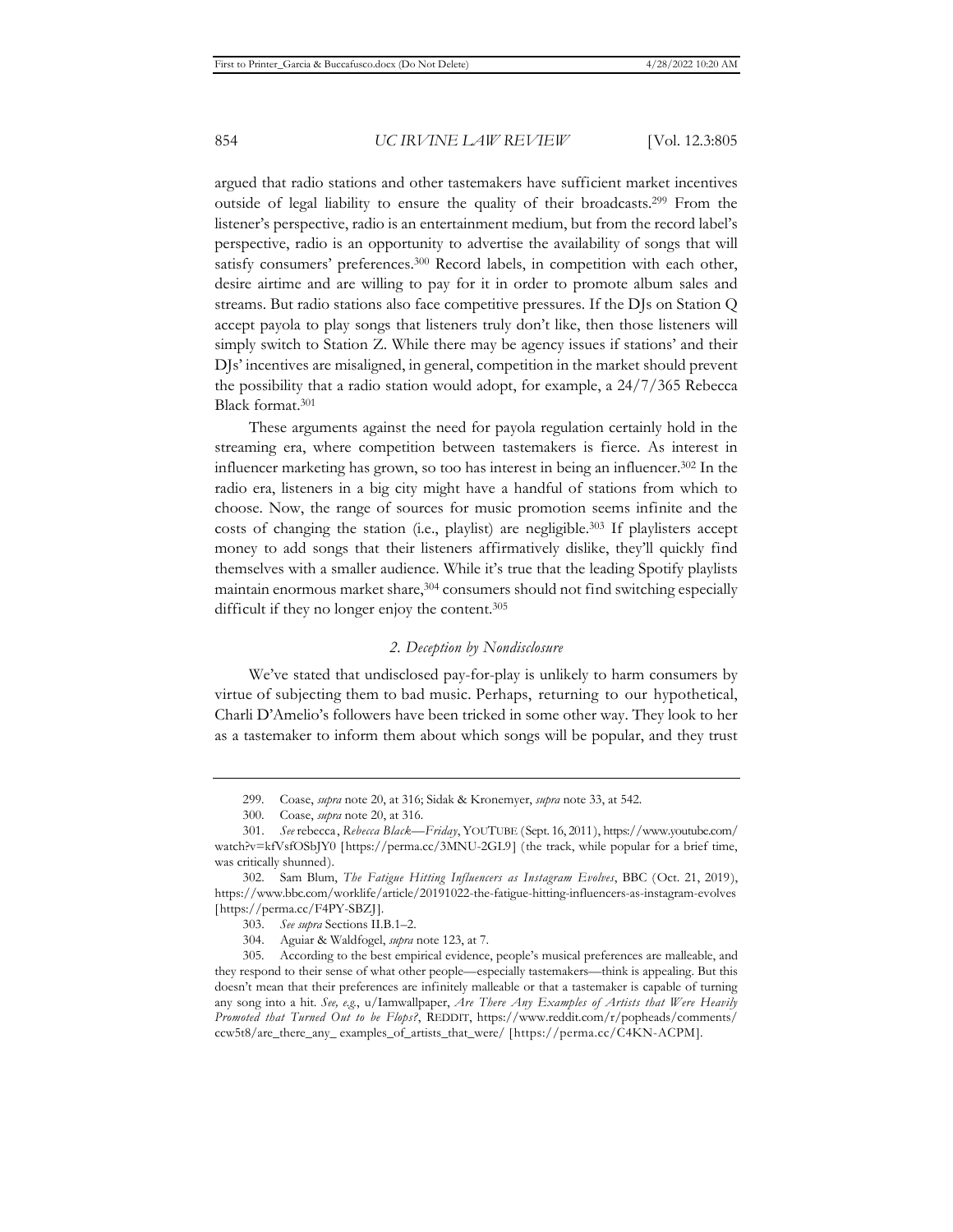argued that radio stations and other tastemakers have sufficient market incentives outside of legal liability to ensure the quality of their broadcasts.[299] From the listener's perspective, radio is an entertainment medium, but from the record label's perspective, radio is an opportunity to advertise the availability of songs that will satisfy consumers' preferences.[300] Record labels, in competition with each other, desire airtime and are willing to pay for it in order to promote album sales and streams. But radio stations also face competitive pressures. If the DJs on Station Q accept payola to play songs that listeners truly don't like, then those listeners will simply switch to Station Z. While there may be agency issues if stations' and their DJs' incentives are misaligned, in general, competition in the market should prevent the possibility that a radio station would adopt, for example, a 24/7/365 Rebecca Black format.[301]

These arguments against the need for payola regulation certainly hold in the streaming era, where competition between tastemakers is fierce. As interest in influencer marketing has grown, so too has interest in being an influencer.[302] In the radio era, listeners in a big city might have a handful of stations from which to choose. Now, the range of sources for music promotion seems infinite and the costs of changing the station (i.e., playlist) are negligible.[303] If playlisters accept money to add songs that their listeners affirmatively dislike, they'll quickly find themselves with a smaller audience. While it's true that the leading Spotify playlists maintain enormous market share,[304] consumers should not find switching especially difficult if they no longer enjoy the content.[305]

### *2. Deception by Nondisclosure*

We've stated that undisclosed pay-for-play is unlikely to harm consumers by virtue of subjecting them to bad music. Perhaps, returning to our hypothetical, Charli D'Amelio's followers have been tricked in some other way. They look to her as a tastemaker to inform them about which songs will be popular, and they trust

---

299. Coase, *supra* note 20, at 316; Sidak & Kronemyer, *supra* note 33, at 542.

300. Coase, *supra* note 20, at 316.

301. *See* rebecca, *Rebecca Black—Friday*, YOUTUBE (Sept. 16, 2011), https://www.youtube.com/watch?v=kfVsfOSbJY0 [https://perma.cc/3MNU-2GL9] (the track, while popular for a brief time, was critically shunned).

302. Sam Blum, *The Fatigue Hitting Influencers as Instagram Evolves*, BBC (Oct. 21, 2019), https://www.bbc.com/worklife/article/20191022-the-fatigue-hitting-influencers-as-instagram-evolves [https://perma.cc/F4PY-SBZJ].

303. *See supra* Sections II.B.1–2.

304. Aguiar & Waldfogel, *supra* note 123, at 7.

305. According to the best empirical evidence, people's musical preferences are malleable, and they respond to their sense of what other people—especially tastemakers—think is appealing. But this doesn't mean that their preferences are infinitely malleable or that a tastemaker is capable of turning any song into a hit. *See, e.g.*, u/Iamwallpaper, *Are There Any Examples of Artists that Were Heavily Promoted that Turned Out to be Flops?*, REDDIT, https://www.reddit.com/r/popheads/comments/ccw5t8/are_there_any_ examples_of_artists_that_were/ [https://perma.cc/C4KN-ACPM].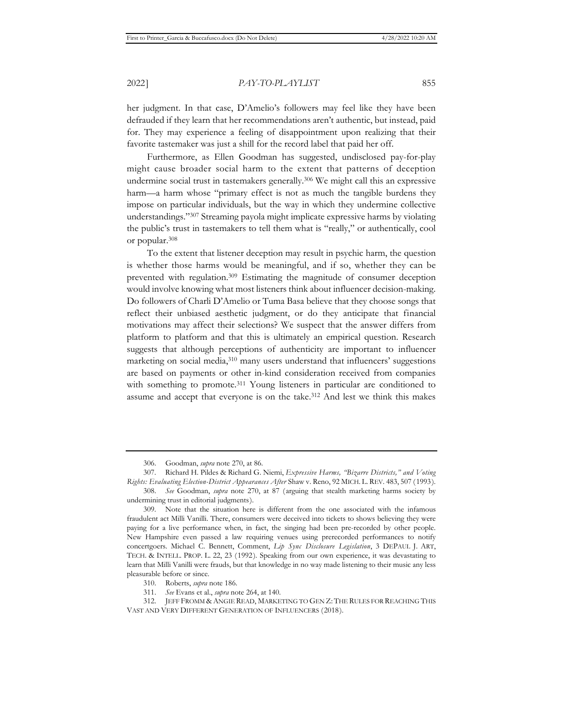her judgment. In that case, D'Amelio's followers may feel like they have been defrauded if they learn that her recommendations aren't authentic, but instead, paid for. They may experience a feeling of disappointment upon realizing that their favorite tastemaker was just a shill for the record label that paid her off.

Furthermore, as Ellen Goodman has suggested, undisclosed pay-for-play might cause broader social harm to the extent that patterns of deception undermine social trust in tastemakers generally.[306] We might call this an expressive harm—a harm whose "primary effect is not as much the tangible burdens they impose on particular individuals, but the way in which they undermine collective understandings."[307] Streaming payola might implicate expressive harms by violating the public's trust in tastemakers to tell them what is "really," or authentically, cool or popular.[308]

To the extent that listener deception may result in psychic harm, the question is whether those harms would be meaningful, and if so, whether they can be prevented with regulation.[309] Estimating the magnitude of consumer deception would involve knowing what most listeners think about influencer decision-making. Do followers of Charli D'Amelio or Tuma Basa believe that they choose songs that reflect their unbiased aesthetic judgment, or do they anticipate that financial motivations may affect their selections? We suspect that the answer differs from platform to platform and that this is ultimately an empirical question. Research suggests that although perceptions of authenticity are important to influencer marketing on social media,[310] many users understand that influencers' suggestions are based on payments or other in-kind consideration received from companies with something to promote.[311] Young listeners in particular are conditioned to assume and accept that everyone is on the take.[312] And lest we think this makes

---

306. Goodman, *supra* note 270, at 86.

307. Richard H. Pildes & Richard G. Niemi, *Expressive Harms, "Bizarre Districts," and Voting Rights: Evaluating Election-District Appearances After* Shaw v. Reno, 92 MICH. L. REV. 483, 507 (1993).

308. *See* Goodman, *supra* note 270, at 87 (arguing that stealth marketing harms society by undermining trust in editorial judgments).

309. Note that the situation here is different from the one associated with the infamous fraudulent act Milli Vanilli. There, consumers were deceived into tickets to shows believing they were paying for a live performance when, in fact, the singing had been pre-recorded by other people. New Hampshire even passed a law requiring venues using prerecorded performances to notify concertgoers. Michael C. Bennett, Comment, *Lip Sync Disclosure Legislation*, 3 DEPAUL J. ART, TECH. & INTELL. PROP. L. 22, 23 (1992). Speaking from our own experience, it was devastating to learn that Milli Vanilli were frauds, but that knowledge in no way made listening to their music any less pleasurable before or since.

310. Roberts, *supra* note 186.

311. *See* Evans et al., *supra* note 264, at 140.

312. JEFF FROMM & ANGIE READ, MARKETING TO GEN Z: THE RULES FOR REACHING THIS VAST AND VERY DIFFERENT GENERATION OF INFLUENCERS (2018).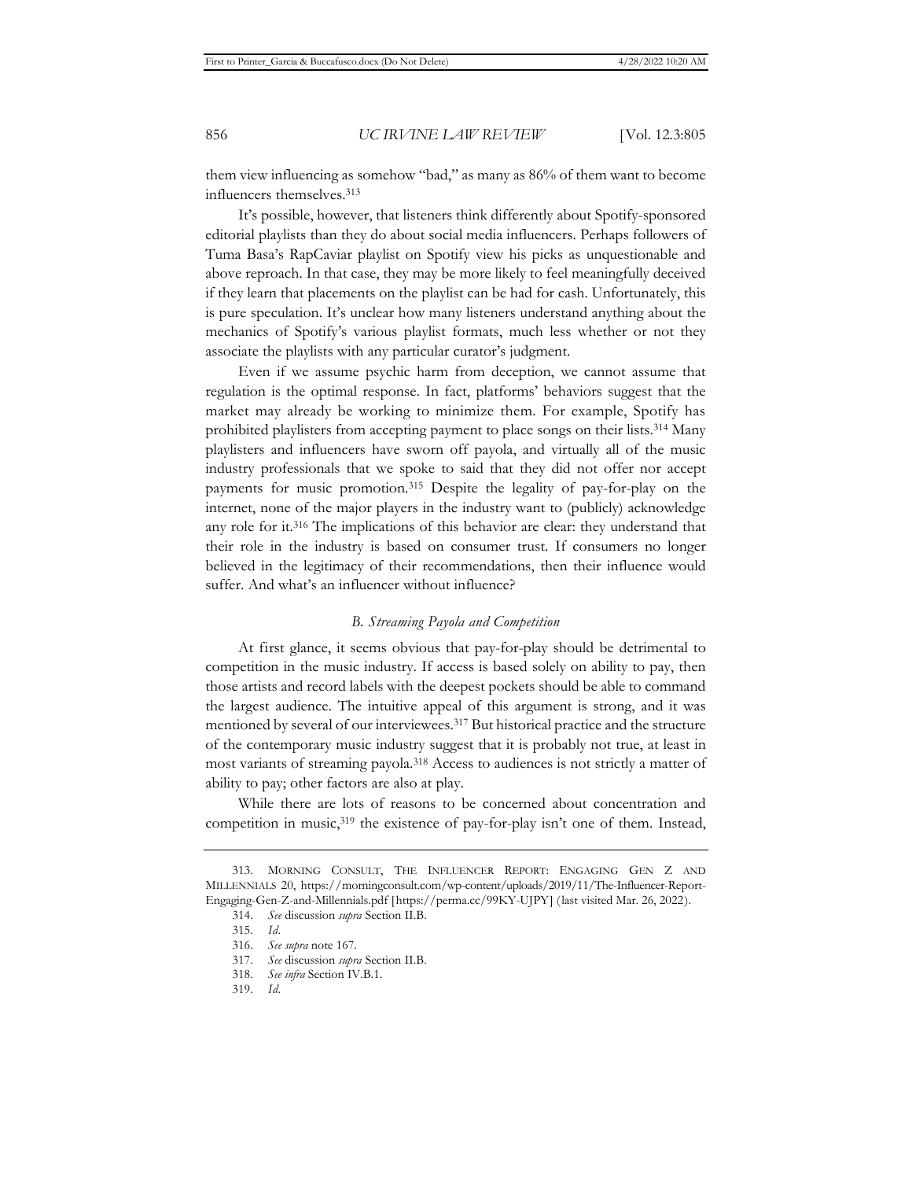them view influencing as somehow "bad," as many as 86% of them want to become influencers themselves.[313]

It's possible, however, that listeners think differently about Spotify-sponsored editorial playlists than they do about social media influencers. Perhaps followers of Tuma Basa's RapCaviar playlist on Spotify view his picks as unquestionable and above reproach. In that case, they may be more likely to feel meaningfully deceived if they learn that placements on the playlist can be had for cash. Unfortunately, this is pure speculation. It's unclear how many listeners understand anything about the mechanics of Spotify's various playlist formats, much less whether or not they associate the playlists with any particular curator's judgment.

Even if we assume psychic harm from deception, we cannot assume that regulation is the optimal response. In fact, platforms' behaviors suggest that the market may already be working to minimize them. For example, Spotify has prohibited playlisters from accepting payment to place songs on their lists.[314] Many playlisters and influencers have sworn off payola, and virtually all of the music industry professionals that we spoke to said that they did not offer nor accept payments for music promotion.[315] Despite the legality of pay-for-play on the internet, none of the major players in the industry want to (publicly) acknowledge any role for it.[316] The implications of this behavior are clear: they understand that their role in the industry is based on consumer trust. If consumers no longer believed in the legitimacy of their recommendations, then their influence would suffer. And what's an influencer without influence?

### *B. Streaming Payola and Competition*

At first glance, it seems obvious that pay-for-play should be detrimental to competition in the music industry. If access is based solely on ability to pay, then those artists and record labels with the deepest pockets should be able to command the largest audience. The intuitive appeal of this argument is strong, and it was mentioned by several of our interviewees.[317] But historical practice and the structure of the contemporary music industry suggest that it is probably not true, at least in most variants of streaming payola.[318] Access to audiences is not strictly a matter of ability to pay; other factors are also at play.

While there are lots of reasons to be concerned about concentration and competition in music,[319] the existence of pay-for-play isn't one of them. Instead,

---

313. MORNING CONSULT, THE INFLUENCER REPORT: ENGAGING GEN Z AND MILLENNIALS 20, https://morningconsult.com/wp-content/uploads/2019/11/The-Influencer-Report-Engaging-Gen-Z-and-Millennials.pdf [https://perma.cc/99KY-UJPY] (last visited Mar. 26, 2022).

314. *See* discussion *supra* Section II.B.

315. *Id*.

316. *See supra* note 167.

317. *See* discussion *supra* Section II.B.

318. *See infra* Section IV.B.1.

319. *Id*.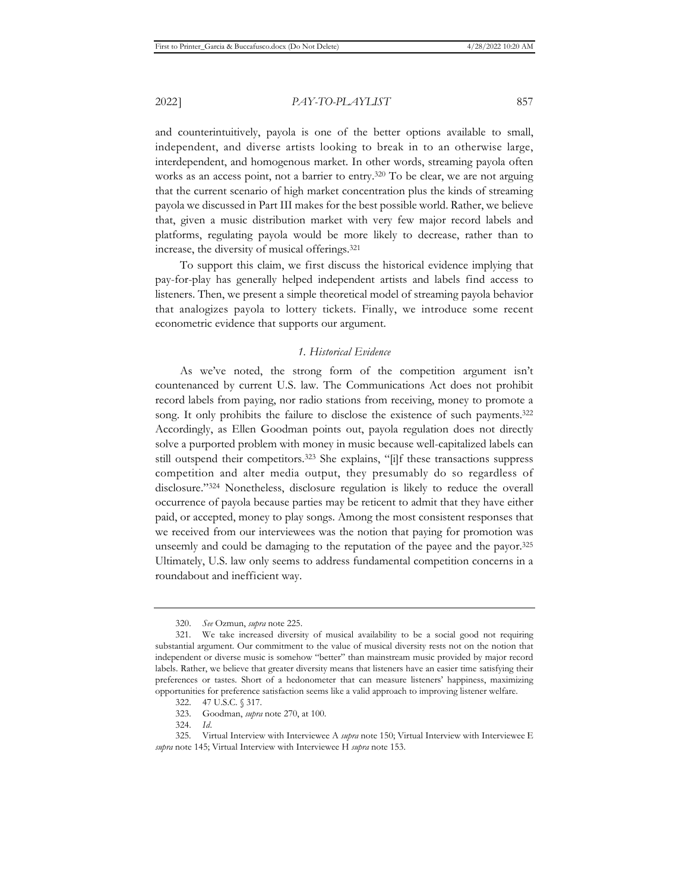and counterintuitively, payola is one of the better options available to small, independent, and diverse artists looking to break in to an otherwise large, interdependent, and homogenous market. In other words, streaming payola often works as an access point, not a barrier to entry.[320] To be clear, we are not arguing that the current scenario of high market concentration plus the kinds of streaming payola we discussed in Part III makes for the best possible world. Rather, we believe that, given a music distribution market with very few major record labels and platforms, regulating payola would be more likely to decrease, rather than to increase, the diversity of musical offerings.[321]

To support this claim, we first discuss the historical evidence implying that pay-for-play has generally helped independent artists and labels find access to listeners. Then, we present a simple theoretical model of streaming payola behavior that analogizes payola to lottery tickets. Finally, we introduce some recent econometric evidence that supports our argument.

### *1. Historical Evidence*

As we've noted, the strong form of the competition argument isn't countenanced by current U.S. law. The Communications Act does not prohibit record labels from paying, nor radio stations from receiving, money to promote a song. It only prohibits the failure to disclose the existence of such payments.[322] Accordingly, as Ellen Goodman points out, payola regulation does not directly solve a purported problem with money in music because well-capitalized labels can still outspend their competitors.[323] She explains, "[i]f these transactions suppress competition and alter media output, they presumably do so regardless of disclosure."[324] Nonetheless, disclosure regulation is likely to reduce the overall occurrence of payola because parties may be reticent to admit that they have either paid, or accepted, money to play songs. Among the most consistent responses that we received from our interviewees was the notion that paying for promotion was unseemly and could be damaging to the reputation of the payee and the payor.[325] Ultimately, U.S. law only seems to address fundamental competition concerns in a roundabout and inefficient way.

---

320. *See* Ozmun, *supra* note 225.

321. We take increased diversity of musical availability to be a social good not requiring substantial argument. Our commitment to the value of musical diversity rests not on the notion that independent or diverse music is somehow "better" than mainstream music provided by major record labels. Rather, we believe that greater diversity means that listeners have an easier time satisfying their preferences or tastes. Short of a hedonometer that can measure listeners' happiness, maximizing opportunities for preference satisfaction seems like a valid approach to improving listener welfare.

322. 47 U.S.C. § 317.

323. Goodman, *supra* note 270, at 100.

324. *Id*.

325. Virtual Interview with Interviewee A *supra* note 150; Virtual Interview with Interviewee E *supra* note 145; Virtual Interview with Interviewee H *supra* note 153.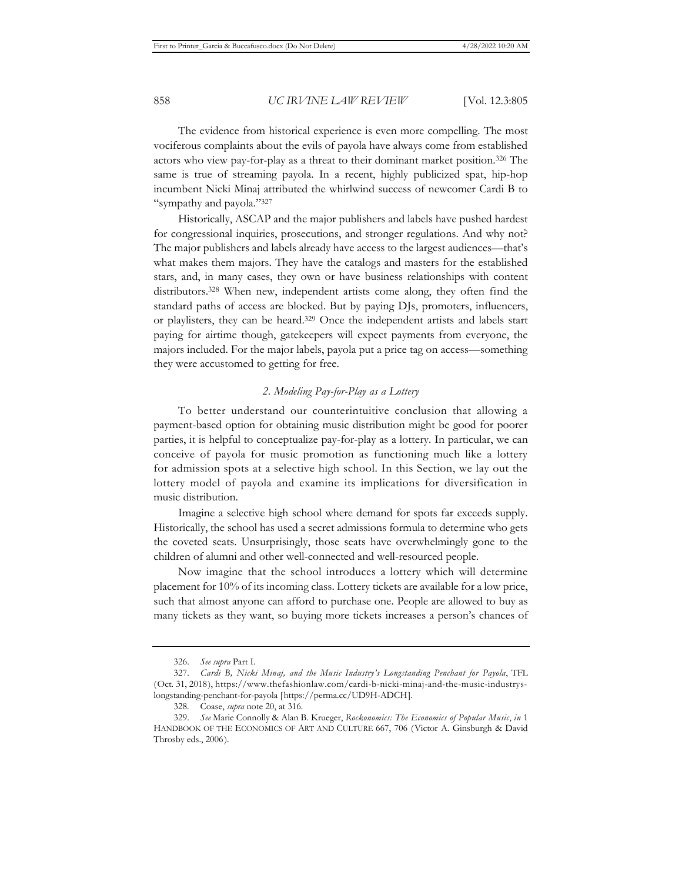The evidence from historical experience is even more compelling. The most vociferous complaints about the evils of payola have always come from established actors who view pay-for-play as a threat to their dominant market position.[326] The same is true of streaming payola. In a recent, highly publicized spat, hip-hop incumbent Nicki Minaj attributed the whirlwind success of newcomer Cardi B to "sympathy and payola."[327]

Historically, ASCAP and the major publishers and labels have pushed hardest for congressional inquiries, prosecutions, and stronger regulations. And why not? The major publishers and labels already have access to the largest audiences—that's what makes them majors. They have the catalogs and masters for the established stars, and, in many cases, they own or have business relationships with content distributors.[328] When new, independent artists come along, they often find the standard paths of access are blocked. But by paying DJs, promoters, influencers, or playlisters, they can be heard.[329] Once the independent artists and labels start paying for airtime though, gatekeepers will expect payments from everyone, the majors included. For the major labels, payola put a price tag on access—something they were accustomed to getting for free.

### *2. Modeling Pay-for-Play as a Lottery*

To better understand our counterintuitive conclusion that allowing a payment-based option for obtaining music distribution might be good for poorer parties, it is helpful to conceptualize pay-for-play as a lottery. In particular, we can conceive of payola for music promotion as functioning much like a lottery for admission spots at a selective high school. In this Section, we lay out the lottery model of payola and examine its implications for diversification in music distribution.

Imagine a selective high school where demand for spots far exceeds supply. Historically, the school has used a secret admissions formula to determine who gets the coveted seats. Unsurprisingly, those seats have overwhelmingly gone to the children of alumni and other well-connected and well-resourced people.

Now imagine that the school introduces a lottery which will determine placement for 10% of its incoming class. Lottery tickets are available for a low price, such that almost anyone can afford to purchase one. People are allowed to buy as many tickets as they want, so buying more tickets increases a person's chances of

---

326. *See supra* Part I.

327. *Cardi B, Nicki Minaj, and the Music Industry's Longstanding Penchant for Payola*, TFL (Oct. 31, 2018), https://www.thefashionlaw.com/cardi-b-nicki-minaj-and-the-music-industrys-longstanding-penchant-for-payola [https://perma.cc/UD9H-ADCH].

328. Coase, *supra* note 20, at 316.

329. *See* Marie Connolly & Alan B. Krueger, *Rockonomics: The Economics of Popular Music*, *in* 1 HANDBOOK OF THE ECONOMICS OF ART AND CULTURE 667, 706 (Victor A. Ginsburgh & David Throsby eds., 2006).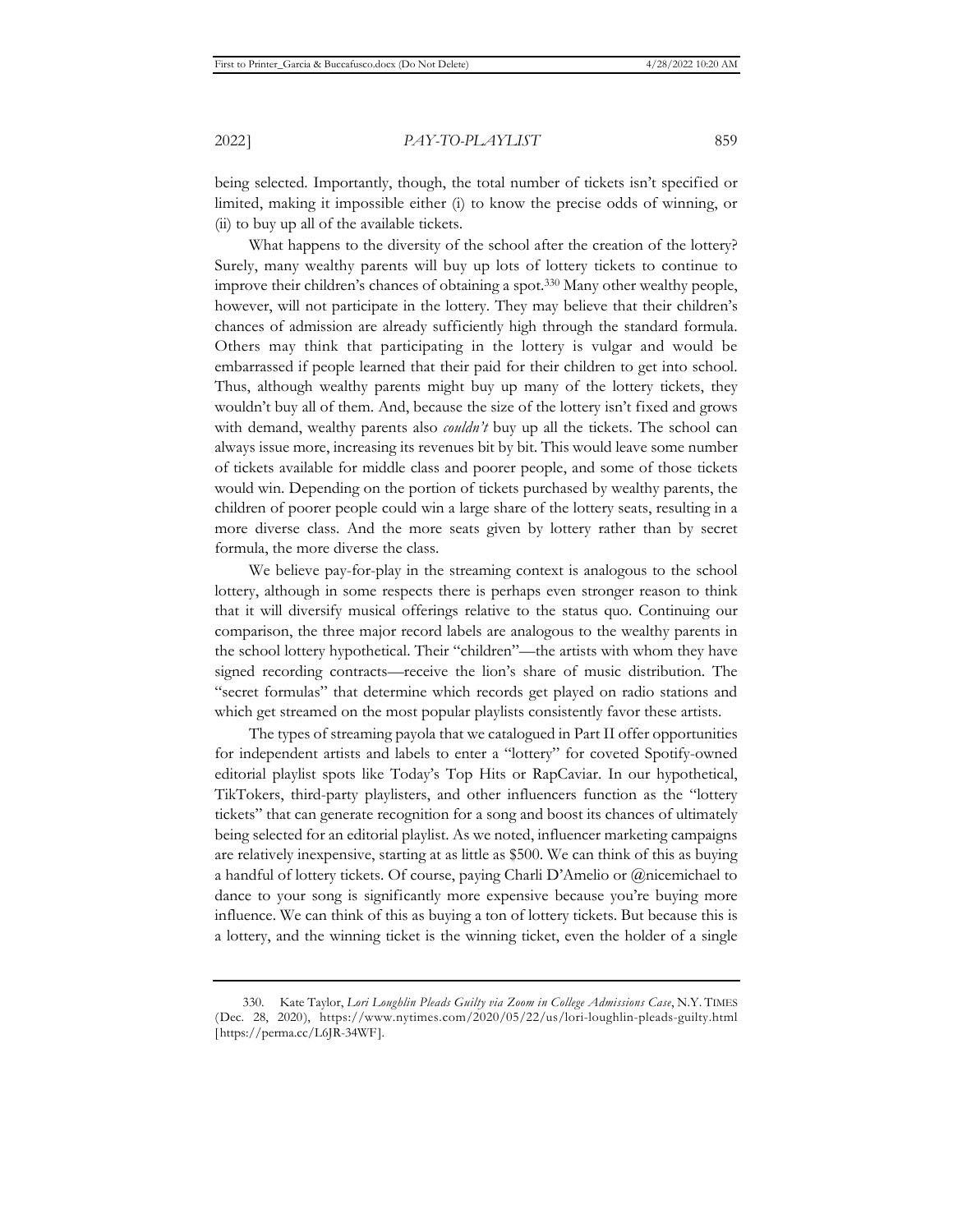being selected. Importantly, though, the total number of tickets isn't specified or limited, making it impossible either (i) to know the precise odds of winning, or (ii) to buy up all of the available tickets.

What happens to the diversity of the school after the creation of the lottery? Surely, many wealthy parents will buy up lots of lottery tickets to continue to improve their children's chances of obtaining a spot.[330] Many other wealthy people, however, will not participate in the lottery. They may believe that their children's chances of admission are already sufficiently high through the standard formula. Others may think that participating in the lottery is vulgar and would be embarrassed if people learned that their paid for their children to get into school. Thus, although wealthy parents might buy up many of the lottery tickets, they wouldn't buy all of them. And, because the size of the lottery isn't fixed and grows with demand, wealthy parents also *couldn't* buy up all the tickets. The school can always issue more, increasing its revenues bit by bit. This would leave some number of tickets available for middle class and poorer people, and some of those tickets would win. Depending on the portion of tickets purchased by wealthy parents, the children of poorer people could win a large share of the lottery seats, resulting in a more diverse class. And the more seats given by lottery rather than by secret formula, the more diverse the class.

We believe pay-for-play in the streaming context is analogous to the school lottery, although in some respects there is perhaps even stronger reason to think that it will diversify musical offerings relative to the status quo. Continuing our comparison, the three major record labels are analogous to the wealthy parents in the school lottery hypothetical. Their "children"—the artists with whom they have signed recording contracts—receive the lion's share of music distribution. The "secret formulas" that determine which records get played on radio stations and which get streamed on the most popular playlists consistently favor these artists.

The types of streaming payola that we catalogued in Part II offer opportunities for independent artists and labels to enter a "lottery" for coveted Spotify-owned editorial playlist spots like Today's Top Hits or RapCaviar. In our hypothetical, TikTokers, third-party playlisters, and other influencers function as the "lottery tickets" that can generate recognition for a song and boost its chances of ultimately being selected for an editorial playlist. As we noted, influencer marketing campaigns are relatively inexpensive, starting at as little as $500. We can think of this as buying a handful of lottery tickets. Of course, paying Charli D'Amelio or @nicemichael to dance to your song is significantly more expensive because you're buying more influence. We can think of this as buying a ton of lottery tickets. But because this is a lottery, and the winning ticket is the winning ticket, even the holder of a single

---

330. Kate Taylor, *Lori Loughlin Pleads Guilty via Zoom in College Admissions Case*, N.Y. TIMES (Dec. 28, 2020), https://www.nytimes.com/2020/05/22/us/lori-loughlin-pleads-guilty.html [https://perma.cc/L6JR-34WF].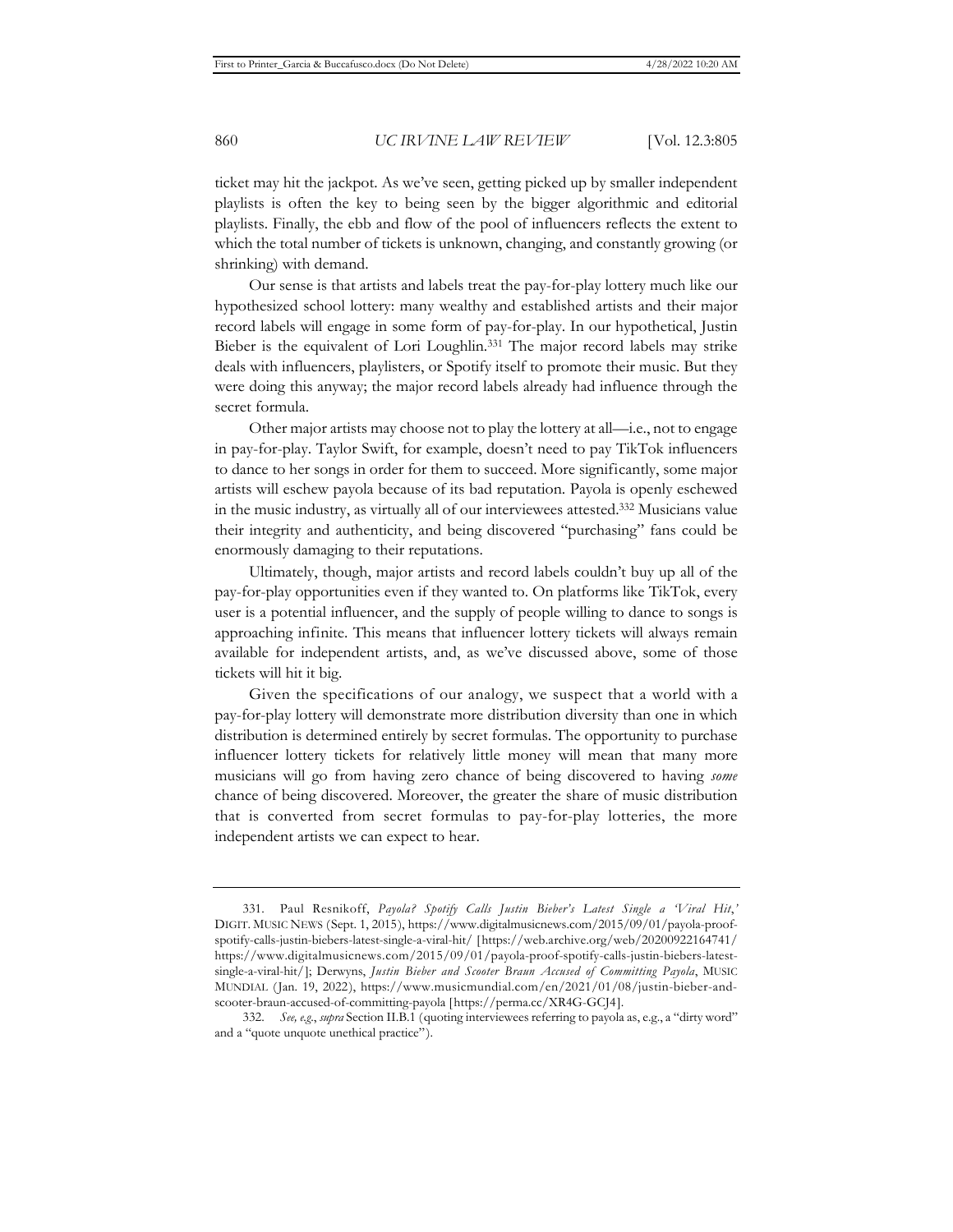ticket may hit the jackpot. As we've seen, getting picked up by smaller independent playlists is often the key to being seen by the bigger algorithmic and editorial playlists. Finally, the ebb and flow of the pool of influencers reflects the extent to which the total number of tickets is unknown, changing, and constantly growing (or shrinking) with demand.

Our sense is that artists and labels treat the pay-for-play lottery much like our hypothesized school lottery: many wealthy and established artists and their major record labels will engage in some form of pay-for-play. In our hypothetical, Justin Bieber is the equivalent of Lori Loughlin.[331] The major record labels may strike deals with influencers, playlisters, or Spotify itself to promote their music. But they were doing this anyway; the major record labels already had influence through the secret formula.

Other major artists may choose not to play the lottery at all—i.e., not to engage in pay-for-play. Taylor Swift, for example, doesn't need to pay TikTok influencers to dance to her songs in order for them to succeed. More significantly, some major artists will eschew payola because of its bad reputation. Payola is openly eschewed in the music industry, as virtually all of our interviewees attested.[332] Musicians value their integrity and authenticity, and being discovered "purchasing" fans could be enormously damaging to their reputations.

Ultimately, though, major artists and record labels couldn't buy up all of the pay-for-play opportunities even if they wanted to. On platforms like TikTok, every user is a potential influencer, and the supply of people willing to dance to songs is approaching infinite. This means that influencer lottery tickets will always remain available for independent artists, and, as we've discussed above, some of those tickets will hit it big.

Given the specifications of our analogy, we suspect that a world with a pay-for-play lottery will demonstrate more distribution diversity than one in which distribution is determined entirely by secret formulas. The opportunity to purchase influencer lottery tickets for relatively little money will mean that many more musicians will go from having zero chance of being discovered to having *some* chance of being discovered. Moreover, the greater the share of music distribution that is converted from secret formulas to pay-for-play lotteries, the more independent artists we can expect to hear.

---

331. Paul Resnikoff, *Payola? Spotify Calls Justin Bieber's Latest Single a 'Viral Hit*,' DIGIT. MUSIC NEWS (Sept. 1, 2015), https://www.digitalmusicnews.com/2015/09/01/payola-proof-spotify-calls-justin-biebers-latest-single-a-viral-hit/ [https://web.archive.org/web/20200922164741/https://www.digitalmusicnews.com/2015/09/01/payola-proof-spotify-calls-justin-biebers-latest-single-a-viral-hit/]; Derwyns, *Justin Bieber and Scooter Braun Accused of Committing Payola*, MUSIC MUNDIAL (Jan. 19, 2022), https://www.musicmundial.com/en/2021/01/08/justin-bieber-and-scooter-braun-accused-of-committing-payola [https://perma.cc/XR4G-GCJ4].

332. *See, e.g.*, *supra* Section II.B.1 (quoting interviewees referring to payola as, e.g., a "dirty word" and a "quote unquote unethical practice").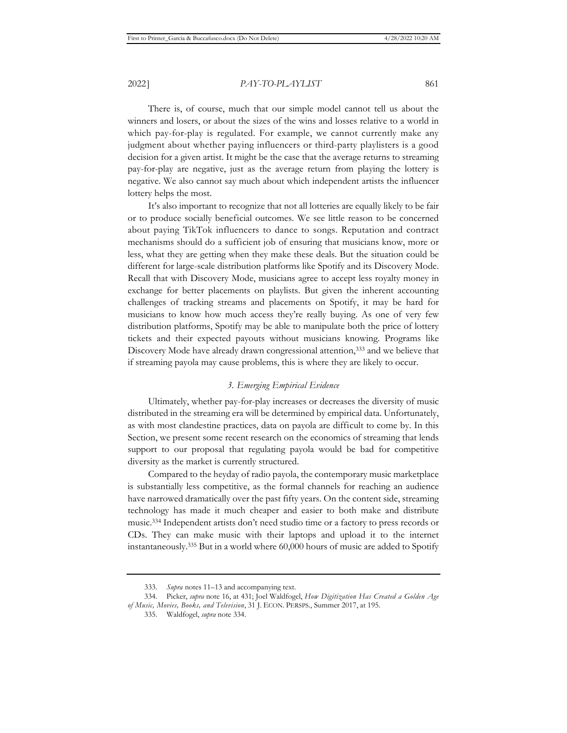There is, of course, much that our simple model cannot tell us about the winners and losers, or about the sizes of the wins and losses relative to a world in which pay-for-play is regulated. For example, we cannot currently make any judgment about whether paying influencers or third-party playlisters is a good decision for a given artist. It might be the case that the average returns to streaming pay-for-play are negative, just as the average return from playing the lottery is negative. We also cannot say much about which independent artists the influencer lottery helps the most.

It's also important to recognize that not all lotteries are equally likely to be fair or to produce socially beneficial outcomes. We see little reason to be concerned about paying TikTok influencers to dance to songs. Reputation and contract mechanisms should do a sufficient job of ensuring that musicians know, more or less, what they are getting when they make these deals. But the situation could be different for large-scale distribution platforms like Spotify and its Discovery Mode. Recall that with Discovery Mode, musicians agree to accept less royalty money in exchange for better placements on playlists. But given the inherent accounting challenges of tracking streams and placements on Spotify, it may be hard for musicians to know how much access they're really buying. As one of very few distribution platforms, Spotify may be able to manipulate both the price of lottery tickets and their expected payouts without musicians knowing. Programs like Discovery Mode have already drawn congressional attention,[333] and we believe that if streaming payola may cause problems, this is where they are likely to occur.

### *3. Emerging Empirical Evidence*

Ultimately, whether pay-for-play increases or decreases the diversity of music distributed in the streaming era will be determined by empirical data. Unfortunately, as with most clandestine practices, data on payola are difficult to come by. In this Section, we present some recent research on the economics of streaming that lends support to our proposal that regulating payola would be bad for competitive diversity as the market is currently structured.

Compared to the heyday of radio payola, the contemporary music marketplace is substantially less competitive, as the formal channels for reaching an audience have narrowed dramatically over the past fifty years. On the content side, streaming technology has made it much cheaper and easier to both make and distribute music.[334] Independent artists don't need studio time or a factory to press records or CDs. They can make music with their laptops and upload it to the internet instantaneously.[335] But in a world where 60,000 hours of music are added to Spotify

---

333. *Supra* notes 11–13 and accompanying text.

334. Picker, *supra* note 16, at 431; Joel Waldfogel, *How Digitization Has Created a Golden Age of Music, Movies, Books, and Television*, 31 J. ECON. PERSPS., Summer 2017, at 195.

335. Waldfogel, *supra* note 334.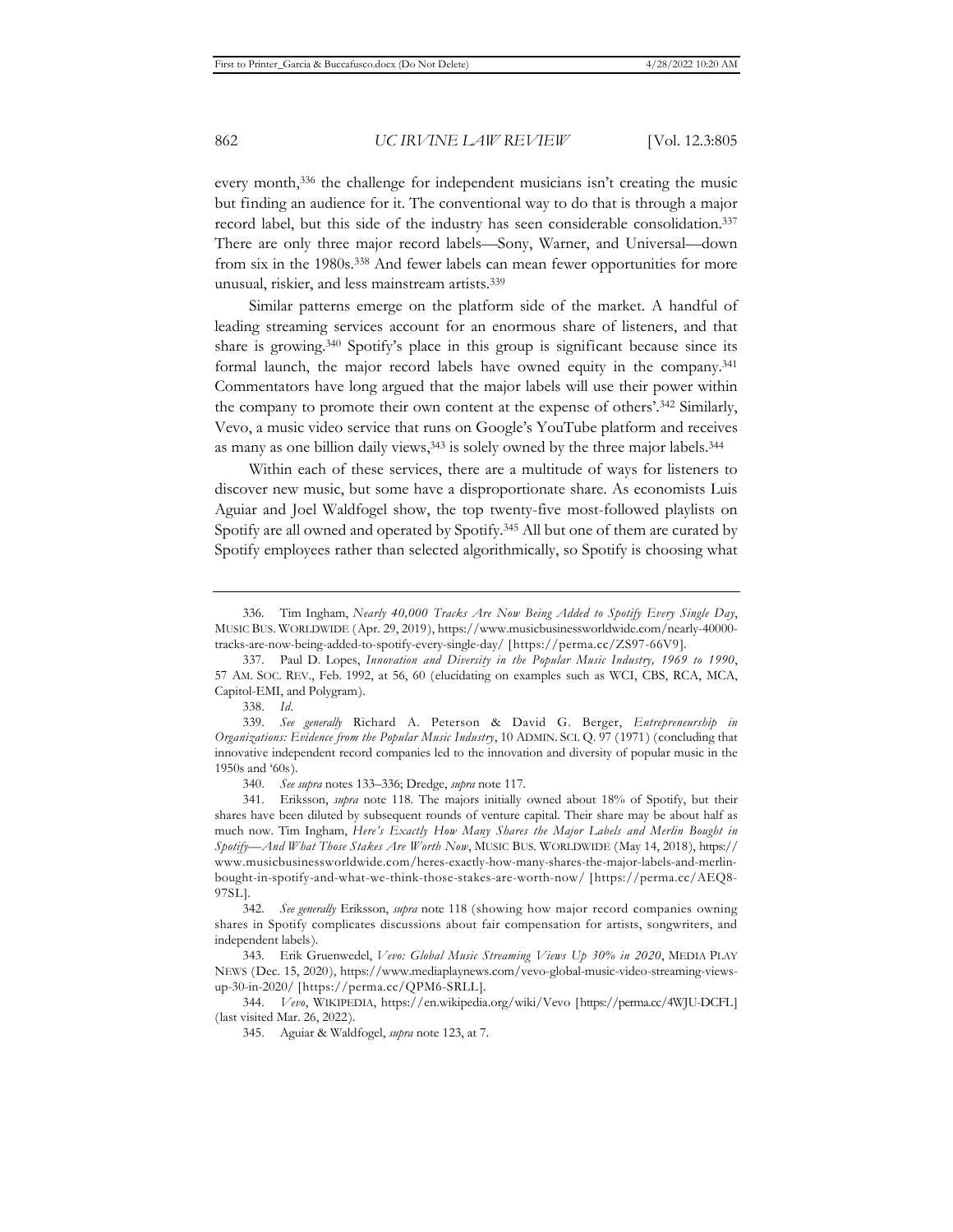every month,[336] the challenge for independent musicians isn't creating the music but finding an audience for it. The conventional way to do that is through a major record label, but this side of the industry has seen considerable consolidation.[337] There are only three major record labels—Sony, Warner, and Universal—down from six in the 1980s.[338] And fewer labels can mean fewer opportunities for more unusual, riskier, and less mainstream artists.[339]

Similar patterns emerge on the platform side of the market. A handful of leading streaming services account for an enormous share of listeners, and that share is growing.[340] Spotify's place in this group is significant because since its formal launch, the major record labels have owned equity in the company.[341] Commentators have long argued that the major labels will use their power within the company to promote their own content at the expense of others'.[342] Similarly, Vevo, a music video service that runs on Google's YouTube platform and receives as many as one billion daily views,[343] is solely owned by the three major labels.[344]

Within each of these services, there are a multitude of ways for listeners to discover new music, but some have a disproportionate share. As economists Luis Aguiar and Joel Waldfogel show, the top twenty-five most-followed playlists on Spotify are all owned and operated by Spotify.[345] All but one of them are curated by Spotify employees rather than selected algorithmically, so Spotify is choosing what

---

336. Tim Ingham, *Nearly 40,000 Tracks Are Now Being Added to Spotify Every Single Day*, MUSIC BUS. WORLDWIDE (Apr. 29, 2019), https://www.musicbusinessworldwide.com/nearly-40000-tracks-are-now-being-added-to-spotify-every-single-day/ [https://perma.cc/ZS97-66V9].

337. Paul D. Lopes, *Innovation and Diversity in the Popular Music Industry, 1969 to 1990*, 57 AM. SOC. REV., Feb. 1992, at 56, 60 (elucidating on examples such as WCI, CBS, RCA, MCA, Capitol-EMI, and Polygram).

338. *Id*.

339. *See generally* Richard A. Peterson & David G. Berger, *Entrepreneurship in Organizations: Evidence from the Popular Music Industry*, 10 ADMIN. SCI. Q. 97 (1971) (concluding that innovative independent record companies led to the innovation and diversity of popular music in the 1950s and '60s).

340. *See supra* notes 133–336; Dredge, *supra* note 117.

341. Eriksson, *supra* note 118. The majors initially owned about 18% of Spotify, but their shares have been diluted by subsequent rounds of venture capital. Their share may be about half as much now. Tim Ingham, *Here's Exactly How Many Shares the Major Labels and Merlin Bought in Spotify—And What Those Stakes Are Worth Now*, MUSIC BUS. WORLDWIDE (May 14, 2018), https://www.musicbusinessworldwide.com/heres-exactly-how-many-shares-the-major-labels-and-merlin-bought-in-spotify-and-what-we-think-those-stakes-are-worth-now/ [https://perma.cc/AEQ8-97SL].

342. *See generally* Eriksson, *supra* note 118 (showing how major record companies owning shares in Spotify complicates discussions about fair compensation for artists, songwriters, and independent labels).

343. Erik Gruenwedel, *Vevo: Global Music Streaming Views Up 30% in 2020*, MEDIA PLAY NEWS (Dec. 15, 2020), https://www.mediaplaynews.com/vevo-global-music-video-streaming-views-up-30-in-2020/ [https://perma.cc/QPM6-SRLL].

344. *Vevo*, WIKIPEDIA, https://en.wikipedia.org/wiki/Vevo [https://perma.cc/4WJU-DCFL] (last visited Mar. 26, 2022).

345. Aguiar & Waldfogel, *supra* note 123, at 7.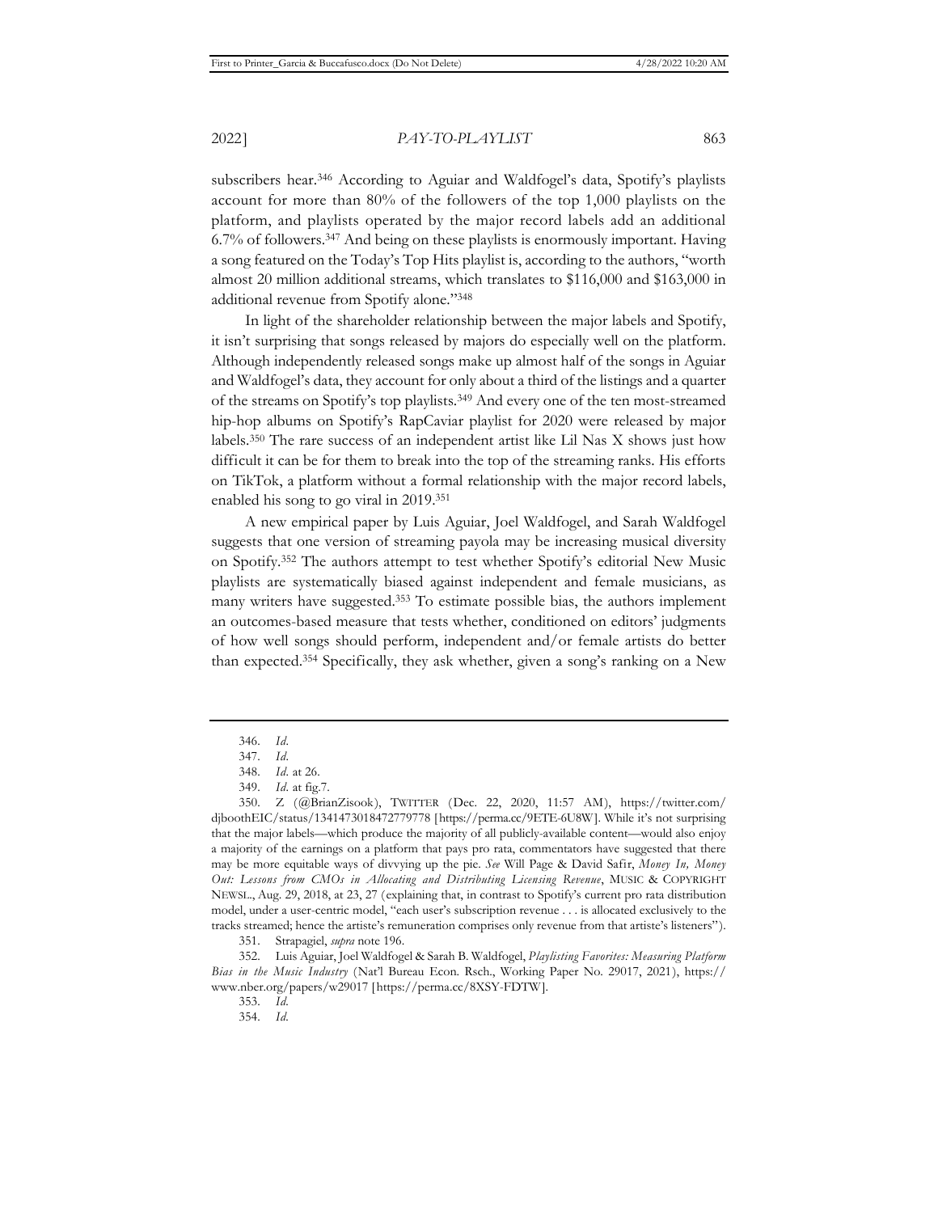subscribers hear.[346] According to Aguiar and Waldfogel's data, Spotify's playlists account for more than 80% of the followers of the top 1,000 playlists on the platform, and playlists operated by the major record labels add an additional 6.7% of followers.[347] And being on these playlists is enormously important. Having a song featured on the Today's Top Hits playlist is, according to the authors, "worth almost 20 million additional streams, which translates to $116,000 and $163,000 in additional revenue from Spotify alone."[348]

In light of the shareholder relationship between the major labels and Spotify, it isn't surprising that songs released by majors do especially well on the platform. Although independently released songs make up almost half of the songs in Aguiar and Waldfogel's data, they account for only about a third of the listings and a quarter of the streams on Spotify's top playlists.[349] And every one of the ten most-streamed hip-hop albums on Spotify's RapCaviar playlist for 2020 were released by major labels.[350] The rare success of an independent artist like Lil Nas X shows just how difficult it can be for them to break into the top of the streaming ranks. His efforts on TikTok, a platform without a formal relationship with the major record labels, enabled his song to go viral in 2019.[351]

A new empirical paper by Luis Aguiar, Joel Waldfogel, and Sarah Waldfogel suggests that one version of streaming payola may be increasing musical diversity on Spotify.[352] The authors attempt to test whether Spotify's editorial New Music playlists are systematically biased against independent and female musicians, as many writers have suggested.[353] To estimate possible bias, the authors implement an outcomes-based measure that tests whether, conditioned on editors' judgments of how well songs should perform, independent and/or female artists do better than expected.[354] Specifically, they ask whether, given a song's ranking on a New

---

346. *Id*.

347. *Id*.

348. *Id*. at 26.

349. *Id*. at fig.7.

350. Z (@BrianZisook), TWITTER (Dec. 22, 2020, 11:57 AM), https://twitter.com/djboothEIC/status/1341473018472779778 [https://perma.cc/9ETE-6U8W]. While it's not surprising that the major labels—which produce the majority of all publicly-available content—would also enjoy a majority of the earnings on a platform that pays pro rata, commentators have suggested that there may be more equitable ways of divvying up the pie. *See* Will Page & David Safir, *Money In, Money Out: Lessons from CMOs in Allocating and Distributing Licensing Revenue*, MUSIC & COPYRIGHT NEWSL., Aug. 29, 2018, at 23, 27 (explaining that, in contrast to Spotify's current pro rata distribution model, under a user-centric model, "each user's subscription revenue . . . is allocated exclusively to the tracks streamed; hence the artiste's remuneration comprises only revenue from that artiste's listeners").

351. Strapagiel, *supra* note 196.

352. Luis Aguiar, Joel Waldfogel & Sarah B. Waldfogel, *Playlisting Favorites: Measuring Platform Bias in the Music Industry* (Nat'l Bureau Econ. Rsch., Working Paper No. 29017, 2021), https://www.nber.org/papers/w29017 [https://perma.cc/8XSY-FDTW].

353. *Id*.

354. *Id*.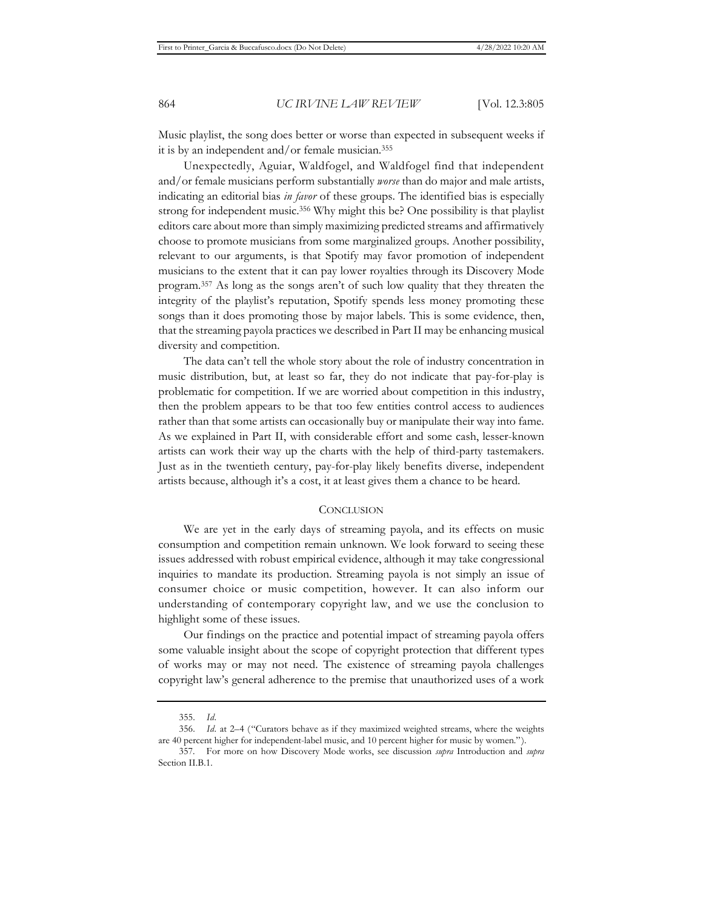Music playlist, the song does better or worse than expected in subsequent weeks if it is by an independent and/or female musician.[355]

Unexpectedly, Aguiar, Waldfogel, and Waldfogel find that independent and/or female musicians perform substantially *worse* than do major and male artists, indicating an editorial bias *in favor* of these groups. The identified bias is especially strong for independent music.[356] Why might this be? One possibility is that playlist editors care about more than simply maximizing predicted streams and affirmatively choose to promote musicians from some marginalized groups. Another possibility, relevant to our arguments, is that Spotify may favor promotion of independent musicians to the extent that it can pay lower royalties through its Discovery Mode program.[357] As long as the songs aren't of such low quality that they threaten the integrity of the playlist's reputation, Spotify spends less money promoting these songs than it does promoting those by major labels. This is some evidence, then, that the streaming payola practices we described in Part II may be enhancing musical diversity and competition.

The data can't tell the whole story about the role of industry concentration in music distribution, but, at least so far, they do not indicate that pay-for-play is problematic for competition. If we are worried about competition in this industry, then the problem appears to be that too few entities control access to audiences rather than that some artists can occasionally buy or manipulate their way into fame. As we explained in Part II, with considerable effort and some cash, lesser-known artists can work their way up the charts with the help of third-party tastemakers. Just as in the twentieth century, pay-for-play likely benefits diverse, independent artists because, although it's a cost, it at least gives them a chance to be heard.

## CONCLUSION

We are yet in the early days of streaming payola, and its effects on music consumption and competition remain unknown. We look forward to seeing these issues addressed with robust empirical evidence, although it may take congressional inquiries to mandate its production. Streaming payola is not simply an issue of consumer choice or music competition, however. It can also inform our understanding of contemporary copyright law, and we use the conclusion to highlight some of these issues.

Our findings on the practice and potential impact of streaming payola offers some valuable insight about the scope of copyright protection that different types of works may or may not need. The existence of streaming payola challenges copyright law's general adherence to the premise that unauthorized uses of a work

---

355. *Id.*

356. *Id.* at 2–4 ("Curators behave as if they maximized weighted streams, where the weights are 40 percent higher for independent-label music, and 10 percent higher for music by women.").

357. For more on how Discovery Mode works, see discussion *supra* Introduction and *supra* Section II.B.1.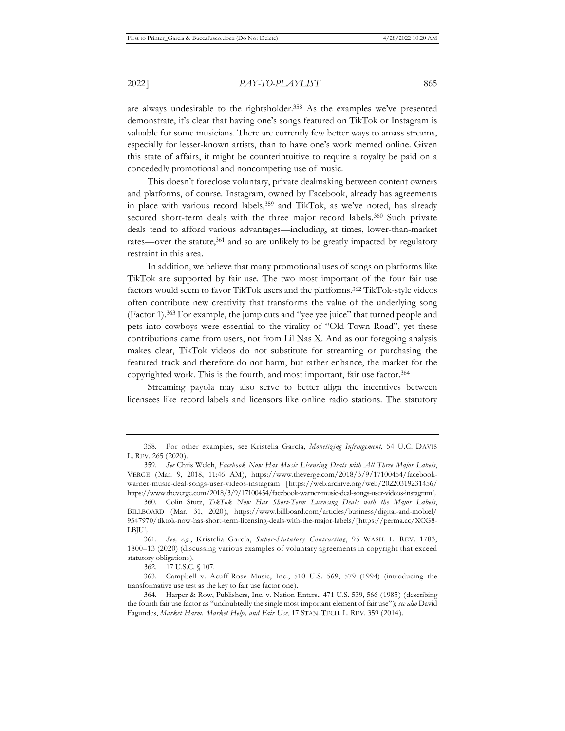are always undesirable to the rightsholder.[358] As the examples we've presented demonstrate, it's clear that having one's songs featured on TikTok or Instagram is valuable for some musicians. There are currently few better ways to amass streams, especially for lesser-known artists, than to have one's work memed online. Given this state of affairs, it might be counterintuitive to require a royalty be paid on a concededly promotional and noncompeting use of music.

This doesn't foreclose voluntary, private dealmaking between content owners and platforms, of course. Instagram, owned by Facebook, already has agreements in place with various record labels,[359] and TikTok, as we've noted, has already secured short-term deals with the three major record labels.[360] Such private deals tend to afford various advantages—including, at times, lower-than-market rates—over the statute,[361] and so are unlikely to be greatly impacted by regulatory restraint in this area.

In addition, we believe that many promotional uses of songs on platforms like TikTok are supported by fair use. The two most important of the four fair use factors would seem to favor TikTok users and the platforms.[362] TikTok-style videos often contribute new creativity that transforms the value of the underlying song (Factor 1).[363] For example, the jump cuts and "yee yee juice" that turned people and pets into cowboys were essential to the virality of "Old Town Road", yet these contributions came from users, not from Lil Nas X. And as our foregoing analysis makes clear, TikTok videos do not substitute for streaming or purchasing the featured track and therefore do not harm, but rather enhance, the market for the copyrighted work. This is the fourth, and most important, fair use factor.[364]

Streaming payola may also serve to better align the incentives between licensees like record labels and licensors like online radio stations. The statutory

---

358. For other examples, see Kristelia García, *Monetizing Infringement*, 54 U.C. DAVIS L. REV. 265 (2020).

359. *See* Chris Welch, *Facebook Now Has Music Licensing Deals with All Three Major Labels*, VERGE (Mar. 9, 2018, 11:46 AM), https://www.theverge.com/2018/3/9/17100454/facebook-warner-music-deal-songs-user-videos-instagram [https://web.archive.org/web/20220319231456/https://www.theverge.com/2018/3/9/17100454/facebook-warner-music-deal-songs-user-videos-instagram].

360. Colin Stutz, *TikTok Now Has Short-Term Licensing Deals with the Major Labels*, BILLBOARD (Mar. 31, 2020), https://www.billboard.com/articles/business/digital-and-mobiel/9347970/tiktok-now-has-short-term-licensing-deals-with-the-major-labels/ [https://perma.cc/XCG8-LBJU].

361. *See, e.g.*, Kristelia García, *Super-Statutory Contracting*, 95 WASH. L. REV. 1783, 1800–13 (2020) (discussing various examples of voluntary agreements in copyright that exceed statutory obligations).

362. 17 U.S.C. § 107.

363. Campbell v. Acuff-Rose Music, Inc., 510 U.S. 569, 579 (1994) (introducing the transformative use test as the key to fair use factor one).

364. Harper & Row, Publishers, Inc. v. Nation Enters., 471 U.S. 539, 566 (1985) (describing the fourth fair use factor as "undoubtedly the single most important element of fair use"); *see also* David Fagundes, *Market Harm, Market Help, and Fair Use*, 17 STAN. TECH. L. REV. 359 (2014).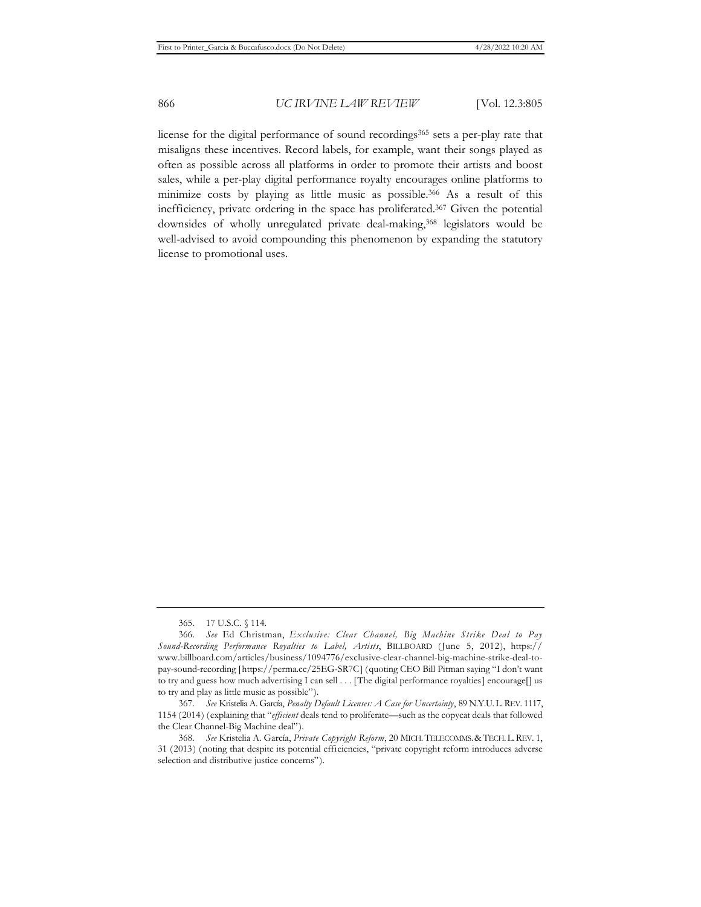license for the digital performance of sound recordings[365] sets a per-play rate that misaligns these incentives. Record labels, for example, want their songs played as often as possible across all platforms in order to promote their artists and boost sales, while a per-play digital performance royalty encourages online platforms to minimize costs by playing as little music as possible.[366] As a result of this inefficiency, private ordering in the space has proliferated.[367] Given the potential downsides of wholly unregulated private deal-making,[368] legislators would be well-advised to avoid compounding this phenomenon by expanding the statutory license to promotional uses.

---

365. 17 U.S.C. § 114.

366. *See* Ed Christman, *Exclusive: Clear Channel, Big Machine Strike Deal to Pay Sound-Recording Performance Royalties to Label, Artists*, BILLBOARD (June 5, 2012), https://www.billboard.com/articles/business/1094776/exclusive-clear-channel-big-machine-strike-deal-to-pay-sound-recording [https://perma.cc/25EG-SR7C] (quoting CEO Bill Pitman saying "I don't want to try and guess how much advertising I can sell . . . [The digital performance royalties] encourage[] us to try and play as little music as possible").

367. *See* Kristelia A. García, *Penalty Default Licenses: A Case for Uncertainty*, 89 N.Y.U. L. REV. 1117, 1154 (2014) (explaining that "*efficient* deals tend to proliferate—such as the copycat deals that followed the Clear Channel-Big Machine deal").

368. *See* Kristelia A. García, *Private Copyright Reform*, 20 MICH. TELECOMMS. & TECH. L. REV. 1, 31 (2013) (noting that despite its potential efficiencies, "private copyright reform introduces adverse selection and distributive justice concerns").